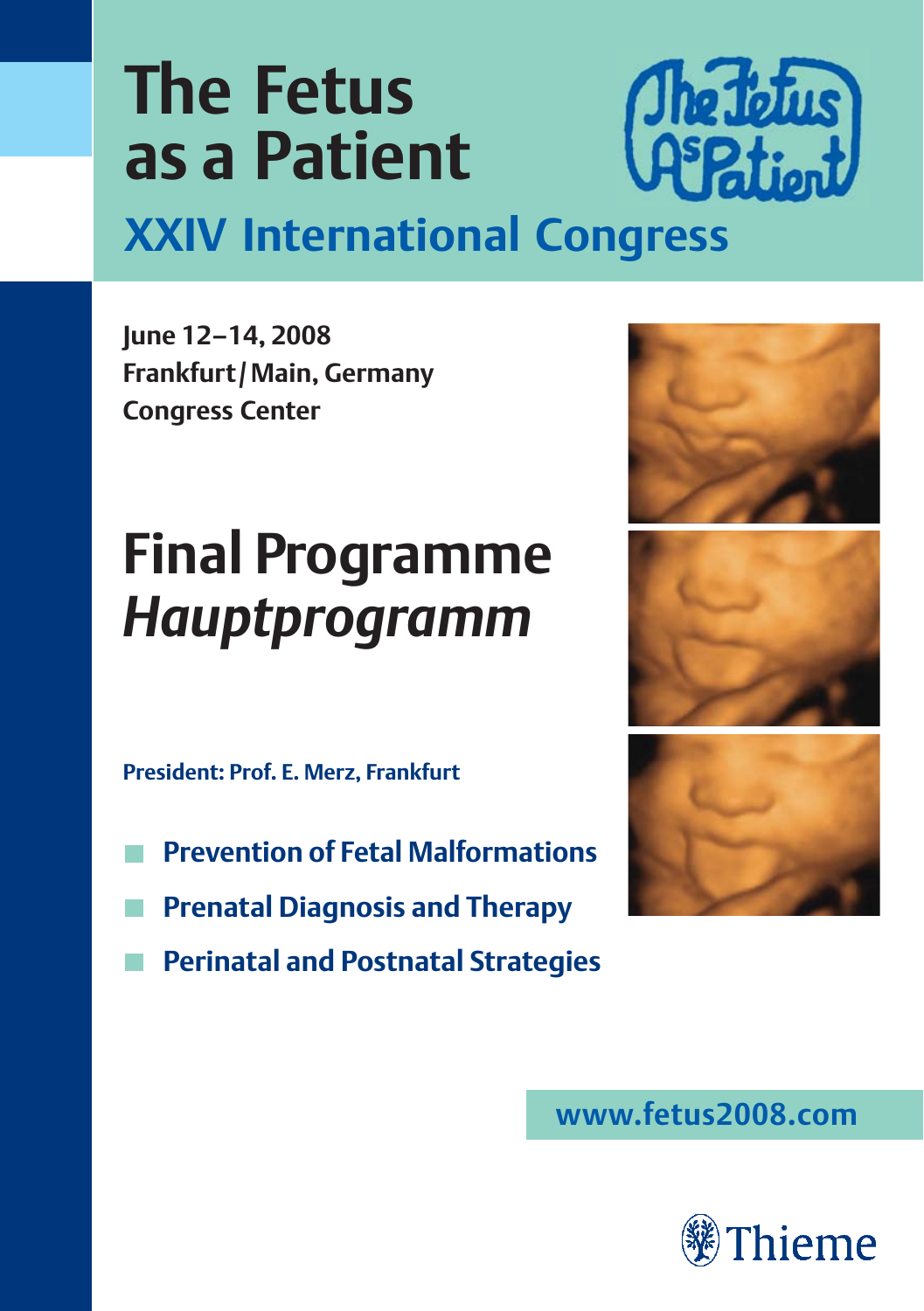# The Fetus as a Patient

## XXIV International Congress

**June 12–14, 2008**
**Frankfurt / Main, Germany**
**Congress Center**

# Final Programme
# *Hauptprogramm*

**President: Prof. E. Merz, Frankfurt**

- **Prevention of Fetal Malformations**
- **Prenatal Diagnosis and Therapy**
- **Perinatal and Postnatal Strategies**

**www.fetus2008.com**

Thieme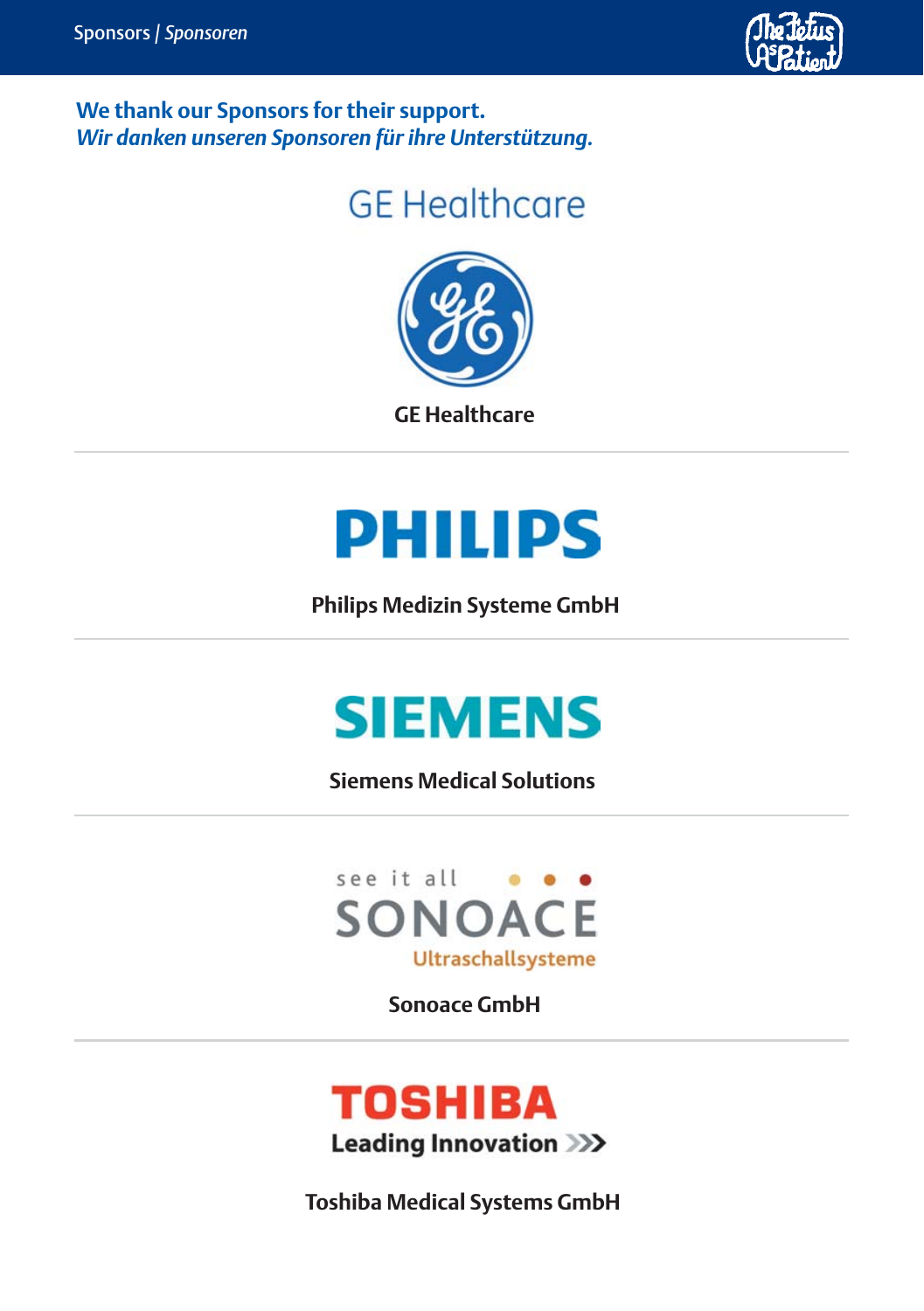**We thank our Sponsors for their support.**
***Wir danken unseren Sponsoren für ihre Unterstützung.***

GE Healthcare

**GE Healthcare**

---

PHILIPS

**Philips Medizin Systeme GmbH**

---

SIEMENS

**Siemens Medical Solutions**

---

see it all

SONOACE

Ultraschallsysteme

**Sonoace GmbH**

---

TOSHIBA

Leading Innovation

**Toshiba Medical Systems GmbH**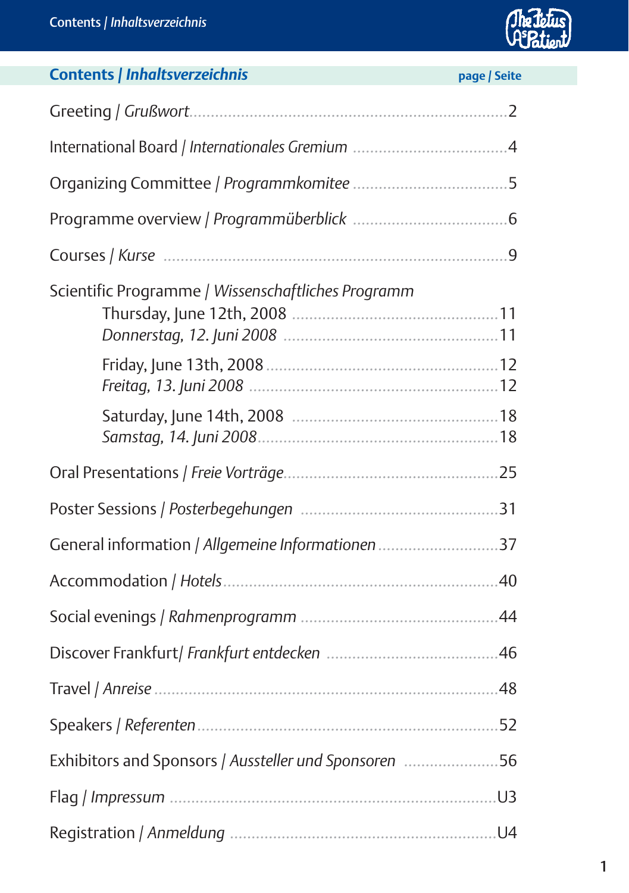## Contents | *Inhaltsverzeichnis*

| Contents | page / Seite |
|---|---|
| Greeting / *Grußwort* | 2 |
| International Board / *Internationales Gremium* | 4 |
| Organizing Committee / *Programmkomitee* | 5 |
| Programme overview / *Programmüberblick* | 6 |
| Courses / *Kurse* | 9 |
| Scientific Programme / *Wissenschaftliches Programm* | |
| Thursday, June 12th, 2008 | 11 |
| *Donnerstag, 12. Juni 2008* | 11 |
| Friday, June 13th, 2008 | 12 |
| *Freitag, 13. Juni 2008* | 12 |
| Saturday, June 14th, 2008 | 18 |
| *Samstag, 14. Juni 2008* | 18 |
| Oral Presentations / *Freie Vorträge* | 25 |
| Poster Sessions / *Posterbegehungen* | 31 |
| General information / *Allgemeine Informationen* | 37 |
| Accommodation / *Hotels* | 40 |
| Social evenings / *Rahmenprogramm* | 44 |
| Discover Frankfurt/ *Frankfurt entdecken* | 46 |
| Travel / *Anreise* | 48 |
| Speakers / *Referenten* | 52 |
| Exhibitors and Sponsors / *Aussteller und Sponsoren* | 56 |
| Flag / *Impressum* | U3 |
| Registration / *Anmeldung* | U4 |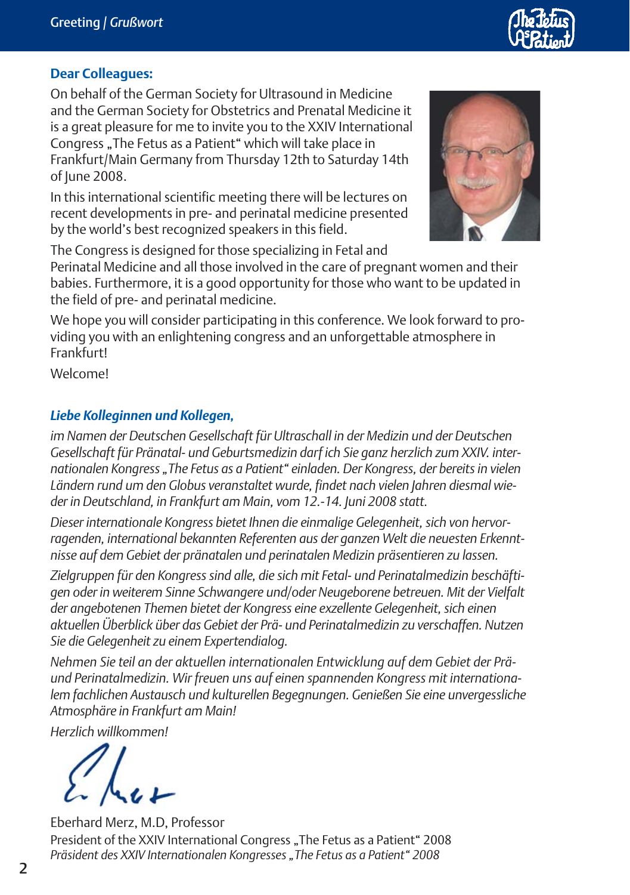### Dear Colleagues:

On behalf of the German Society for Ultrasound in Medicine and the German Society for Obstetrics and Prenatal Medicine it is a great pleasure for me to invite you to the XXIV International Congress „The Fetus as a Patient" which will take place in Frankfurt/Main Germany from Thursday 12th to Saturday 14th of June 2008.

In this international scientific meeting there will be lectures on recent developments in pre- and perinatal medicine presented by the world's best recognized speakers in this field.

The Congress is designed for those specializing in Fetal and Perinatal Medicine and all those involved in the care of pregnant women and their babies. Furthermore, it is a good opportunity for those who want to be updated in the field of pre- and perinatal medicine.

We hope you will consider participating in this conference. We look forward to providing you with an enlightening congress and an unforgettable atmosphere in Frankfurt!

Welcome!

### *Liebe Kolleginnen und Kollegen,*

*im Namen der Deutschen Gesellschaft für Ultraschall in der Medizin und der Deutschen Gesellschaft für Pränatal- und Geburtsmedizin darf ich Sie ganz herzlich zum XXIV. internationalen Kongress „The Fetus as a Patient" einladen. Der Kongress, der bereits in vielen Ländern rund um den Globus veranstaltet wurde, findet nach vielen Jahren diesmal wieder in Deutschland, in Frankfurt am Main, vom 12.-14. Juni 2008 statt.*

*Dieser internationale Kongress bietet Ihnen die einmalige Gelegenheit, sich von hervorragenden, international bekannten Referenten aus der ganzen Welt die neuesten Erkenntnisse auf dem Gebiet der pränatalen und perinatalen Medizin präsentieren zu lassen.*

*Zielgruppen für den Kongress sind alle, die sich mit Fetal- und Perinatalmedizin beschäftigen oder in weiterem Sinne Schwangere und/oder Neugeborene betreuen. Mit der Vielfalt der angebotenen Themen bietet der Kongress eine exzellente Gelegenheit, sich einen aktuellen Überblick über das Gebiet der Prä- und Perinatalmedizin zu verschaffen. Nutzen Sie die Gelegenheit zu einem Expertendialog.*

*Nehmen Sie teil an der aktuellen internationalen Entwicklung auf dem Gebiet der Prä- und Perinatalmedizin. Wir freuen uns auf einen spannenden Kongress mit internationalem fachlichen Austausch und kulturellen Begegnungen. Genießen Sie eine unvergessliche Atmosphäre in Frankfurt am Main!*

*Herzlich willkommen!*

Eberhard Merz, M.D, Professor
President of the XXIV International Congress „The Fetus as a Patient" 2008
*Präsident des XXIV Internationalen Kongresses „The Fetus as a Patient" 2008*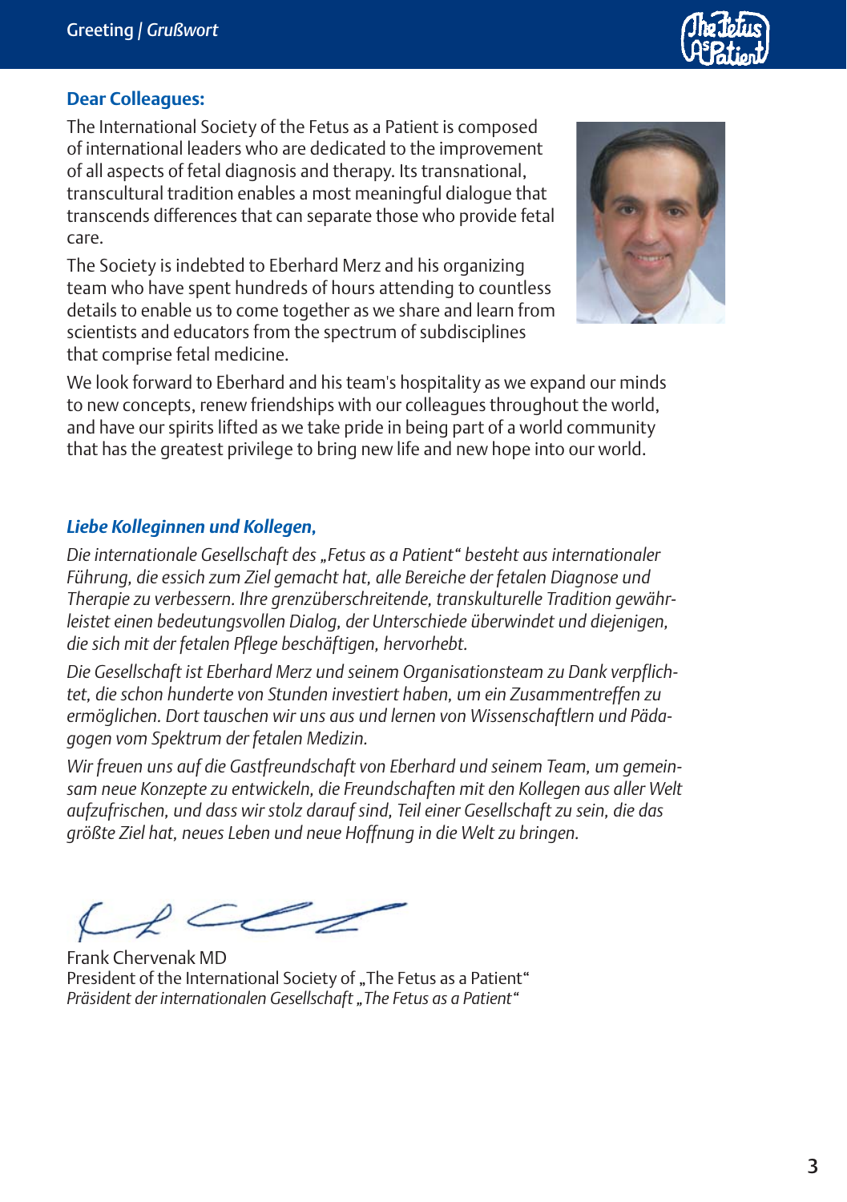**Dear Colleagues:**

The International Society of the Fetus as a Patient is composed of international leaders who are dedicated to the improvement of all aspects of fetal diagnosis and therapy. Its transnational, transcultural tradition enables a most meaningful dialogue that transcends differences that can separate those who provide fetal care.

The Society is indebted to Eberhard Merz and his organizing team who have spent hundreds of hours attending to countless details to enable us to come together as we share and learn from scientists and educators from the spectrum of subdisciplines that comprise fetal medicine.

We look forward to Eberhard and his team's hospitality as we expand our minds to new concepts, renew friendships with our colleagues throughout the world, and have our spirits lifted as we take pride in being part of a world community that has the greatest privilege to bring new life and new hope into our world.

***Liebe Kolleginnen und Kollegen,***

*Die internationale Gesellschaft des „Fetus as a Patient" besteht aus internationaler Führung, die essich zum Ziel gemacht hat, alle Bereiche der fetalen Diagnose und Therapie zu verbessern. Ihre grenzüberschreitende, transkulturelle Tradition gewährleistet einen bedeutungsvollen Dialog, der Unterschiede überwindet und diejenigen, die sich mit der fetalen Pflege beschäftigen, hervorhebt.*

*Die Gesellschaft ist Eberhard Merz und seinem Organisationsteam zu Dank verpflichtet, die schon hunderte von Stunden investiert haben, um ein Zusammentreffen zu ermöglichen. Dort tauschen wir uns aus und lernen von Wissenschaftlern und Pädagogen vom Spektrum der fetalen Medizin.*

*Wir freuen uns auf die Gastfreundschaft von Eberhard und seinem Team, um gemeinsam neue Konzepte zu entwickeln, die Freundschaften mit den Kollegen aus aller Welt aufzufrischen, und dass wir stolz darauf sind, Teil einer Gesellschaft zu sein, die das größte Ziel hat, neues Leben und neue Hoffnung in die Welt zu bringen.*

Frank Chervenak MD
President of the International Society of „The Fetus as a Patient"
*Präsident der internationalen Gesellschaft „The Fetus as a Patient"*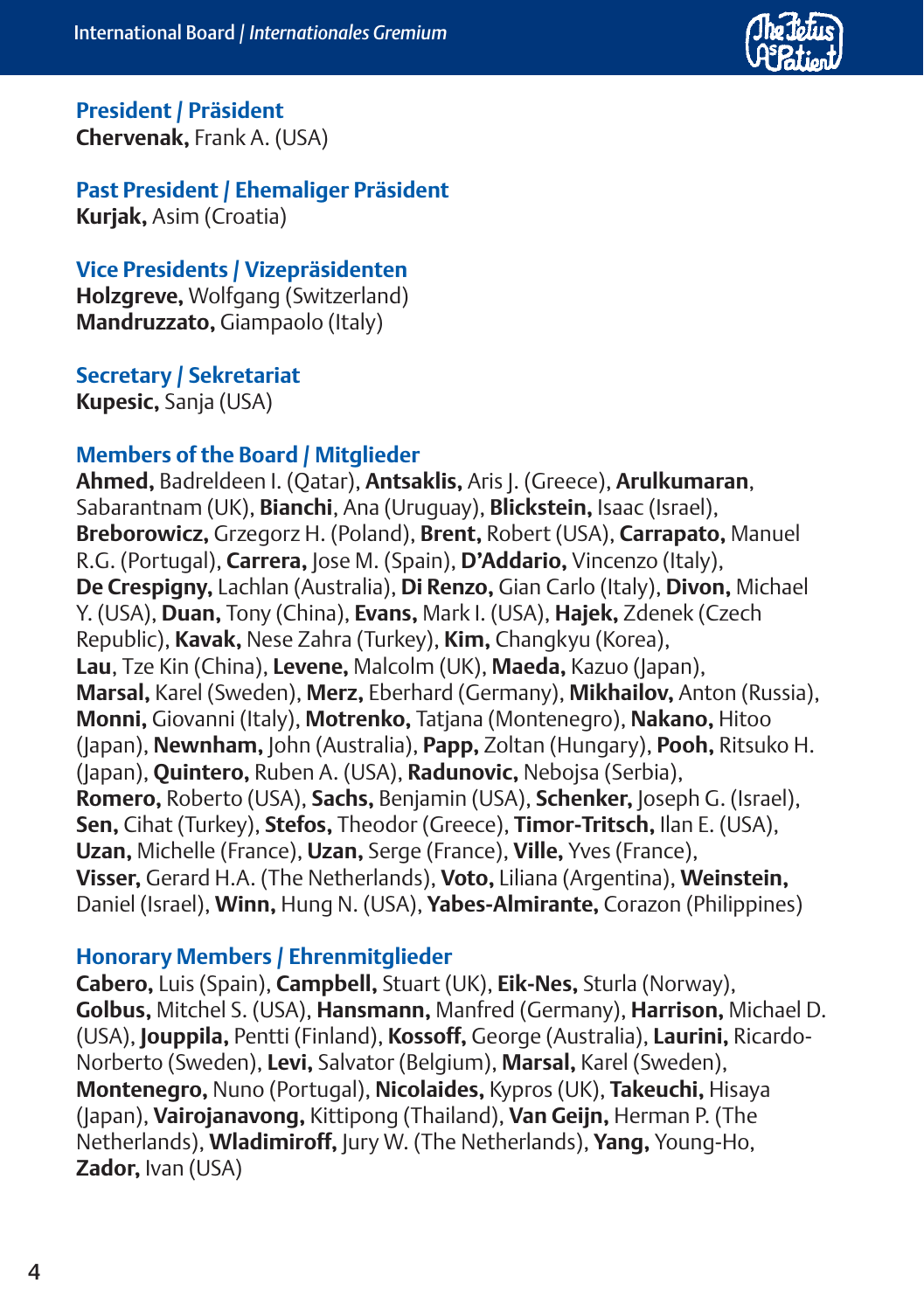## President | Präsident

**Chervenak,** Frank A. (USA)

## Past President | Ehemaliger Präsident

**Kurjak,** Asim (Croatia)

## Vice Presidents | Vizepräsidenten

**Holzgreve,** Wolfgang (Switzerland)
**Mandruzzato,** Giampaolo (Italy)

## Secretary | Sekretariat

**Kupesic,** Sanja (USA)

## Members of the Board | Mitglieder

**Ahmed,** Badreldeen I. (Qatar), **Antsaklis,** Aris J. (Greece), **Arulkumaran**, Sabarantnam (UK), **Bianchi**, Ana (Uruguay), **Blickstein,** Isaac (Israel), **Breborowicz,** Grzegorz H. (Poland), **Brent,** Robert (USA), **Carrapato,** Manuel R.G. (Portugal), **Carrera,** Jose M. (Spain), **D'Addario,** Vincenzo (Italy), **De Crespigny,** Lachlan (Australia), **Di Renzo,** Gian Carlo (Italy), **Divon,** Michael Y. (USA), **Duan,** Tony (China), **Evans,** Mark I. (USA), **Hajek,** Zdenek (Czech Republic), **Kavak,** Nese Zahra (Turkey), **Kim,** Changkyu (Korea), **Lau**, Tze Kin (China), **Levene,** Malcolm (UK), **Maeda,** Kazuo (Japan), **Marsal,** Karel (Sweden), **Merz,** Eberhard (Germany), **Mikhailov,** Anton (Russia), **Monni,** Giovanni (Italy), **Motrenko,** Tatjana (Montenegro), **Nakano,** Hitoo (Japan), **Newnham,** John (Australia), **Papp,** Zoltan (Hungary), **Pooh,** Ritsuko H. (Japan), **Quintero,** Ruben A. (USA), **Radunovic,** Nebojsa (Serbia), **Romero,** Roberto (USA), **Sachs,** Benjamin (USA), **Schenker,** Joseph G. (Israel), **Sen,** Cihat (Turkey), **Stefos,** Theodor (Greece), **Timor-Tritsch,** Ilan E. (USA), **Uzan,** Michelle (France), **Uzan,** Serge (France), **Ville,** Yves (France), **Visser,** Gerard H.A. (The Netherlands), **Voto,** Liliana (Argentina), **Weinstein,** Daniel (Israel), **Winn,** Hung N. (USA), **Yabes-Almirante,** Corazon (Philippines)

## Honorary Members | Ehrenmitglieder

**Cabero,** Luis (Spain), **Campbell,** Stuart (UK), **Eik-Nes,** Sturla (Norway), **Golbus,** Mitchel S. (USA), **Hansmann,** Manfred (Germany), **Harrison,** Michael D. (USA), **Jouppila,** Pentti (Finland), **Kossoff,** George (Australia), **Laurini,** Ricardo-Norberto (Sweden), **Levi,** Salvator (Belgium), **Marsal,** Karel (Sweden), **Montenegro,** Nuno (Portugal), **Nicolaides,** Kypros (UK), **Takeuchi,** Hisaya (Japan), **Vairojanavong,** Kittipong (Thailand), **Van Geijn,** Herman P. (The Netherlands), **Wladimiroff,** Jury W. (The Netherlands), **Yang,** Young-Ho, **Zador,** Ivan (USA)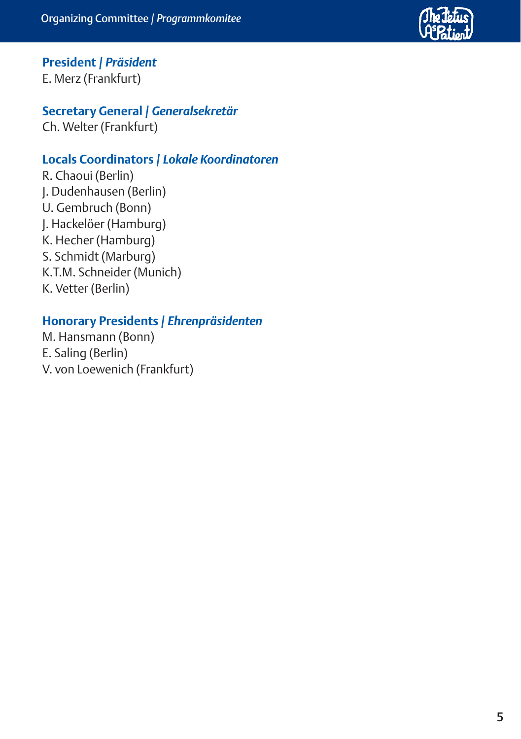# Organizing Committee | *Programmkomitee*

## President | *Präsident*

E. Merz (Frankfurt)

## Secretary General | *Generalsekretär*

Ch. Welter (Frankfurt)

## Locals Coordinators | *Lokale Koordinatoren*

R. Chaoui (Berlin)
J. Dudenhausen (Berlin)
U. Gembruch (Bonn)
J. Hackelöer (Hamburg)
K. Hecher (Hamburg)
S. Schmidt (Marburg)
K.T.M. Schneider (Munich)
K. Vetter (Berlin)

## Honorary Presidents | *Ehrenpräsidenten*

M. Hansmann (Bonn)
E. Saling (Berlin)
V. von Loewenich (Frankfurt)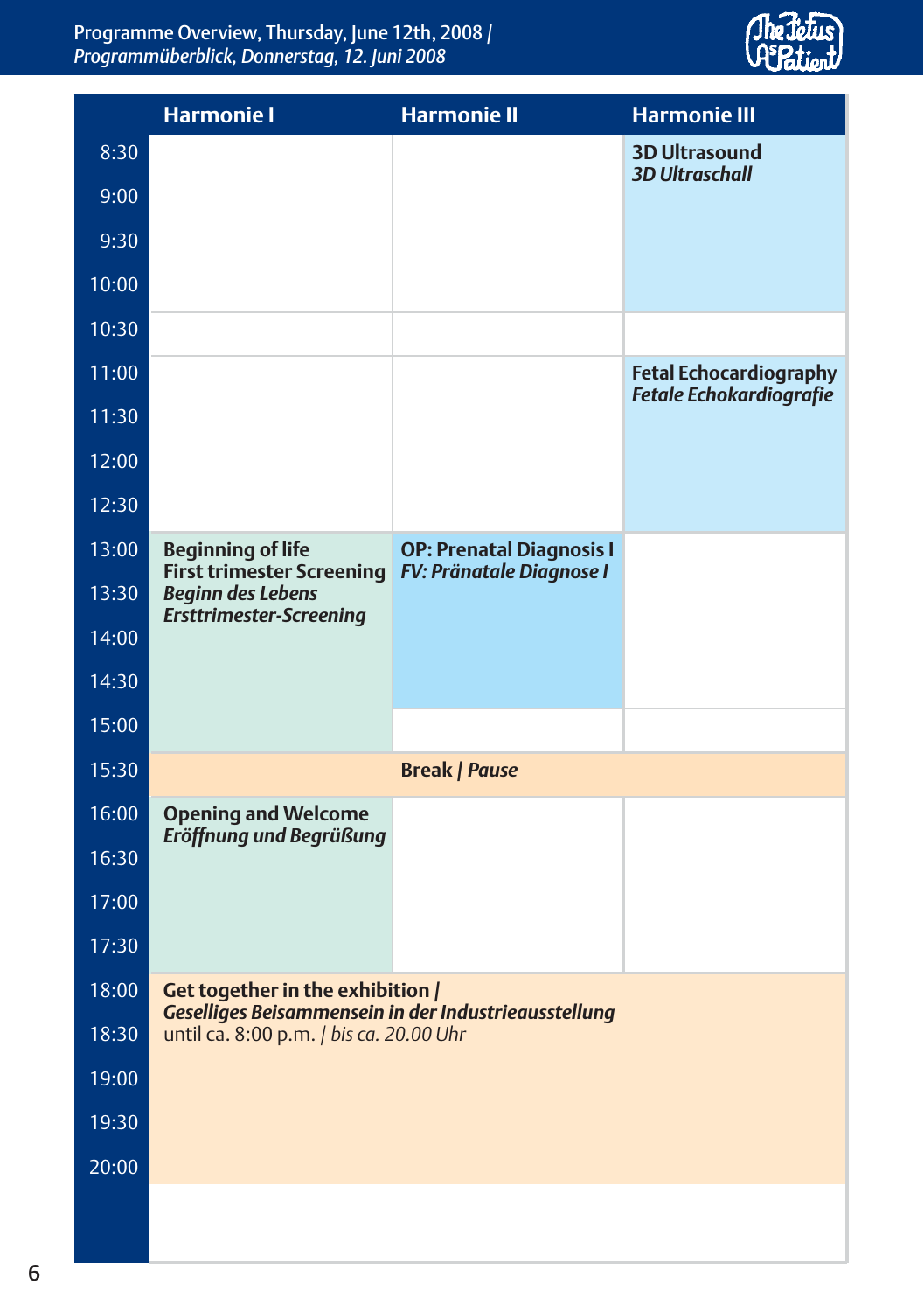# Programme Overview, Thursday, June 12th, 2008 | *Programmüberblick, Donnerstag, 12. Juni 2008*

| | Harmonie I | Harmonie II | Harmonie III |
|---|---|---|---|
| 8:30 | | | **3D Ultrasound** ***3D Ultraschall*** |
| 9:00 | | | |
| 9:30 | | | |
| 10:00 | | | |
| 10:30 | | | |
| 11:00 | | | **Fetal Echocardiography** ***Fetale Echokardiografie*** |
| 11:30 | | | |
| 12:00 | | | |
| 12:30 | | | |
| 13:00 | **Beginning of life First trimester Screening** ***Beginn des Lebens Ersttrimester-Screening*** | **OP: Prenatal Diagnosis I** ***FV: Pränatale Diagnose I*** | |
| 13:30 | | | |
| 14:00 | | | |
| 14:30 | | | |
| 15:00 | | | |
| 15:30 | **Break** \| ***Pause*** | | |
| 16:00 | **Opening and Welcome** ***Eröffnung und Begrüßung*** | | |
| 16:30 | | | |
| 17:00 | | | |
| 17:30 | | | |
| 18:00 | **Get together in the exhibition \|** ***Geselliges Beisammensein in der Industrieausstellung*** until ca. 8:00 p.m. \| *bis ca. 20.00 Uhr* | | |
| 18:30 | | | |
| 19:00 | | | |
| 19:30 | | | |
| 20:00 | | | |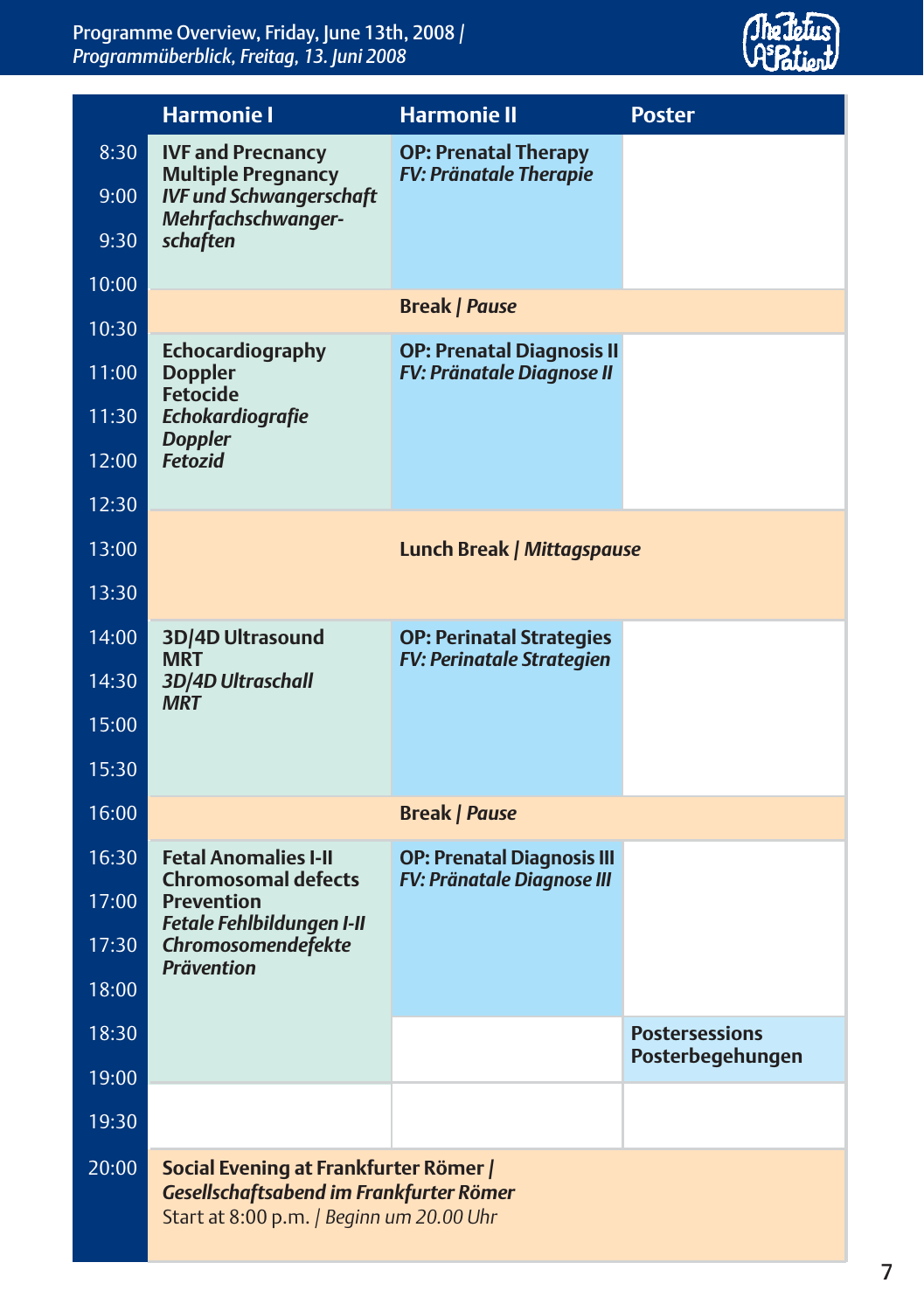# Programme Overview, Friday, June 13th, 2008 | *Programmüberblick, Freitag, 13. Juni 2008*

| | Harmonie I | Harmonie II | Poster |
|---|---|---|---|
| 8:30 – 10:00 | **IVF and Precnancy** **Multiple Pregnancy** ***IVF und Schwangerschaft*** ***Mehrfachschwanger-schaften*** | **OP: Prenatal Therapy** ***FV: Pränatale Therapie*** | |
| 10:00 – 10:30 | **Break \| *Pause*** | | |
| 10:30 – 12:30 | **Echocardiography** **Doppler** **Fetocide** ***Echokardiografie*** ***Doppler*** ***Fetozid*** | **OP: Prenatal Diagnosis II** ***FV: Pränatale Diagnose II*** | |
| 12:30 – 14:00 | **Lunch Break \| *Mittagspause*** | | |
| 14:00 – 16:00 | **3D/4D Ultrasound** **MRT** ***3D/4D Ultraschall*** ***MRT*** | **OP: Perinatal Strategies** ***FV: Perinatale Strategien*** | |
| 16:00 – 16:30 | **Break \| *Pause*** | | |
| 16:30 – 18:30 | **Fetal Anomalies I-II** **Chromosomal defects** **Prevention** ***Fetale Fehlbildungen I-II*** ***Chromosomendefekte*** ***Prävention*** | **OP: Prenatal Diagnosis III** ***FV: Pränatale Diagnose III*** | |
| 18:30 – 19:00 | | | **Postersessions** **Posterbegehungen** |
| 19:00 – 20:00 | | | |
| 20:00 | **Social Evening at Frankfurter Römer \|** ***Gesellschaftsabend im Frankfurter Römer*** Start at 8:00 p.m. \| *Beginn um 20.00 Uhr* | | |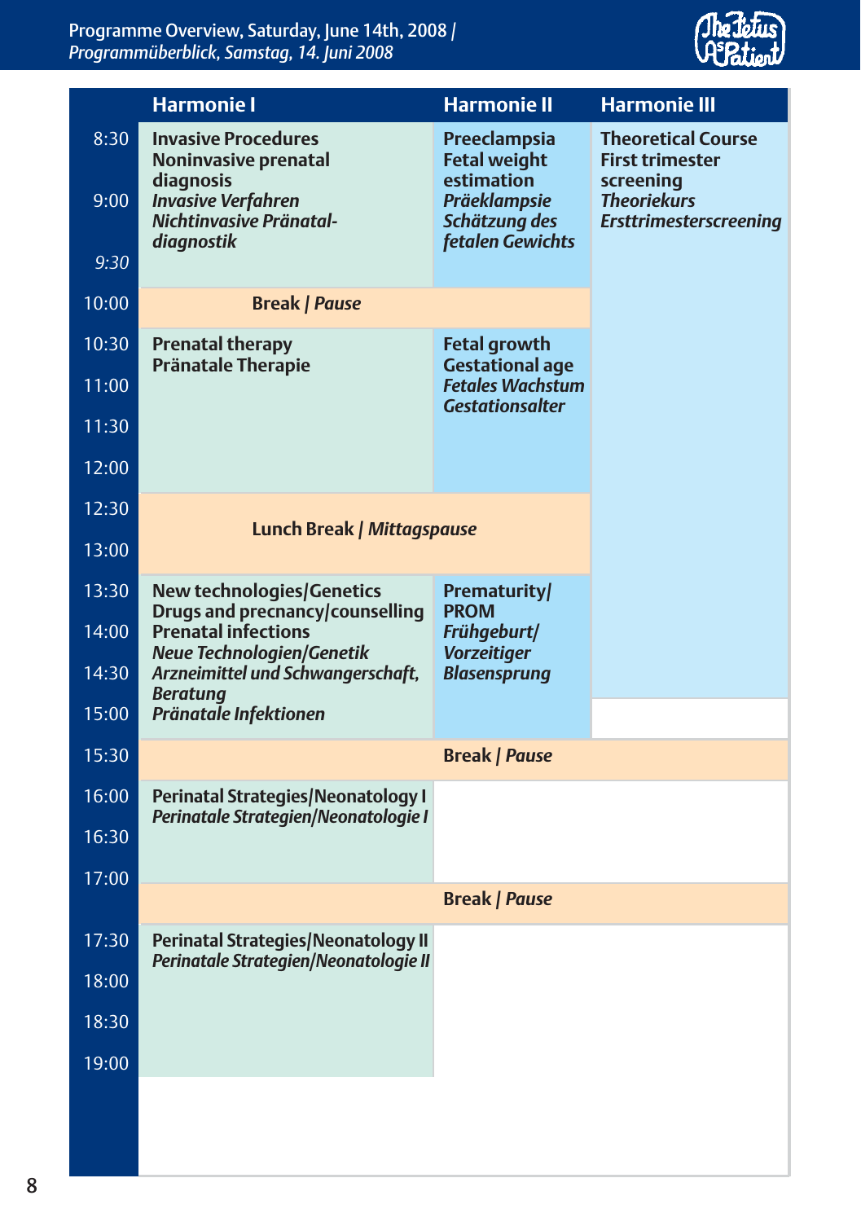## Programme Overview, Saturday, June 14th, 2008 / *Programmüberblick, Samstag, 14. Juni 2008*

| | Harmonie I | Harmonie II | Harmonie III |
|---|---|---|---|
| 8:30 – 10:00 | **Invasive Procedures**<br>**Noninvasive prenatal diagnosis**<br>***Invasive Verfahren***<br>***Nichtinvasive Pränatal-diagnostik*** | **Preeclampsia**<br>**Fetal weight estimation**<br>***Präeklampsie***<br>***Schätzung des fetalen Gewichts*** | **Theoretical Course**<br>**First trimester screening**<br>***Theoriekurs***<br>***Ersttrimesterscreening*** (8:30 – 15:00) |
| 10:00 | **Break \| *Pause*** | | |
| 10:30 – 12:30 | **Prenatal therapy**<br>**Pränatale Therapie** | **Fetal growth**<br>**Gestational age**<br>***Fetales Wachstum***<br>***Gestationsalter*** | |
| 12:30 – 13:30 | **Lunch Break \| *Mittagspause*** | | |
| 13:30 – 15:30 | **New technologies/Genetics**<br>**Drugs and precnancy/counselling**<br>**Prenatal infections**<br>***Neue Technologien/Genetik***<br>***Arzneimittel und Schwangerschaft, Beratung***<br>***Pränatale Infektionen*** | **Prematurity/ PROM**<br>***Frühgeburt/ Vorzeitiger Blasensprung*** | |
| 15:30 | **Break \| *Pause*** | | |
| 16:00 – 17:00 | **Perinatal Strategies/Neonatology I**<br>***Perinatale Strategien/Neonatologie I*** | | |
| 17:00 | **Break \| *Pause*** | | |
| 17:30 – 19:00 | **Perinatal Strategies/Neonatology II**<br>***Perinatale Strategien/Neonatologie II*** | | |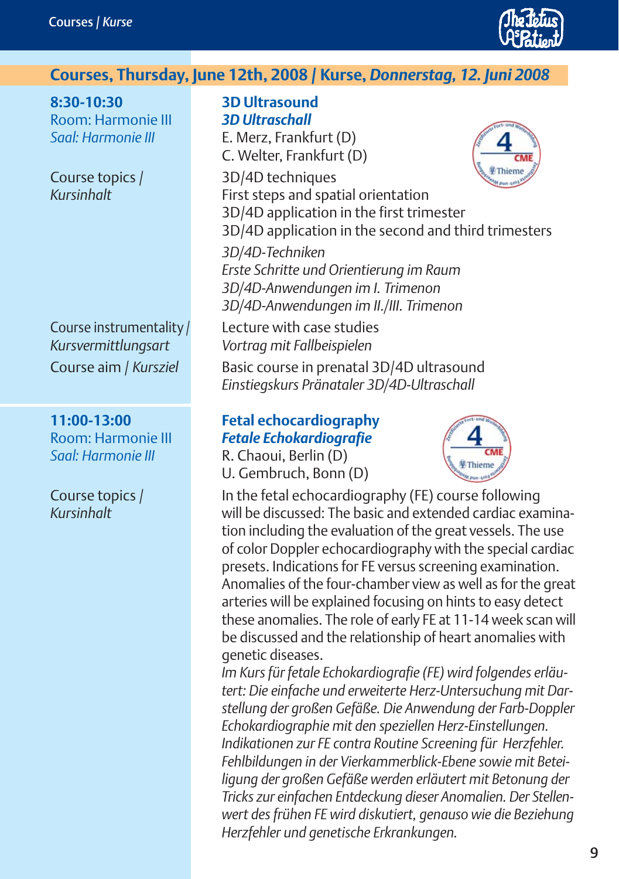## Courses, Thursday, June 12th, 2008 | Kurse, *Donnerstag, 12. Juni 2008*

**8:30-10:30**
Room: Harmonie III
*Saal: Harmonie III*

### 3D Ultrasound
### *3D Ultraschall*

E. Merz, Frankfurt (D)
C. Welter, Frankfurt (D)

4 CME Thieme

Course topics | *Kursinhalt*

3D/4D techniques
First steps and spatial orientation
3D/4D application in the first trimester
3D/4D application in the second and third trimesters

*3D/4D-Techniken*
*Erste Schritte und Orientierung im Raum*
*3D/4D-Anwendungen im I. Trimenon*
*3D/4D-Anwendungen im II./III. Trimenon*

Course instrumentality | *Kursvermittlungsart*

Lecture with case studies
*Vortrag mit Fallbeispielen*

Course aim | *Kursziel*

Basic course in prenatal 3D/4D ultrasound
*Einstiegskurs Pränataler 3D/4D-Ultraschall*

**11:00-13:00**
Room: Harmonie III
*Saal: Harmonie III*

### Fetal echocardiography
### *Fetale Echokardiografie*

R. Chaoui, Berlin (D)
U. Gembruch, Bonn (D)

4 CME Thieme

Course topics | *Kursinhalt*

In the fetal echocardiography (FE) course following will be discussed: The basic and extended cardiac examination including the evaluation of the great vessels. The use of color Doppler echocardiography with the special cardiac presets. Indications for FE versus screening examination. Anomalies of the four-chamber view as well as for the great arteries will be explained focusing on hints to easy detect these anomalies. The role of early FE at 11-14 week scan will be discussed and the relationship of heart anomalies with genetic diseases.

*Im Kurs für fetale Echokardiografie (FE) wird folgendes erläutert: Die einfache und erweiterte Herz-Untersuchung mit Darstellung der großen Gefäße. Die Anwendung der Farb-Doppler Echokardiographie mit den speziellen Herz-Einstellungen. Indikationen zur FE contra Routine Screening für Herzfehler. Fehlbildungen in der Vierkammerblick-Ebene sowie mit Beteiligung der großen Gefäße werden erläutert mit Betonung der Tricks zur einfachen Entdeckung dieser Anomalien. Der Stellenwert des frühen FE wird diskutiert, genauso wie die Beziehung Herzfehler und genetische Erkrankungen.*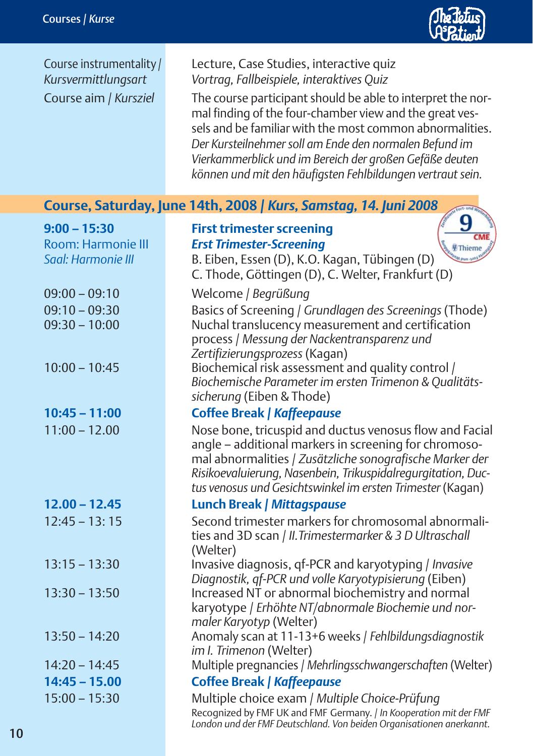| | |
|---|---|
| Course instrumentality / *Kursvermittlungsart* | Lecture, Case Studies, interactive quiz<br>*Vortrag, Fallbeispiele, interaktives Quiz* |
| Course aim / *Kursziel* | The course participant should be able to interpret the normal finding of the four-chamber view and the great vessels and be familiar with the most common abnormalities.<br>*Der Kursteilnehmer soll am Ende den normalen Befund im Vierkammerblick und im Bereich der großen Gefäße deuten können und mit den häufigsten Fehlbildungen vertraut sein.* |

## Course, Saturday, June 14th, 2008 / *Kurs, Samstag, 14. Juni 2008*

9 CME – Zertifizierte Fort- und Weiterbildung – Thieme

**9:00 – 15:30**
Room: Harmonie III
*Saal: Harmonie III*

### First trimester screening
### *Erst Trimester-Screening*

B. Eiben, Essen (D), K.O. Kagan, Tübingen (D)
C. Thode, Göttingen (D), C. Welter, Frankfurt (D)

| | |
|---|---|
| 09:00 – 09:10 | Welcome / *Begrüßung* |
| 09:10 – 09:30 | Basics of Screening / *Grundlagen des Screenings* (Thode) |
| 09:30 – 10:00 | Nuchal translucency measurement and certification process / *Messung der Nackentransparenz und Zertifizierungsprozess* (Kagan) |
| 10:00 – 10:45 | Biochemical risk assessment and quality control / *Biochemische Parameter im ersten Trimenon & Qualitätssicherung* (Eiben & Thode) |
| **10:45 – 11:00** | **Coffee Break / *Kaffeepause*** |
| 11:00 – 12.00 | Nose bone, tricuspid and ductus venosus flow and Facial angle – additional markers in screening for chromosomal abnormalities / *Zusätzliche sonografische Marker der Risikoevaluierung, Nasenbein, Trikuspidalregurgitation, Ductus venosus und Gesichtswinkel im ersten Trimester* (Kagan) |
| **12.00 – 12.45** | **Lunch Break / *Mittagspause*** |
| 12:45 – 13: 15 | Second trimester markers for chromosomal abnormalities and 3D scan / *II. Trimestermarker & 3 D Ultraschall* (Welter) |
| 13:15 – 13:30 | Invasive diagnosis, qf-PCR and karyotyping / *Invasive Diagnostik, qf-PCR und volle Karyotypisierung* (Eiben) |
| 13:30 – 13:50 | Increased NT or abnormal biochemistry and normal karyotype / *Erhöhte NT/abnormale Biochemie und normaler Karyotyp* (Welter) |
| 13:50 – 14:20 | Anomaly scan at 11-13+6 weeks / *Fehlbildungsdiagnostik im I. Trimenon* (Welter) |
| 14:20 – 14:45 | Multiple pregnancies / *Mehrlingsschwangerschaften* (Welter) |
| **14:45 – 15.00** | **Coffee Break / *Kaffeepause*** |
| 15:00 – 15:30 | Multiple choice exam / *Multiple Choice-Prüfung* |

Recognized by FMF UK and FMF Germany. / *In Kooperation mit der FMF London und der FMF Deutschland. Von beiden Organisationen anerkannt.*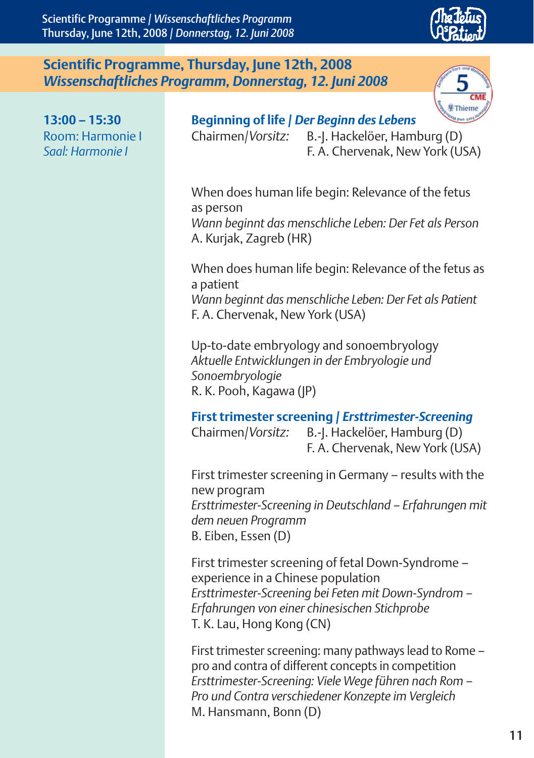## Scientific Programme, Thursday, June 12th, 2008
## *Wissenschaftliches Programm, Donnerstag, 12. Juni 2008*

**13:00 – 15:30**
Room: Harmonie I
*Saal: Harmonie I*

### Beginning of life | *Der Beginn des Lebens*

Chairmen/*Vorsitz:* B.-J. Hackelöer, Hamburg (D)
F. A. Chervenak, New York (USA)

When does human life begin: Relevance of the fetus as person
*Wann beginnt das menschliche Leben: Der Fet als Person*
A. Kurjak, Zagreb (HR)

When does human life begin: Relevance of the fetus as a patient
*Wann beginnt das menschliche Leben: Der Fet als Patient*
F. A. Chervenak, New York (USA)

Up-to-date embryology and sonoembryology
*Aktuelle Entwicklungen in der Embryologie und Sonoembryologie*
R. K. Pooh, Kagawa (JP)

### First trimester screening | *Ersttrimester-Screening*

Chairmen/*Vorsitz:* B.-J. Hackelöer, Hamburg (D)
F. A. Chervenak, New York (USA)

First trimester screening in Germany – results with the new program
*Ersttrimester-Screening in Deutschland – Erfahrungen mit dem neuen Programm*
B. Eiben, Essen (D)

First trimester screening of fetal Down-Syndrome – experience in a Chinese population
*Ersttrimester-Screening bei Feten mit Down-Syndrom – Erfahrungen von einer chinesischen Stichprobe*
T. K. Lau, Hong Kong (CN)

First trimester screening: many pathways lead to Rome – pro and contra of different concepts in competition
*Ersttrimester-Screening: Viele Wege führen nach Rom – Pro und Contra verschiedener Konzepte im Vergleich*
M. Hansmann, Bonn (D)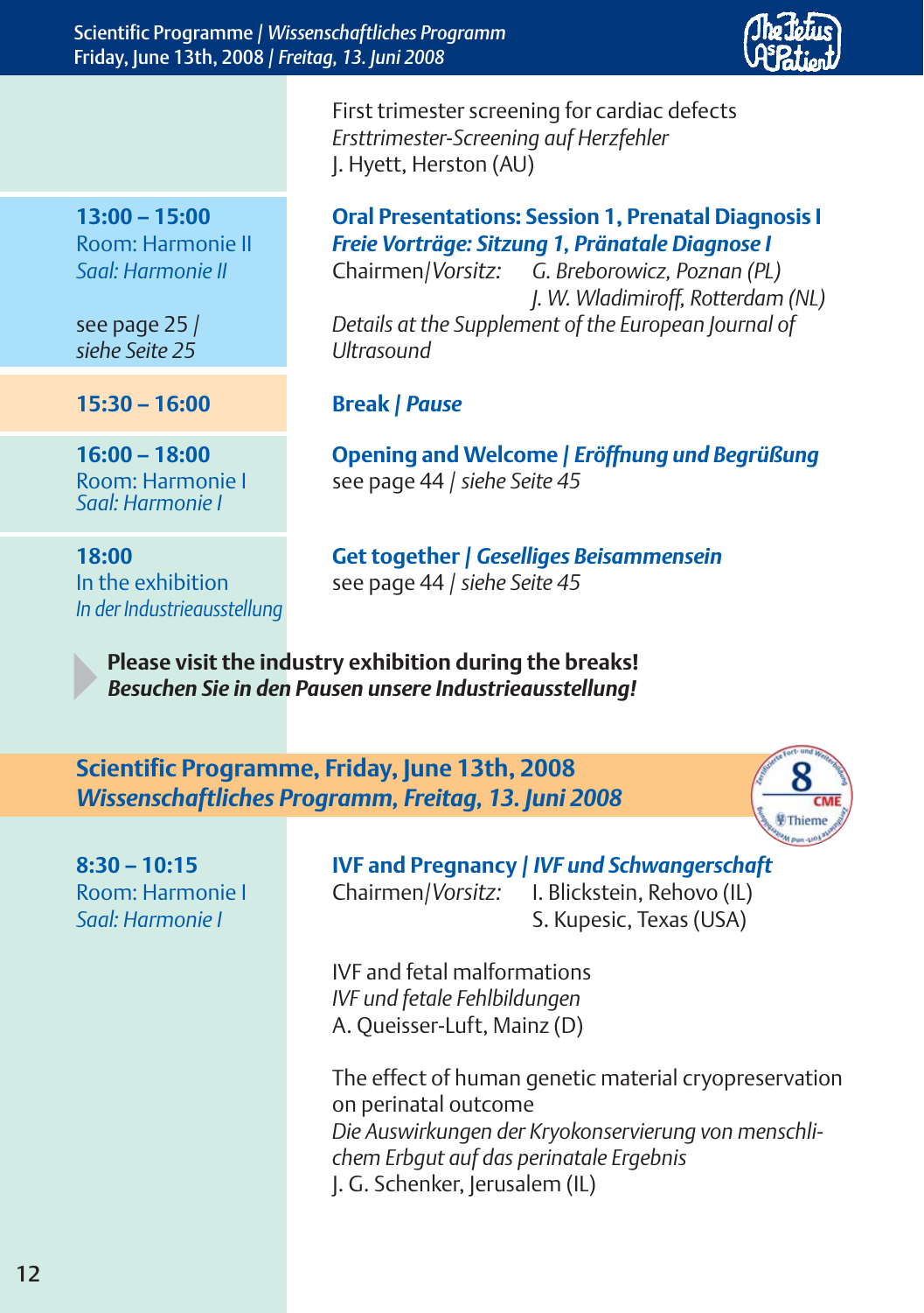First trimester screening for cardiac defects
*Ersttrimester-Screening auf Herzfehler*
J. Hyett, Herston (AU)

**13:00 – 15:00**
Room: Harmonie II
*Saal: Harmonie II*

see page 25 |
*siehe Seite 25*

**Oral Presentations: Session 1, Prenatal Diagnosis I**
***Freie Vorträge: Sitzung 1, Pränatale Diagnose I***
Chairmen/*Vorsitz:* *G. Breborowicz, Poznan (PL)*
*J. W. Wladimiroff, Rotterdam (NL)*
*Details at the Supplement of the European Journal of Ultrasound*

**15:30 – 16:00**

**Break | *Pause***

**16:00 – 18:00**
Room: Harmonie I
*Saal: Harmonie I*

**Opening and Welcome | *Eröffnung und Begrüßung***
see page 44 | *siehe Seite 45*

**18:00**
In the exhibition
*In der Industrieausstellung*

**Get together | *Geselliges Beisammensein***
see page 44 | *siehe Seite 45*

**Please visit the industry exhibition during the breaks!**
***Besuchen Sie in den Pausen unsere Industrieausstellung!***

## Scientific Programme, Friday, June 13th, 2008
## *Wissenschaftliches Programm, Freitag, 13. Juni 2008*

8 CME Thieme

**8:30 – 10:15**
Room: Harmonie I
*Saal: Harmonie I*

**IVF and Pregnancy | *IVF und Schwangerschaft***
Chairmen/*Vorsitz:* I. Blickstein, Rehovo (IL)
S. Kupesic, Texas (USA)

IVF and fetal malformations
*IVF und fetale Fehlbildungen*
A. Queisser-Luft, Mainz (D)

The effect of human genetic material cryopreservation on perinatal outcome
*Die Auswirkungen der Kryokonservierung von menschlichem Erbgut auf das perinatale Ergebnis*
J. G. Schenker, Jerusalem (IL)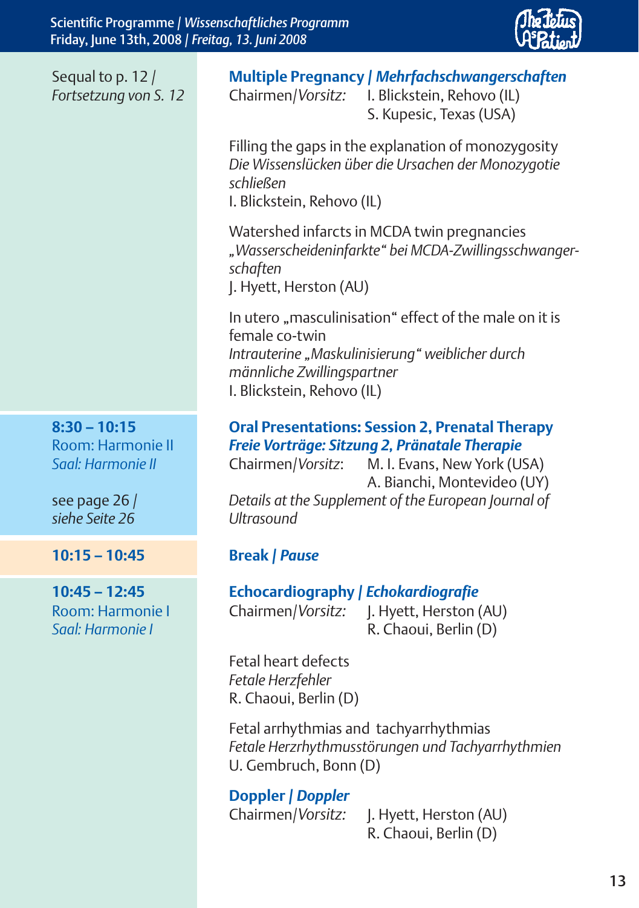Sequal to p. 12 /
*Fortsetzung von S. 12*

## Multiple Pregnancy | *Mehrfachschwangerschaften*

Chairmen/*Vorsitz:* I. Blickstein, Rehovo (IL)
S. Kupesic, Texas (USA)

Filling the gaps in the explanation of monozygosity
*Die Wissenslücken über die Ursachen der Monozygotie schließen*
I. Blickstein, Rehovo (IL)

Watershed infarcts in MCDA twin pregnancies
*„Wasserscheideninfarkte" bei MCDA-Zwillingsschwangerschaften*
J. Hyett, Herston (AU)

In utero „masculinisation" effect of the male on it is female co-twin
*Intrauterine „Maskulinisierung" weiblicher durch männliche Zwillingspartner*
I. Blickstein, Rehovo (IL)

**8:30 – 10:15**
Room: Harmonie II
*Saal: Harmonie II*

see page 26 /
*siehe Seite 26*

## Oral Presentations: Session 2, Prenatal Therapy
## *Freie Vorträge: Sitzung 2, Pränatale Therapie*

Chairmen/*Vorsitz*: M. I. Evans, New York (USA)
A. Bianchi, Montevideo (UY)

*Details at the Supplement of the European Journal of Ultrasound*

**10:15 – 10:45**

## Break | *Pause*

**10:45 – 12:45**
Room: Harmonie I
*Saal: Harmonie I*

## Echocardiography | *Echokardiografie*

Chairmen/*Vorsitz:* J. Hyett, Herston (AU)
R. Chaoui, Berlin (D)

Fetal heart defects
*Fetale Herzfehler*
R. Chaoui, Berlin (D)

Fetal arrhythmias and tachyarrhythmias
*Fetale Herzrhythmusstörungen und Tachyarrhythmien*
U. Gembruch, Bonn (D)

## Doppler | *Doppler*

Chairmen/*Vorsitz:* J. Hyett, Herston (AU)
R. Chaoui, Berlin (D)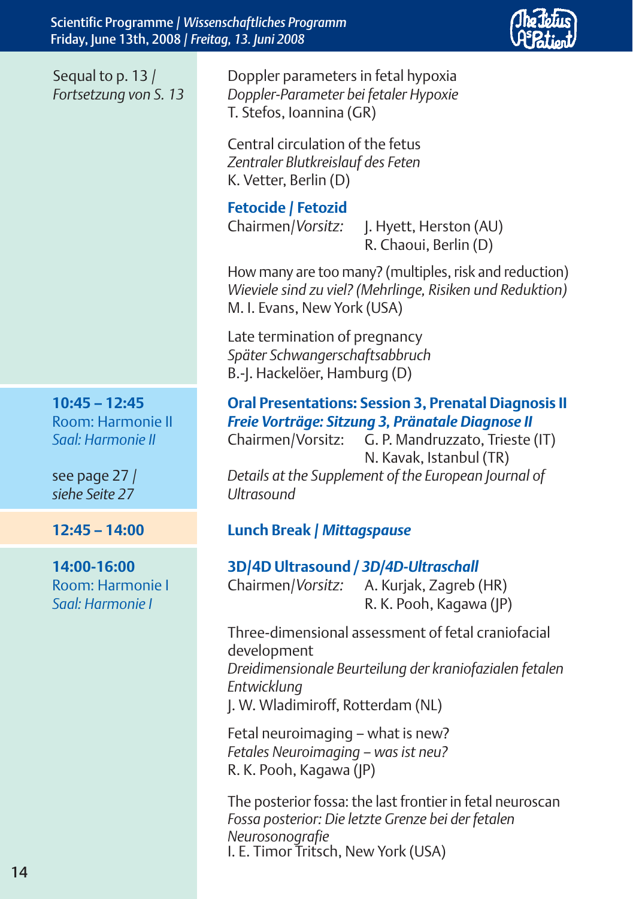Sequal to p. 13 | *Fortsetzung von S. 13*

Doppler parameters in fetal hypoxia
*Doppler-Parameter bei fetaler Hypoxie*
T. Stefos, Ioannina (GR)

Central circulation of the fetus
*Zentraler Blutkreislauf des Feten*
K. Vetter, Berlin (D)

### Fetocide | Fetozid

Chairmen/*Vorsitz:* J. Hyett, Herston (AU)
R. Chaoui, Berlin (D)

How many are too many? (multiples, risk and reduction)
*Wieviele sind zu viel? (Mehrlinge, Risiken und Reduktion)*
M. I. Evans, New York (USA)

Late termination of pregnancy
*Später Schwangerschaftsabbruch*
B.-J. Hackelöer, Hamburg (D)

**10:45 – 12:45**
Room: Harmonie II
*Saal: Harmonie II*

see page 27 | *siehe Seite 27*

### Oral Presentations: Session 3, Prenatal Diagnosis II
### *Freie Vorträge: Sitzung 3, Pränatale Diagnose II*

Chairmen/Vorsitz: G. P. Mandruzzato, Trieste (IT)
N. Kavak, Istanbul (TR)

*Details at the Supplement of the European Journal of Ultrasound*

**12:45 – 14:00**

### Lunch Break | *Mittagspause*

**14:00-16:00**
Room: Harmonie I
*Saal: Harmonie I*

### 3D/4D Ultrasound / *3D/4D-Ultraschall*

Chairmen/*Vorsitz:* A. Kurjak, Zagreb (HR)
R. K. Pooh, Kagawa (JP)

Three-dimensional assessment of fetal craniofacial development
*Dreidimensionale Beurteilung der kraniofazialen fetalen Entwicklung*
J. W. Wladimiroff, Rotterdam (NL)

Fetal neuroimaging – what is new?
*Fetales Neuroimaging – was ist neu?*
R. K. Pooh, Kagawa (JP)

The posterior fossa: the last frontier in fetal neuroscan
*Fossa posterior: Die letzte Grenze bei der fetalen Neurosonografie*
I. E. Timor Tritsch, New York (USA)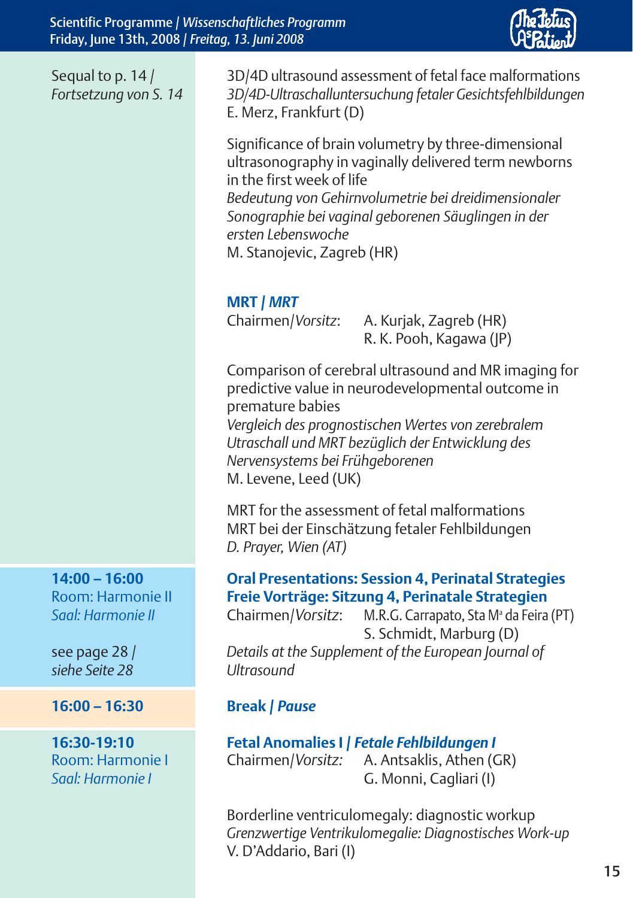Sequal to p. 14 /
*Fortsetzung von S. 14*

3D/4D ultrasound assessment of fetal face malformations
*3D/4D-Ultraschalluntersuchung fetaler Gesichtsfehlbildungen*
E. Merz, Frankfurt (D)

Significance of brain volumetry by three-dimensional ultrasonography in vaginally delivered term newborns in the first week of life
*Bedeutung von Gehirnvolumetrie bei dreidimensionaler Sonographie bei vaginal geborenen Säuglingen in der ersten Lebenswoche*
M. Stanojevic, Zagreb (HR)

### MRT | *MRT*

Chairmen/*Vorsitz*: A. Kurjak, Zagreb (HR)
R. K. Pooh, Kagawa (JP)

Comparison of cerebral ultrasound and MR imaging for predictive value in neurodevelopmental outcome in premature babies
*Vergleich des prognostischen Wertes von zerebralem Utraschall und MRT bezüglich der Entwicklung des Nervensystems bei Frühgeborenen*
M. Levene, Leed (UK)

MRT for the assessment of fetal malformations
MRT bei der Einschätzung fetaler Fehlbildungen
*D. Prayer, Wien (AT)*

**14:00 – 16:00**
Room: Harmonie II
*Saal: Harmonie II*

see page 28 /
*siehe Seite 28*

### Oral Presentations: Session 4, Perinatal Strategies
### Freie Vorträge: Sitzung 4, Perinatale Strategien

Chairmen/*Vorsitz*: M.R.G. Carrapato, Sta M[a] da Feira (PT)
S. Schmidt, Marburg (D)

*Details at the Supplement of the European Journal of Ultrasound*

**16:00 – 16:30**

### Break | *Pause*

**16:30-19:10**
Room: Harmonie I
*Saal: Harmonie I*

### Fetal Anomalies I | *Fetale Fehlbildungen I*

Chairmen/*Vorsitz:* A. Antsaklis, Athen (GR)
G. Monni, Cagliari (I)

Borderline ventriculomegaly: diagnostic workup
*Grenzwertige Ventrikulomegalie: Diagnostisches Work-up*
V. D'Addario, Bari (I)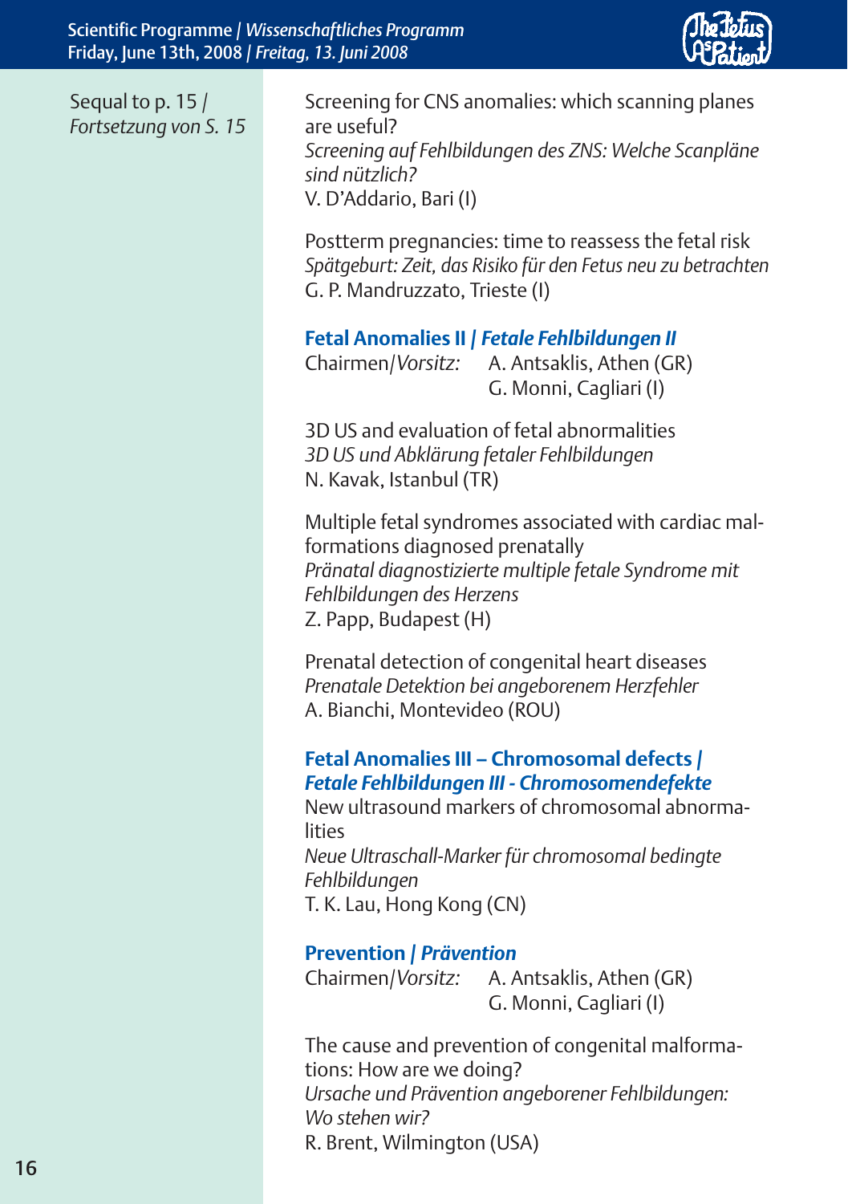Sequal to p. 15 /
*Fortsetzung von S. 15*

Screening for CNS anomalies: which scanning planes are useful?
*Screening auf Fehlbildungen des ZNS: Welche Scanpläne sind nützlich?*
V. D'Addario, Bari (I)

Postterm pregnancies: time to reassess the fetal risk
*Spätgeburt: Zeit, das Risiko für den Fetus neu zu betrachten*
G. P. Mandruzzato, Trieste (I)

### Fetal Anomalies II | *Fetale Fehlbildungen II*

Chairmen/*Vorsitz:* A. Antsaklis, Athen (GR)
G. Monni, Cagliari (I)

3D US and evaluation of fetal abnormalities
*3D US und Abklärung fetaler Fehlbildungen*
N. Kavak, Istanbul (TR)

Multiple fetal syndromes associated with cardiac malformations diagnosed prenatally
*Pränatal diagnostizierte multiple fetale Syndrome mit Fehlbildungen des Herzens*
Z. Papp, Budapest (H)

Prenatal detection of congenital heart diseases
*Prenatale Detektion bei angeborenem Herzfehler*
A. Bianchi, Montevideo (ROU)

### Fetal Anomalies III – Chromosomal defects | *Fetale Fehlbildungen III - Chromosomendefekte*

New ultrasound markers of chromosomal abnormalities
*Neue Ultraschall-Marker für chromosomal bedingte Fehlbildungen*
T. K. Lau, Hong Kong (CN)

### Prevention | *Prävention*

Chairmen/*Vorsitz:* A. Antsaklis, Athen (GR)
G. Monni, Cagliari (I)

The cause and prevention of congenital malformations: How are we doing?
*Ursache und Prävention angeborener Fehlbildungen: Wo stehen wir?*
R. Brent, Wilmington (USA)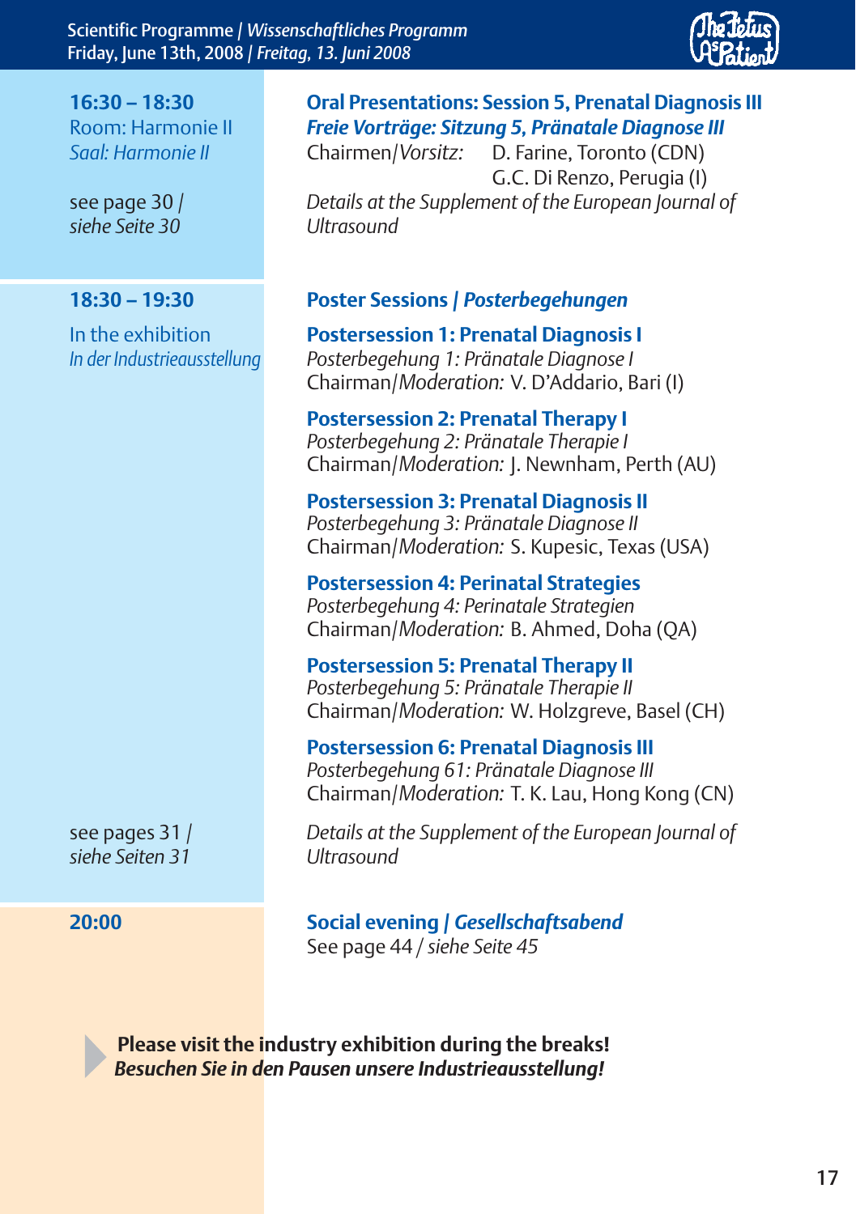Scientific Programme | *Wissenschaftliches Programm*
Friday, June 13th, 2008 | *Freitag, 13. Juni 2008*

**16:30 – 18:30**
Room: Harmonie II
*Saal: Harmonie II*

see page 30 |
*siehe Seite 30*

## Oral Presentations: Session 5, Prenatal Diagnosis III
## *Freie Vorträge: Sitzung 5, Pränatale Diagnose III*

Chairmen/*Vorsitz:* D. Farine, Toronto (CDN)
G.C. Di Renzo, Perugia (I)

*Details at the Supplement of the European Journal of Ultrasound*

**18:30 – 19:30**
In the exhibition
*In der Industrieausstellung*

## Poster Sessions | *Posterbegehungen*

### Postersession 1: Prenatal Diagnosis I
*Posterbegehung 1: Pränatale Diagnose I*
Chairman/*Moderation:* V. D'Addario, Bari (I)

### Postersession 2: Prenatal Therapy I
*Posterbegehung 2: Pränatale Therapie I*
Chairman/*Moderation:* J. Newnham, Perth (AU)

### Postersession 3: Prenatal Diagnosis II
*Posterbegehung 3: Pränatale Diagnose II*
Chairman/*Moderation:* S. Kupesic, Texas (USA)

### Postersession 4: Perinatal Strategies
*Posterbegehung 4: Perinatale Strategien*
Chairman/*Moderation:* B. Ahmed, Doha (QA)

### Postersession 5: Prenatal Therapy II
*Posterbegehung 5: Pränatale Therapie II*
Chairman/*Moderation:* W. Holzgreve, Basel (CH)

### Postersession 6: Prenatal Diagnosis III
*Posterbegehung 61: Pränatale Diagnose III*
Chairman/*Moderation:* T. K. Lau, Hong Kong (CN)

see pages 31 |
*siehe Seiten 31*

*Details at the Supplement of the European Journal of Ultrasound*

**20:00**

## Social evening | *Gesellschaftsabend*
See page 44 / *siehe Seite 45*

**Please visit the industry exhibition during the breaks!**
***Besuchen Sie in den Pausen unsere Industrieausstellung!***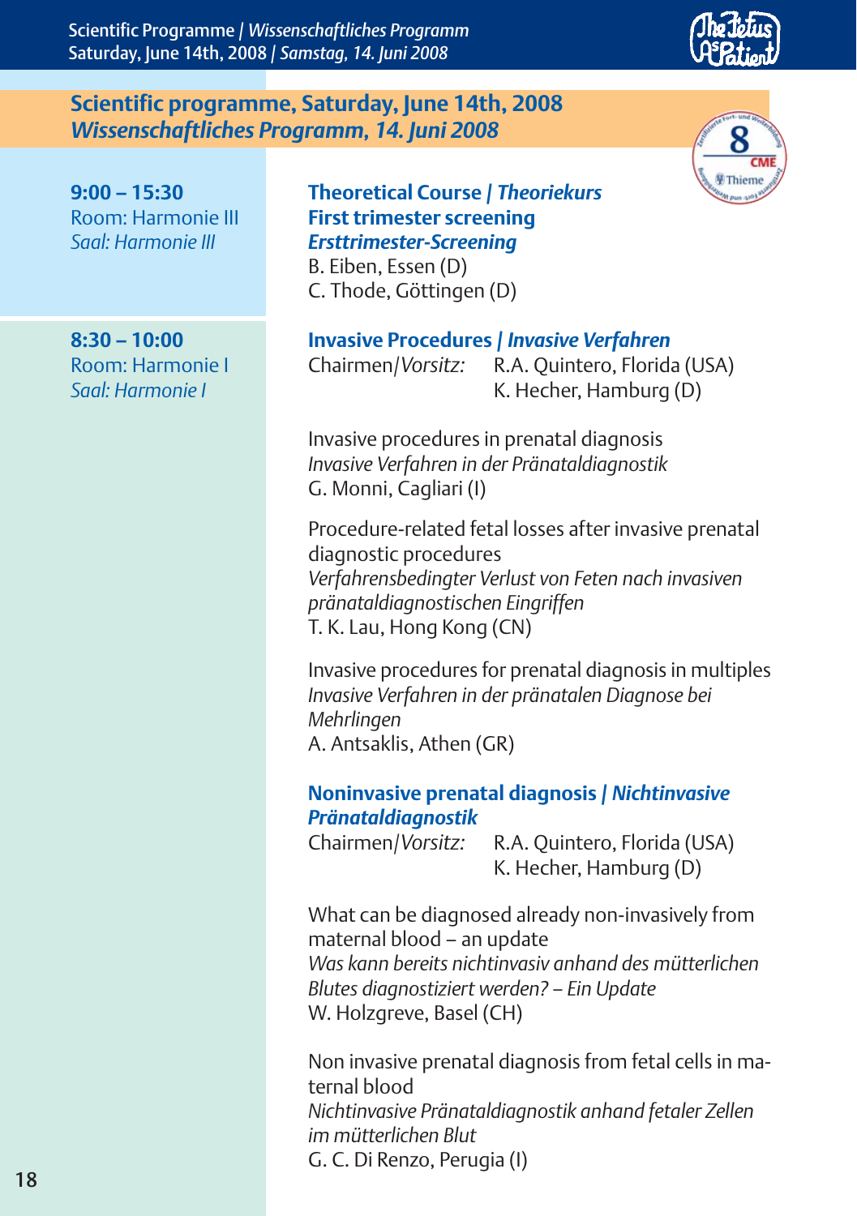## Scientific programme, Saturday, June 14th, 2008
## *Wissenschaftliches Programm, 14. Juni 2008*

8 CME Thieme

**9:00 – 15:30**
Room: Harmonie III
*Saal: Harmonie III*

### Theoretical Course | *Theoriekurs*
### First trimester screening
### *Ersttrimester-Screening*

B. Eiben, Essen (D)
C. Thode, Göttingen (D)

**8:30 – 10:00**
Room: Harmonie I
*Saal: Harmonie I*

### Invasive Procedures | *Invasive Verfahren*

Chairmen/*Vorsitz:* R.A. Quintero, Florida (USA)
K. Hecher, Hamburg (D)

Invasive procedures in prenatal diagnosis
*Invasive Verfahren in der Pränataldiagnostik*
G. Monni, Cagliari (I)

Procedure-related fetal losses after invasive prenatal diagnostic procedures
*Verfahrensbedingter Verlust von Feten nach invasiven pränataldiagnostischen Eingriffen*
T. K. Lau, Hong Kong (CN)

Invasive procedures for prenatal diagnosis in multiples
*Invasive Verfahren in der pränatalen Diagnose bei Mehrlingen*
A. Antsaklis, Athen (GR)

### Noninvasive prenatal diagnosis | *Nichtinvasive Pränataldiagnostik*

Chairmen/*Vorsitz:* R.A. Quintero, Florida (USA)
K. Hecher, Hamburg (D)

What can be diagnosed already non-invasively from maternal blood – an update
*Was kann bereits nichtinvasiv anhand des mütterlichen Blutes diagnostiziert werden? – Ein Update*
W. Holzgreve, Basel (CH)

Non invasive prenatal diagnosis from fetal cells in maternal blood
*Nichtinvasive Pränataldiagnostik anhand fetaler Zellen im mütterlichen Blut*
G. C. Di Renzo, Perugia (I)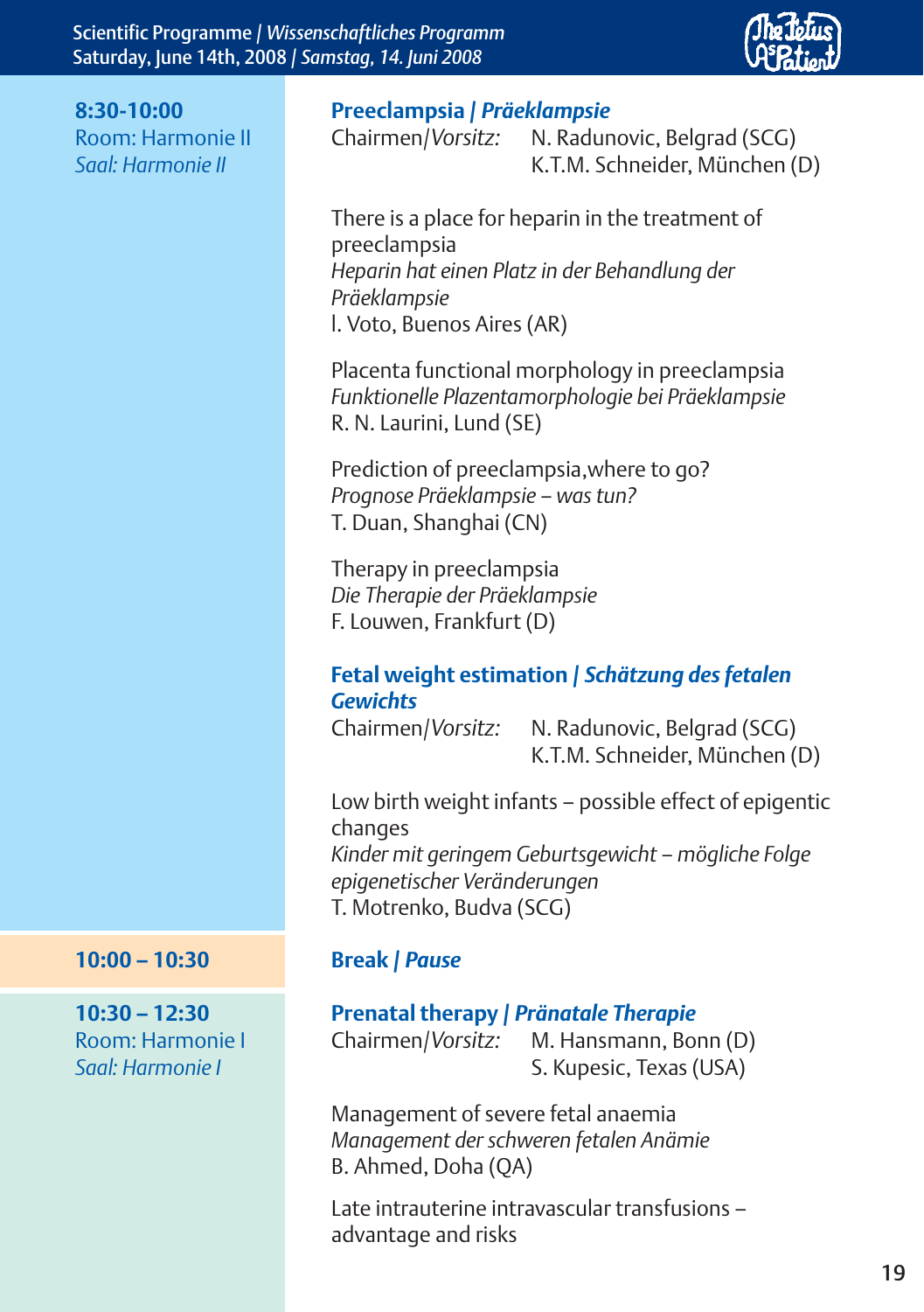**8:30-10:00**
Room: Harmonie II
*Saal: Harmonie II*

## Preeclampsia | *Präeklampsie*

Chairmen/*Vorsitz:* N. Radunovic, Belgrad (SCG)
K.T.M. Schneider, München (D)

There is a place for heparin in the treatment of preeclampsia
*Heparin hat einen Platz in der Behandlung der Präeklampsie*
I. Voto, Buenos Aires (AR)

Placenta functional morphology in preeclampsia
*Funktionelle Plazentamorphologie bei Präeklampsie*
R. N. Laurini, Lund (SE)

Prediction of preeclampsia,where to go?
*Prognose Präeklampsie – was tun?*
T. Duan, Shanghai (CN)

Therapy in preeclampsia
*Die Therapie der Präeklampsie*
F. Louwen, Frankfurt (D)

## Fetal weight estimation | *Schätzung des fetalen Gewichts*

Chairmen/*Vorsitz:* N. Radunovic, Belgrad (SCG)
K.T.M. Schneider, München (D)

Low birth weight infants – possible effect of epigentic changes
*Kinder mit geringem Geburtsgewicht – mögliche Folge epigenetischer Veränderungen*
T. Motrenko, Budva (SCG)

**10:00 – 10:30**

## Break | *Pause*

**10:30 – 12:30**
Room: Harmonie I
*Saal: Harmonie I*

## Prenatal therapy | *Pränatale Therapie*

Chairmen/*Vorsitz:* M. Hansmann, Bonn (D)
S. Kupesic, Texas (USA)

Management of severe fetal anaemia
*Management der schweren fetalen Anämie*
B. Ahmed, Doha (QA)

Late intrauterine intravascular transfusions – advantage and risks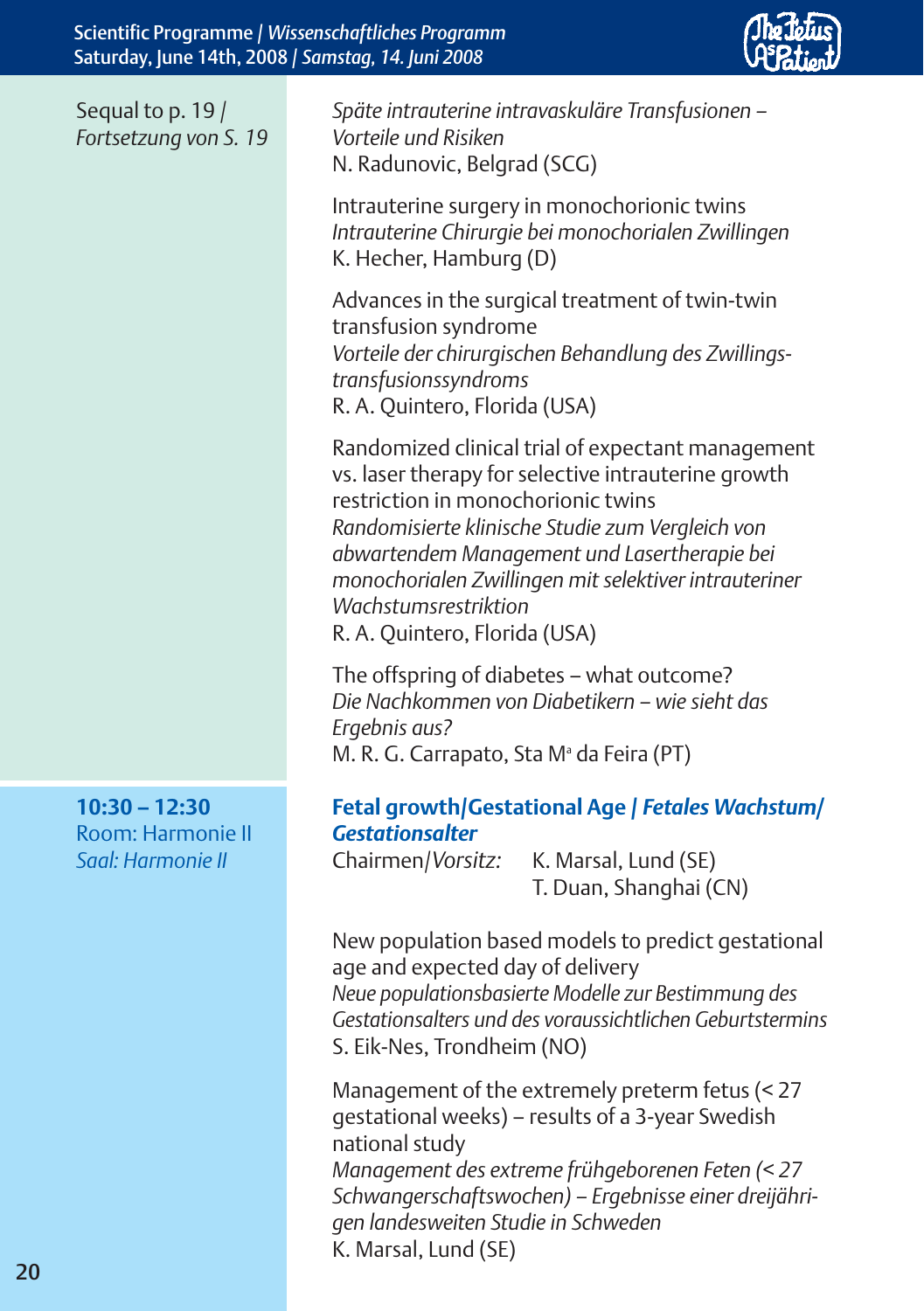Sequal to p. 19 /
*Fortsetzung von S. 19*

*Späte intrauterine intravaskuläre Transfusionen – Vorteile und Risiken*
N. Radunovic, Belgrad (SCG)

Intrauterine surgery in monochorionic twins
*Intrauterine Chirurgie bei monochorialen Zwillingen*
K. Hecher, Hamburg (D)

Advances in the surgical treatment of twin-twin transfusion syndrome
*Vorteile der chirurgischen Behandlung des Zwillingstransfusionssyndroms*
R. A. Quintero, Florida (USA)

Randomized clinical trial of expectant management vs. laser therapy for selective intrauterine growth restriction in monochorionic twins
*Randomisierte klinische Studie zum Vergleich von abwartendem Management und Lasertherapie bei monochorialen Zwillingen mit selektiver intrauteriner Wachstumsrestriktion*
R. A. Quintero, Florida (USA)

The offspring of diabetes – what outcome?
*Die Nachkommen von Diabetikern – wie sieht das Ergebnis aus?*
M. R. G. Carrapato, Sta Mª da Feira (PT)

**10:30 – 12:30**
Room: Harmonie II
*Saal: Harmonie II*

## Fetal growth/Gestational Age | *Fetales Wachstum/Gestationsalter*

Chairmen/*Vorsitz*: K. Marsal, Lund (SE)
T. Duan, Shanghai (CN)

New population based models to predict gestational age and expected day of delivery
*Neue populationsbasierte Modelle zur Bestimmung des Gestationsalters und des voraussichtlichen Geburtstermins*
S. Eik-Nes, Trondheim (NO)

Management of the extremely preterm fetus (< 27 gestational weeks) – results of a 3-year Swedish national study
*Management des extreme frühgeborenen Feten (< 27 Schwangerschaftswochen) – Ergebnisse einer dreijährigen landesweiten Studie in Schweden*
K. Marsal, Lund (SE)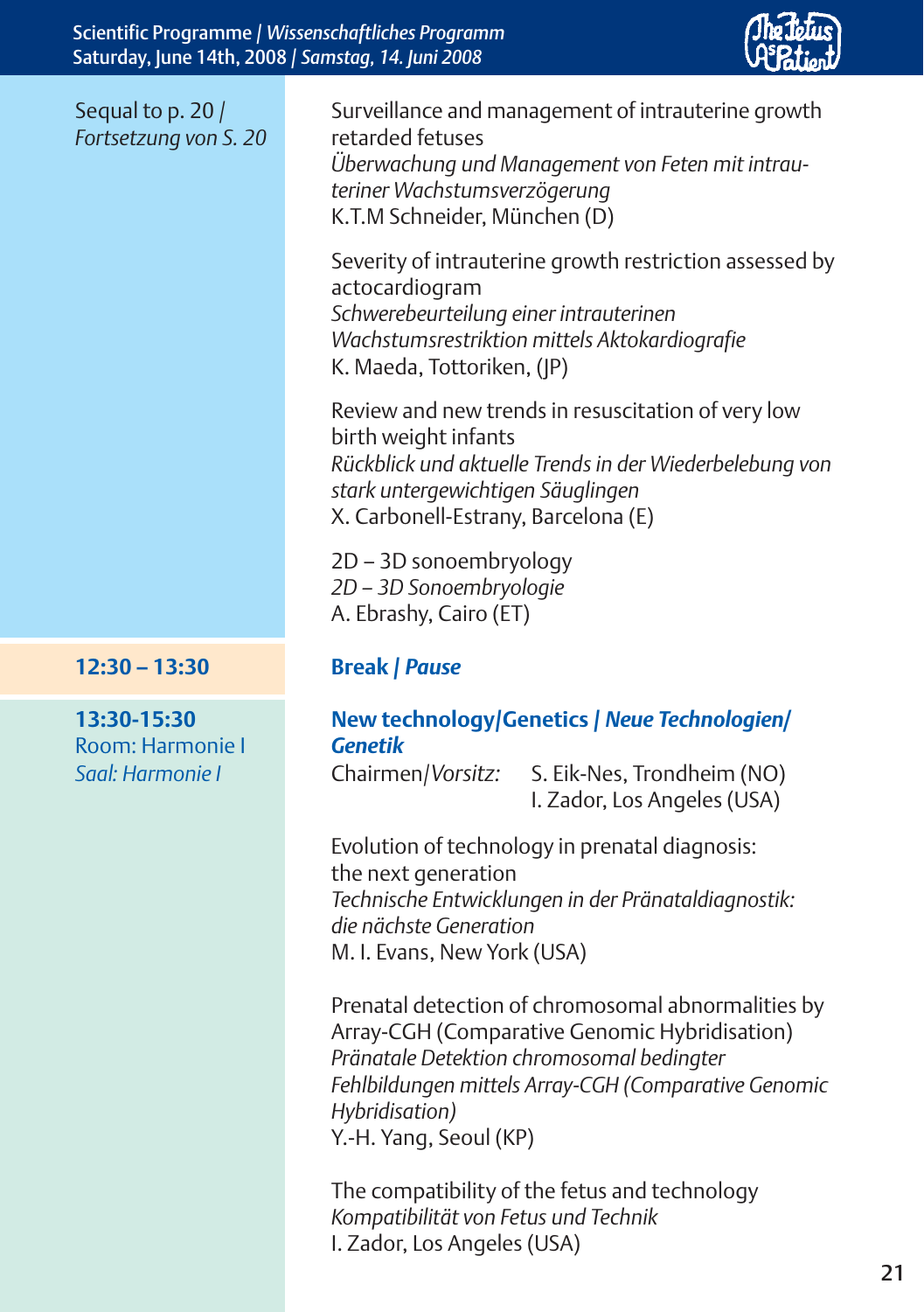Sequal to p. 20 /
*Fortsetzung von S. 20*

Surveillance and management of intrauterine growth retarded fetuses
*Überwachung und Management von Feten mit intrauteriner Wachstumsverzögerung*
K.T.M Schneider, München (D)

Severity of intrauterine growth restriction assessed by actocardiogram
*Schwerebeurteilung einer intrauterinen Wachstumsrestriktion mittels Aktokardiografie*
K. Maeda, Tottoriken, (JP)

Review and new trends in resuscitation of very low birth weight infants
*Rückblick und aktuelle Trends in der Wiederbelebung von stark untergewichtigen Säuglingen*
X. Carbonell-Estrany, Barcelona (E)

2D – 3D sonoembryology
*2D – 3D Sonoembryologie*
A. Ebrashy, Cairo (ET)

**12:30 – 13:30**

**Break | *Pause***

**13:30-15:30**
Room: Harmonie I
*Saal: Harmonie I*

**New technology/Genetics | *Neue Technologien/ Genetik***

Chairmen/*Vorsitz:* S. Eik-Nes, Trondheim (NO)
I. Zador, Los Angeles (USA)

Evolution of technology in prenatal diagnosis: the next generation
*Technische Entwicklungen in der Pränataldiagnostik: die nächste Generation*
M. I. Evans, New York (USA)

Prenatal detection of chromosomal abnormalities by Array-CGH (Comparative Genomic Hybridisation)
*Pränatale Detektion chromosomal bedingter Fehlbildungen mittels Array-CGH (Comparative Genomic Hybridisation)*
Y.-H. Yang, Seoul (KP)

The compatibility of the fetus and technology
*Kompatibilität von Fetus und Technik*
I. Zador, Los Angeles (USA)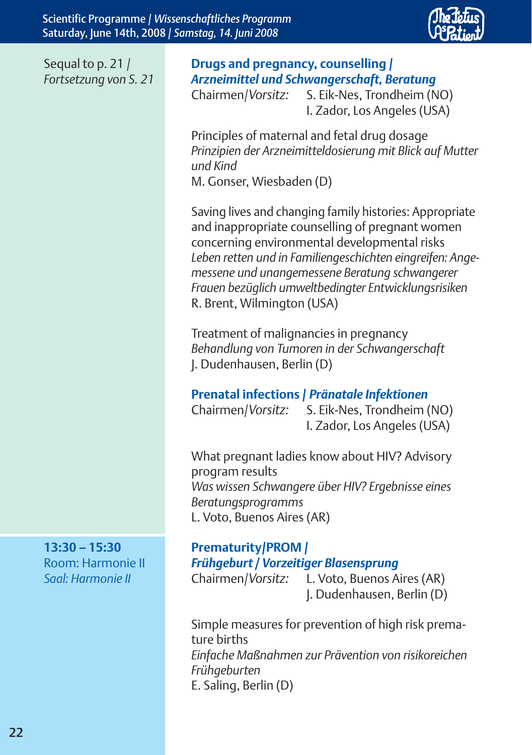Sequal to p. 21 / *Fortsetzung von S. 21*

### Drugs and pregnancy, counselling / *Arzneimittel und Schwangerschaft, Beratung*

Chairmen/*Vorsitz:* S. Eik-Nes, Trondheim (NO)
I. Zador, Los Angeles (USA)

Principles of maternal and fetal drug dosage
*Prinzipien der Arzneimitteldosierung mit Blick auf Mutter und Kind*
M. Gonser, Wiesbaden (D)

Saving lives and changing family histories: Appropriate and inappropriate counselling of pregnant women concerning environmental developmental risks
*Leben retten und in Familiengeschichten eingreifen: Angemessene und unangemessene Beratung schwangerer Frauen bezüglich umweltbedingter Entwicklungsrisiken*
R. Brent, Wilmington (USA)

Treatment of malignancies in pregnancy
*Behandlung von Tumoren in der Schwangerschaft*
J. Dudenhausen, Berlin (D)

### Prenatal infections / *Pränatale Infektionen*

Chairmen/*Vorsitz:* S. Eik-Nes, Trondheim (NO)
I. Zador, Los Angeles (USA)

What pregnant ladies know about HIV? Advisory program results
*Was wissen Schwangere über HIV? Ergebnisse eines Beratungsprogramms*
L. Voto, Buenos Aires (AR)

**13:30 – 15:30**
Room: Harmonie II
*Saal: Harmonie II*

### Prematurity/PROM / *Frühgeburt / Vorzeitiger Blasensprung*

Chairmen/*Vorsitz:* L. Voto, Buenos Aires (AR)
J. Dudenhausen, Berlin (D)

Simple measures for prevention of high risk premature births
*Einfache Maßnahmen zur Prävention von risikoreichen Frühgeburten*
E. Saling, Berlin (D)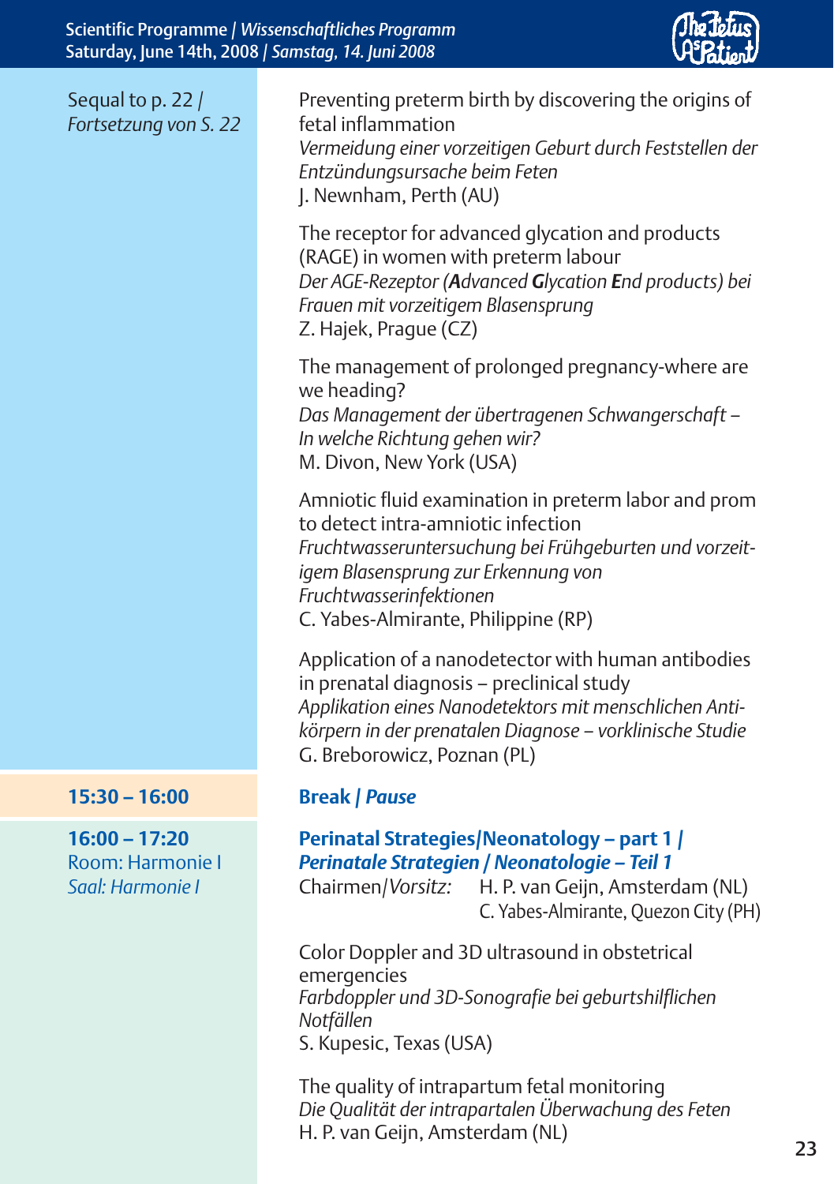Sequal to p. 22 | *Fortsetzung von S. 22*

Preventing preterm birth by discovering the origins of fetal inflammation
*Vermeidung einer vorzeitigen Geburt durch Feststellen der Entzündungsursache beim Feten*
J. Newnham, Perth (AU)

The receptor for advanced glycation and products (RAGE) in women with preterm labour
*Der AGE-Rezeptor (**A**dvanced **G**lycation **E**nd products) bei Frauen mit vorzeitigem Blasensprung*
Z. Hajek, Prague (CZ)

The management of prolonged pregnancy-where are we heading?
*Das Management der übertragenen Schwangerschaft – In welche Richtung gehen wir?*
M. Divon, New York (USA)

Amniotic fluid examination in preterm labor and prom to detect intra-amniotic infection
*Fruchtwasseruntersuchung bei Frühgeburten und vorzeitigem Blasensprung zur Erkennung von Fruchtwasserinfektionen*
C. Yabes-Almirante, Philippine (RP)

Application of a nanodetector with human antibodies in prenatal diagnosis – preclinical study
*Applikation eines Nanodetektors mit menschlichen Antikörpern in der prenatalen Diagnose – vorklinische Studie*
G. Breborowicz, Poznan (PL)

**15:30 – 16:00**

**Break | *Pause***

**16:00 – 17:20**
Room: Harmonie I
*Saal: Harmonie I*

**Perinatal Strategies/Neonatology – part 1 |**
***Perinatale Strategien / Neonatologie – Teil 1***

Chairmen/*Vorsitz:* H. P. van Geijn, Amsterdam (NL)
C. Yabes-Almirante, Quezon City (PH)

Color Doppler and 3D ultrasound in obstetrical emergencies
*Farbdoppler und 3D-Sonografie bei geburtshilflichen Notfällen*
S. Kupesic, Texas (USA)

The quality of intrapartum fetal monitoring
*Die Qualität der intrapartalen Überwachung des Feten*
H. P. van Geijn, Amsterdam (NL)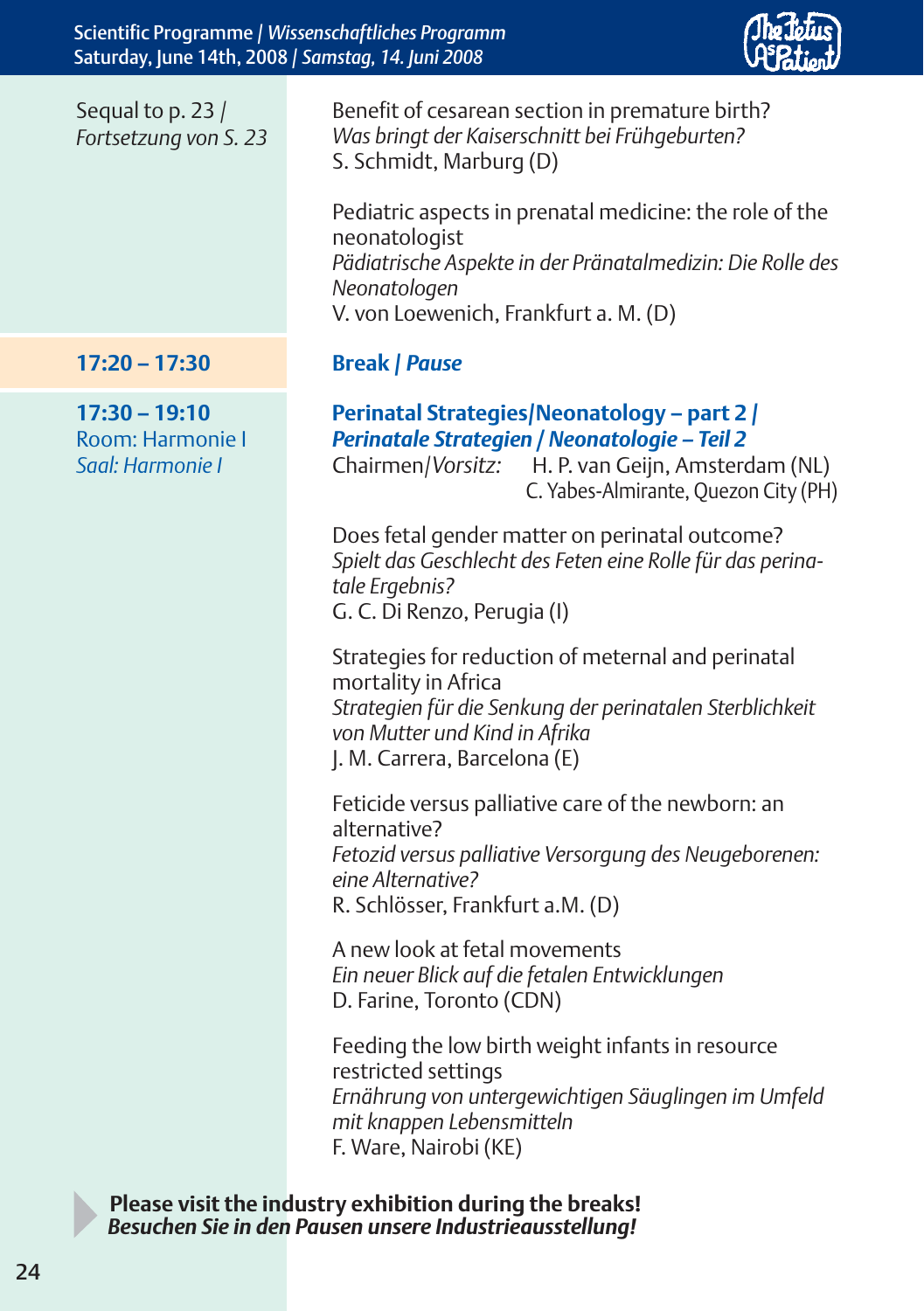Sequal to p. 23 | *Fortsetzung von S. 23*

Benefit of cesarean section in premature birth?
*Was bringt der Kaiserschnitt bei Frühgeburten?*
S. Schmidt, Marburg (D)

Pediatric aspects in prenatal medicine: the role of the neonatologist
*Pädiatrische Aspekte in der Pränatalmedizin: Die Rolle des Neonatologen*
V. von Loewenich, Frankfurt a. M. (D)

**17:20 – 17:30**

**Break | *Pause***

**17:30 – 19:10**
Room: Harmonie I
*Saal: Harmonie I*

**Perinatal Strategies/Neonatology – part 2 |**
***Perinatale Strategien / Neonatologie – Teil 2***

Chairmen/*Vorsitz:* H. P. van Geijn, Amsterdam (NL)
C. Yabes-Almirante, Quezon City (PH)

Does fetal gender matter on perinatal outcome?
*Spielt das Geschlecht des Feten eine Rolle für das perinatale Ergebnis?*
G. C. Di Renzo, Perugia (I)

Strategies for reduction of meternal and perinatal mortality in Africa
*Strategien für die Senkung der perinatalen Sterblichkeit von Mutter und Kind in Afrika*
J. M. Carrera, Barcelona (E)

Feticide versus palliative care of the newborn: an alternative?
*Fetozid versus palliative Versorgung des Neugeborenen: eine Alternative?*
R. Schlösser, Frankfurt a.M. (D)

A new look at fetal movements
*Ein neuer Blick auf die fetalen Entwicklungen*
D. Farine, Toronto (CDN)

Feeding the low birth weight infants in resource restricted settings
*Ernährung von untergewichtigen Säuglingen im Umfeld mit knappen Lebensmitteln*
F. Ware, Nairobi (KE)

**Please visit the industry exhibition during the breaks!**
***Besuchen Sie in den Pausen unsere Industrieausstellung!***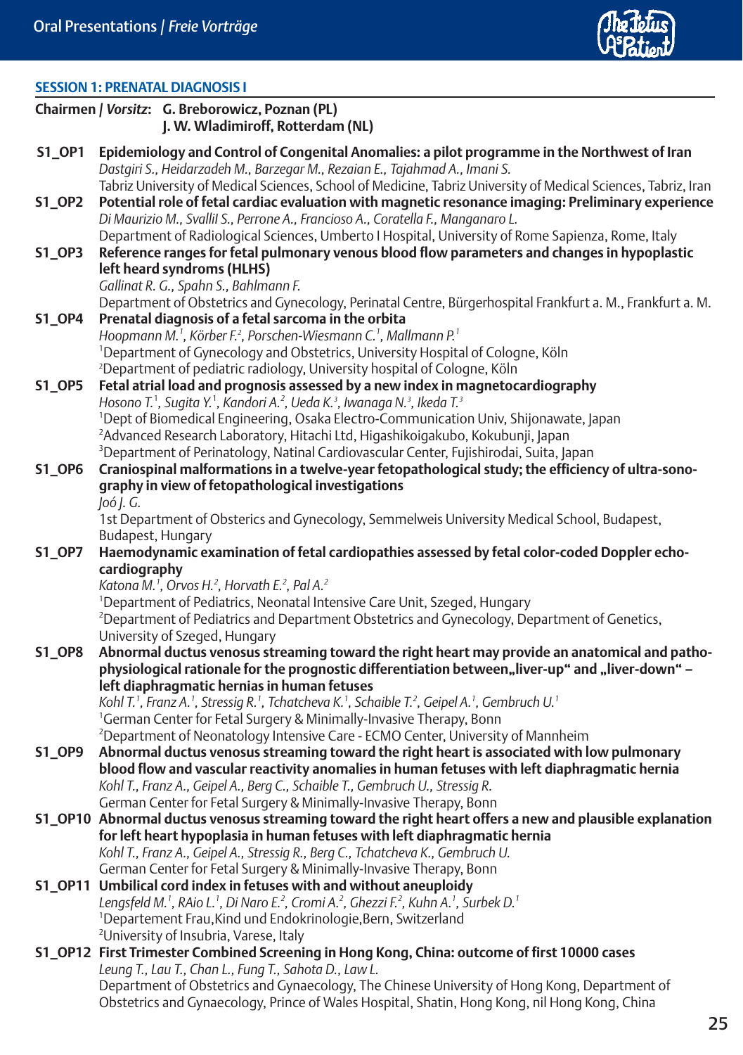## SESSION 1: PRENATAL DIAGNOSIS I

**Chairmen | *Vorsitz*:** G. Breborowicz, Poznan (PL)
J. W. Wladimiroff, Rotterdam (NL)

**S1_OP1 Epidemiology and Control of Congenital Anomalies: a pilot programme in the Northwest of Iran**
*Dastgiri S., Heidarzadeh M., Barzegar M., Rezaian E., Tajahmad A., Imani S.*
Tabriz University of Medical Sciences, School of Medicine, Tabriz University of Medical Sciences, Tabriz, Iran

**S1_OP2 Potential role of fetal cardiac evaluation with magnetic resonance imaging: Preliminary experience**
*Di Maurizio M., SvallII S., Perrone A., Francioso A., Coratella F., Manganaro L.*
Department of Radiological Sciences, Umberto I Hospital, University of Rome Sapienza, Rome, Italy

**S1_OP3 Reference ranges for fetal pulmonary venous blood flow parameters and changes in hypoplastic left heard syndroms (HLHS)**
*Gallinat R. G., Spahn S., Bahlmann F.*
Department of Obstetrics and Gynecology, Perinatal Centre, Bürgerhospital Frankfurt a. M., Frankfurt a. M.

**S1_OP4 Prenatal diagnosis of a fetal sarcoma in the orbita**
*Hoopmann M.[1], Körber F.[2], Porschen-Wiesmann C.[1], Mallmann P.[1]*
[1]Department of Gynecology and Obstetrics, University Hospital of Cologne, Köln
[2]Department of pediatric radiology, University hospital of Cologne, Köln

**S1_OP5 Fetal atrial load and prognosis assessed by a new index in magnetocardiography**
*Hosono T.[1], Sugita Y.[1], Kandori A.[2], Ueda K.[3], Iwanaga N.[3], Ikeda T.[3]*
[1]Dept of Biomedical Engineering, Osaka Electro-Communication Univ, Shijonawate, Japan
[2]Advanced Research Laboratory, Hitachi Ltd, Higashikoigakubo, Kokubunji, Japan
[3]Department of Perinatology, Natinal Cardiovascular Center, Fujishirodai, Suita, Japan

**S1_OP6 Craniospinal malformations in a twelve-year fetopathological study; the efficiency of ultra-sonography in view of fetopathological investigations**
*Joó J. G.*
1st Department of Obsterics and Gynecology, Semmelweis University Medical School, Budapest, Budapest, Hungary

**S1_OP7 Haemodynamic examination of fetal cardiopathies assessed by fetal color-coded Doppler echocardiography**
*Katona M.[1], Orvos H.[2], Horvath E.[2], Pal A.[2]*
[1]Department of Pediatrics, Neonatal Intensive Care Unit, Szeged, Hungary
[2]Department of Pediatrics and Department Obstetrics and Gynecology, Department of Genetics, University of Szeged, Hungary

**S1_OP8 Abnormal ductus venosus streaming toward the right heart may provide an anatomical and pathophysiological rationale for the prognostic differentiation between„liver-up" and „liver-down" – left diaphragmatic hernias in human fetuses**
*Kohl T.[1], Franz A.[1], Stressig R.[1], Tchatcheva K.[1], Schaible T.[2], Geipel A.[1], Gembruch U.[1]*
[1]German Center for Fetal Surgery & Minimally-Invasive Therapy, Bonn
[2]Department of Neonatology Intensive Care - ECMO Center, University of Mannheim

**S1_OP9 Abnormal ductus venosus streaming toward the right heart is associated with low pulmonary blood flow and vascular reactivity anomalies in human fetuses with left diaphragmatic hernia**
*Kohl T., Franz A., Geipel A., Berg C., Schaible T., Gembruch U., Stressig R.*
German Center for Fetal Surgery & Minimally-Invasive Therapy, Bonn

**S1_OP10 Abnormal ductus venosus streaming toward the right heart offers a new and plausible explanation for left heart hypoplasia in human fetuses with left diaphragmatic hernia**
*Kohl T., Franz A., Geipel A., Stressig R., Berg C., Tchatcheva K., Gembruch U.*
German Center for Fetal Surgery & Minimally-Invasive Therapy, Bonn

**S1_OP11 Umbilical cord index in fetuses with and without aneuploidy**
*Lengsfeld M.[1], RAio L.[1], Di Naro E.[2], Cromi A.[2], Ghezzi F.[2], Kuhn A.[1], Surbek D.[1]*
[1]Departement Frau,Kind und Endokrinologie,Bern, Switzerland
[2]University of Insubria, Varese, Italy

**S1_OP12 First Trimester Combined Screening in Hong Kong, China: outcome of first 10000 cases**
*Leung T., Lau T., Chan L., Fung T., Sahota D., Law L.*
Department of Obstetrics and Gynaecology, The Chinese University of Hong Kong, Department of Obstetrics and Gynaecology, Prince of Wales Hospital, Shatin, Hong Kong, nil Hong Kong, China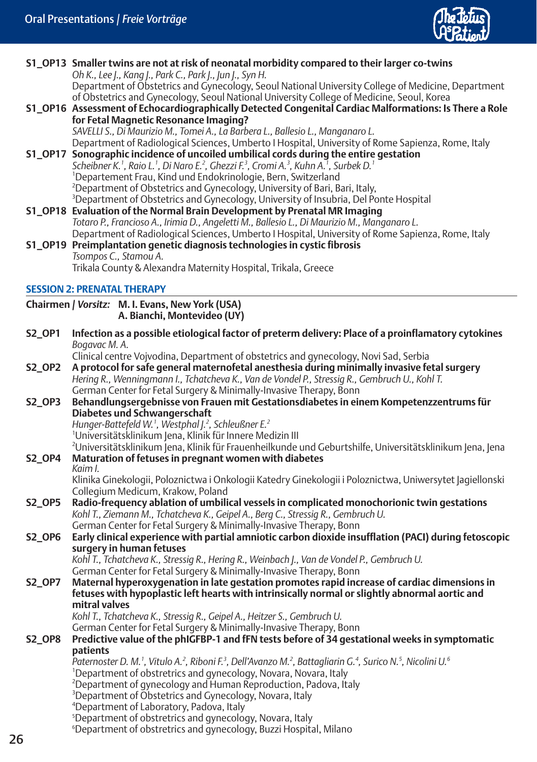**S1_OP13 Smaller twins are not at risk of neonatal morbidity compared to their larger co-twins**
*Oh K., Lee J., Kang J., Park C., Park J., Jun J., Syn H.*
Department of Obstetrics and Gynecology, Seoul National University College of Medicine, Department of Obstetrics and Gynecology, Seoul National University College of Medicine, Seoul, Korea

**S1_OP16 Assessment of Echocardiographically Detected Congenital Cardiac Malformations: Is There a Role for Fetal Magnetic Resonance Imaging?**
*SAVELLI S., Di Maurizio M., Tomei A., La Barbera L., Ballesio L., Manganaro L.*
Department of Radiological Sciences, Umberto I Hospital, University of Rome Sapienza, Rome, Italy

**S1_OP17 Sonographic incidence of uncoiled umbilical cords during the entire gestation**
*Scheibner K.[1], Raio L.[1], Di Naro E.[2], Ghezzi F.[3], Cromi A.[3], Kuhn A.[1], Surbek D.[1]*
[1]Departement Frau, Kind und Endokrinologie, Bern, Switzerland
[2]Department of Obstetrics and Gynecology, University of Bari, Bari, Italy,
[3]Department of Obstetrics and Gynecology, University of Insubria, Del Ponte Hospital

**S1_OP18 Evaluation of the Normal Brain Development by Prenatal MR Imaging**
*Totaro P., Francioso A., Irimia D., Angeletti M., Ballesio L., Di Maurizio M., Manganaro L.*
Department of Radiological Sciences, Umberto I Hospital, University of Rome Sapienza, Rome, Italy

**S1_OP19 Preimplantation genetic diagnosis technologies in cystic fibrosis**
*Tsompos C., Stamou A.*
Trikala County & Alexandra Maternity Hospital, Trikala, Greece

## SESSION 2: PRENATAL THERAPY

**Chairmen | *Vorsitz:*** **M. I. Evans, New York (USA)**
**A. Bianchi, Montevideo (UY)**

**S2_OP1 Infection as a possible etiological factor of preterm delivery: Place of a proinflamatory cytokines**
*Bogavac M. A.*
Clinical centre Vojvodina, Department of obstetrics and gynecology, Novi Sad, Serbia

**S2_OP2 A protocol for safe general maternofetal anesthesia during minimally invasive fetal surgery**
*Hering R., Wenningmann I., Tchatcheva K., Van de Vondel P., Stressig R., Gembruch U., Kohl T.*
German Center for Fetal Surgery & Minimally-Invasive Therapy, Bonn

**S2_OP3 Behandlungsergebnisse von Frauen mit Gestationsdiabetes in einem Kompetenzzentrums für Diabetes und Schwangerschaft**
*Hunger-Battefeld W.[1], Westphal J.[2], Schleußner E.[2]*
[1]Universitätsklinikum Jena, Klinik für Innere Medizin III
[2]Universitätsklinikum Jena, Klinik für Frauenheilkunde und Geburtshilfe, Universitätsklinikum Jena, Jena

**S2_OP4 Maturation of fetuses in pregnant women with diabetes**
*Kaim I.*
Klinika Ginekologii, Poloznictwa i Onkologii Katedry Ginekologii i Poloznictwa, Uniwersytet Jagiellonski Collegium Medicum, Krakow, Poland

**S2_OP5 Radio-frequency ablation of umbilical vessels in complicated monochorionic twin gestations**
*Kohl T., Ziemann M., Tchatcheva K., Geipel A., Berg C., Stressig R., Gembruch U.*
German Center for Fetal Surgery & Minimally-Invasive Therapy, Bonn

**S2_OP6 Early clinical experience with partial amniotic carbon dioxide insufflation (PACI) during fetoscopic surgery in human fetuses**
*Kohl T., Tchatcheva K., Stressig R., Hering R., Weinbach J., Van de Vondel P., Gembruch U.*
German Center for Fetal Surgery & Minimally-Invasive Therapy, Bonn

**S2_OP7 Maternal hyperoxygenation in late gestation promotes rapid increase of cardiac dimensions in fetuses with hypoplastic left hearts with intrinsically normal or slightly abnormal aortic and mitral valves**
*Kohl T., Tchatcheva K., Stressig R., Geipel A., Heitzer S., Gembruch U.*
German Center for Fetal Surgery & Minimally-Invasive Therapy, Bonn

**S2_OP8 Predictive value of the phIGFBP-1 and fFN tests before of 34 gestational weeks in symptomatic patients**
*Paternoster D. M.[1], Vitulo A.[2], Riboni F.[3], Dell'Avanzo M.[2], Battagliarin G.[4], Surico N.[5], Nicolini U.[6]*
[1]Department of obstetrics and gynecology, Novara, Novara, Italy
[2]Department of gynecology and Human Reproduction, Padova, Italy
[3]Department of Obstetrics and Gynecology, Novara, Italy
[4]Department of Laboratory, Padova, Italy
[5]Department of obstretrics and gynecology, Novara, Italy
[6]Department of obstretrics and gynecology, Buzzi Hospital, Milano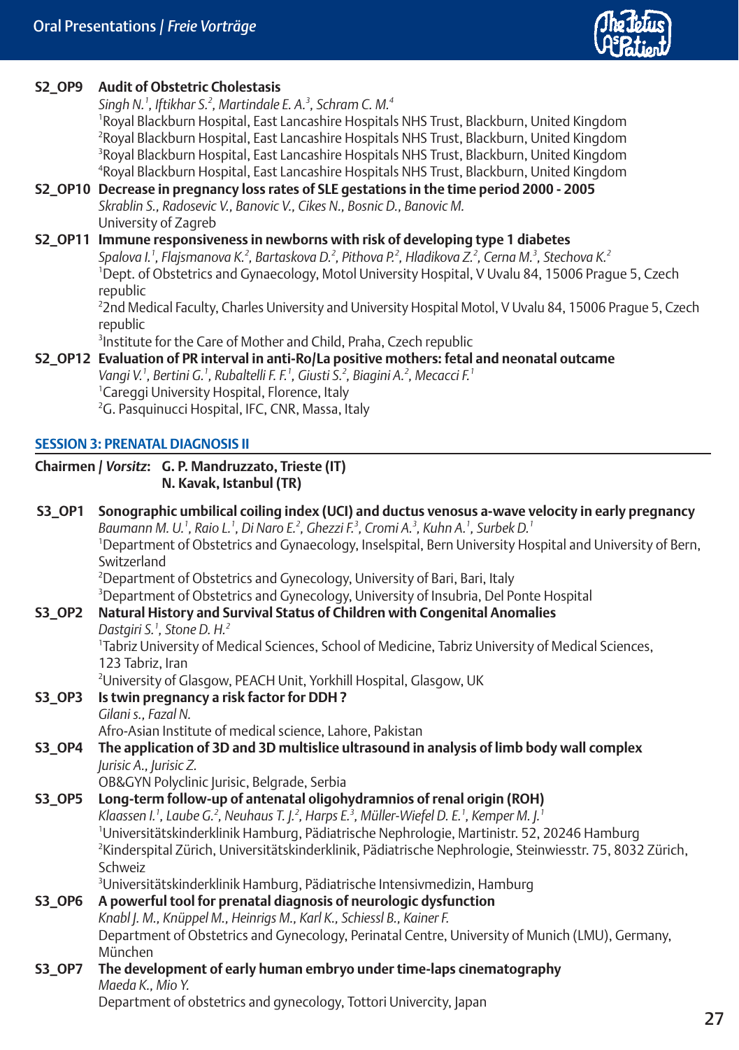**S2_OP9 Audit of Obstetric Cholestasis**

*Singh N.[1], Iftikhar S.[2], Martindale E. A.[3], Schram C. M.[4]*

[1]Royal Blackburn Hospital, East Lancashire Hospitals NHS Trust, Blackburn, United Kingdom
[2]Royal Blackburn Hospital, East Lancashire Hospitals NHS Trust, Blackburn, United Kingdom
[3]Royal Blackburn Hospital, East Lancashire Hospitals NHS Trust, Blackburn, United Kingdom
[4]Royal Blackburn Hospital, East Lancashire Hospitals NHS Trust, Blackburn, United Kingdom

**S2_OP10 Decrease in pregnancy loss rates of SLE gestations in the time period 2000 - 2005**

*Skrablin S., Radosevic V., Banovic V., Cikes N., Bosnic D., Banovic M.*

University of Zagreb

**S2_OP11 Immune responsiveness in newborns with risk of developing type 1 diabetes**

*Spalova I.[1], Flajsmanova K.[2], Bartaskova D.[2], Pithova P.[2], Hladikova Z.[2], Cerna M.[3], Stechova K.[2]*

[1]Dept. of Obstetrics and Gynaecology, Motol University Hospital, V Uvalu 84, 15006 Prague 5, Czech republic
[2]2nd Medical Faculty, Charles University and University Hospital Motol, V Uvalu 84, 15006 Prague 5, Czech republic
[3]Institute for the Care of Mother and Child, Praha, Czech republic

**S2_OP12 Evaluation of PR interval in anti-Ro/La positive mothers: fetal and neonatal outcome**

*Vangi V.[1], Bertini G.[1], Rubaltelli F. F.[1], Giusti S.[2], Biagini A.[2], Mecacci F.[1]*

[1]Careggi University Hospital, Florence, Italy
[2]G. Pasquinucci Hospital, IFC, CNR, Massa, Italy

## SESSION 3: PRENATAL DIAGNOSIS II

**Chairmen | *Vorsitz*: G. P. Mandruzzato, Trieste (IT)**
**N. Kavak, Istanbul (TR)**

**S3_OP1 Sonographic umbilical coiling index (UCI) and ductus venosus a-wave velocity in early pregnancy**

*Baumann M. U.[1], Raio L.[1], Di Naro E.[2], Ghezzi F.[3], Cromi A.[3], Kuhn A.[1], Surbek D.[1]*

[1]Department of Obstetrics and Gynaecology, Inselspital, Bern University Hospital and University of Bern, Switzerland
[2]Department of Obstetrics and Gynecology, University of Bari, Bari, Italy
[3]Department of Obstetrics and Gynecology, University of Insubria, Del Ponte Hospital

**S3_OP2 Natural History and Survival Status of Children with Congenital Anomalies**

*Dastgiri S.[1], Stone D. H.[2]*

[1]Tabriz University of Medical Sciences, School of Medicine, Tabriz University of Medical Sciences, 123 Tabriz, Iran
[2]University of Glasgow, PEACH Unit, Yorkhill Hospital, Glasgow, UK

**S3_OP3 Is twin pregnancy a risk factor for DDH ?**

*Gilani s., Fazal N.*

Afro-Asian Institute of medical science, Lahore, Pakistan

**S3_OP4 The application of 3D and 3D multislice ultrasound in analysis of limb body wall complex**

*Jurisic A., Jurisic Z.*

OB&GYN Polyclinic Jurisic, Belgrade, Serbia

**S3_OP5 Long-term follow-up of antenatal oligohydramnios of renal origin (ROH)**

*Klaassen I.[1], Laube G.[2], Neuhaus T. J.[2], Harps E.[3], Müller-Wiefel D. E.[1], Kemper M. J.[1]*

[1]Universitätskinderklinik Hamburg, Pädiatrische Nephrologie, Martinistr. 52, 20246 Hamburg
[2]Kinderspital Zürich, Universitätskinderklinik, Pädiatrische Nephrologie, Steinwiesstr. 75, 8032 Zürich, Schweiz
[3]Universitätskinderklinik Hamburg, Pädiatrische Intensivmedizin, Hamburg

**S3_OP6 A powerful tool for prenatal diagnosis of neurologic dysfunction**

*Knabl J. M., Knüppel M., Heinrigs M., Karl K., Schiessl B., Kainer F.*

Department of Obstetrics and Gynecology, Perinatal Centre, University of Munich (LMU), Germany, München

**S3_OP7 The development of early human embryo under time-laps cinematography**

*Maeda K., Mio Y.*

Department of obstetrics and gynecology, Tottori Univercity, Japan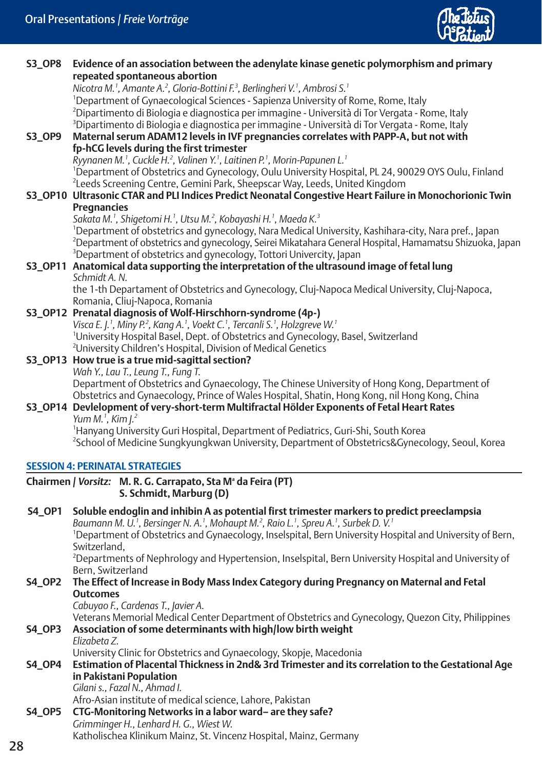**S3_OP8 Evidence of an association between the adenylate kinase genetic polymorphism and primary repeated spontaneous abortion**

*Nicotra M.[1], Amante A.[2], Gloria-Bottini F.[3], Berlingheri V.[1], Ambrosi S.[1]*
[1]Department of Gynaecological Sciences - Sapienza University of Rome, Rome, Italy
[2]Dipartimento di Biologia e diagnostica per immagine - Università di Tor Vergata - Rome, Italy
[3]Dipartimento di Biologia e diagnostica per immagine - Università di Tor Vergata - Rome, Italy

**S3_OP9 Maternal serum ADAM12 levels in IVF pregnancies correlates with PAPP-A, but not with fp-hCG levels during the first trimester**

*Ryynanen M.[1], Cuckle H.[2], Valinen Y.[1], Laitinen P.[1], Morin-Papunen L.[1]*
[1]Department of Obstetrics and Gynecology, Oulu University Hospital, PL 24, 90029 OYS Oulu, Finland
[2]Leeds Screening Centre, Gemini Park, Sheepscar Way, Leeds, United Kingdom

**S3_OP10 Ultrasonic CTAR and PLI Indices Predict Neonatal Congestive Heart Failure in Monochorionic Twin Pregnancies**

*Sakata M.[1], Shigetomi H.[1], Utsu M.[2], Kobayashi H.[1], Maeda K.[3]*
[1]Department of obstetrics and gynecology, Nara Medical University, Kashihara-city, Nara pref., Japan
[2]Department of obstetrics and gynecology, Seirei Mikatahara General Hospital, Hamamatsu Shizuoka, Japan
[3]Department of obstetrics and gynecology, Tottori Univercity, Japan

**S3_OP11 Anatomical data supporting the interpretation of the ultrasound image of fetal lung**

*Schmidt A. N.*
the 1-th Departament of Obstetrics and Gynecology, Cluj-Napoca Medical University, Cluj-Napoca, Romania, Cliuj-Napoca, Romania

**S3_OP12 Prenatal diagnosis of Wolf-Hirschhorn-syndrome (4p-)**

*Visca E. J.[1], Miny P.[2], Kang A.[1], Voekt C.[1], Tercanli S.[1], Holzgreve W.[1]*
[1]University Hospital Basel, Dept. of Obstetrics and Gynecology, Basel, Switzerland
[2]University Children's Hospital, Division of Medical Genetics

**S3_OP13 How true is a true mid-sagittal section?**

*Wah Y., Lau T., Leung T., Fung T.*
Department of Obstetrics and Gynaecology, The Chinese University of Hong Kong, Department of Obstetrics and Gynaecology, Prince of Wales Hospital, Shatin, Hong Kong, nil Hong Kong, China

**S3_OP14 Devlelopment of very-short-term Multifractal Hölder Exponents of Fetal Heart Rates**

*Yum M.[1], Kim J.[2]*
[1]Hanyang University Guri Hospital, Department of Pediatrics, Guri-Shi, South Korea
[2]School of Medicine Sungkyungkwan University, Department of Obstetrics&Gynecology, Seoul, Korea

## SESSION 4: PERINATAL STRATEGIES

**Chairmen | *Vorsitz:*** **M. R. G. Carrapato, Sta Mª da Feira (PT)**
**S. Schmidt, Marburg (D)**

**S4_OP1 Soluble endoglin and inhibin A as potential first trimester markers to predict preeclampsia**

*Baumann M. U.[1], Bersinger N. A.[1], Mohaupt M.[2], Raio L.[1], Spreu A.[1], Surbek D. V.[1]*
[1]Department of Obstetrics and Gynaecology, Inselspital, Bern University Hospital and University of Bern, Switzerland,
[2]Departments of Nephrology and Hypertension, Inselspital, Bern University Hospital and University of Bern, Switzerland

**S4_OP2 The Effect of Increase in Body Mass Index Category during Pregnancy on Maternal and Fetal Outcomes**

*Cabuyao F., Cardenas T., Javier A.*
Veterans Memorial Medical Center Department of Obstetrics and Gynecology, Quezon City, Philippines

**S4_OP3 Association of some determinants with high/low birth weight**

*Elizabeta Z.*
University Clinic for Obstetrics and Gynaecology, Skopje, Macedonia

**S4_OP4 Estimation of Placental Thickness in 2nd& 3rd Trimester and its correlation to the Gestational Age in Pakistani Population**

*Gilani s., Fazal N., Ahmad I.*
Afro-Asian institute of medical science, Lahore, Pakistan

**S4_OP5 CTG-Monitoring Networks in a labor ward– are they safe?**

*Grimminger H., Lenhard H. G., Wiest W.*
Katholischea Klinikum Mainz, St. Vincenz Hospital, Mainz, Germany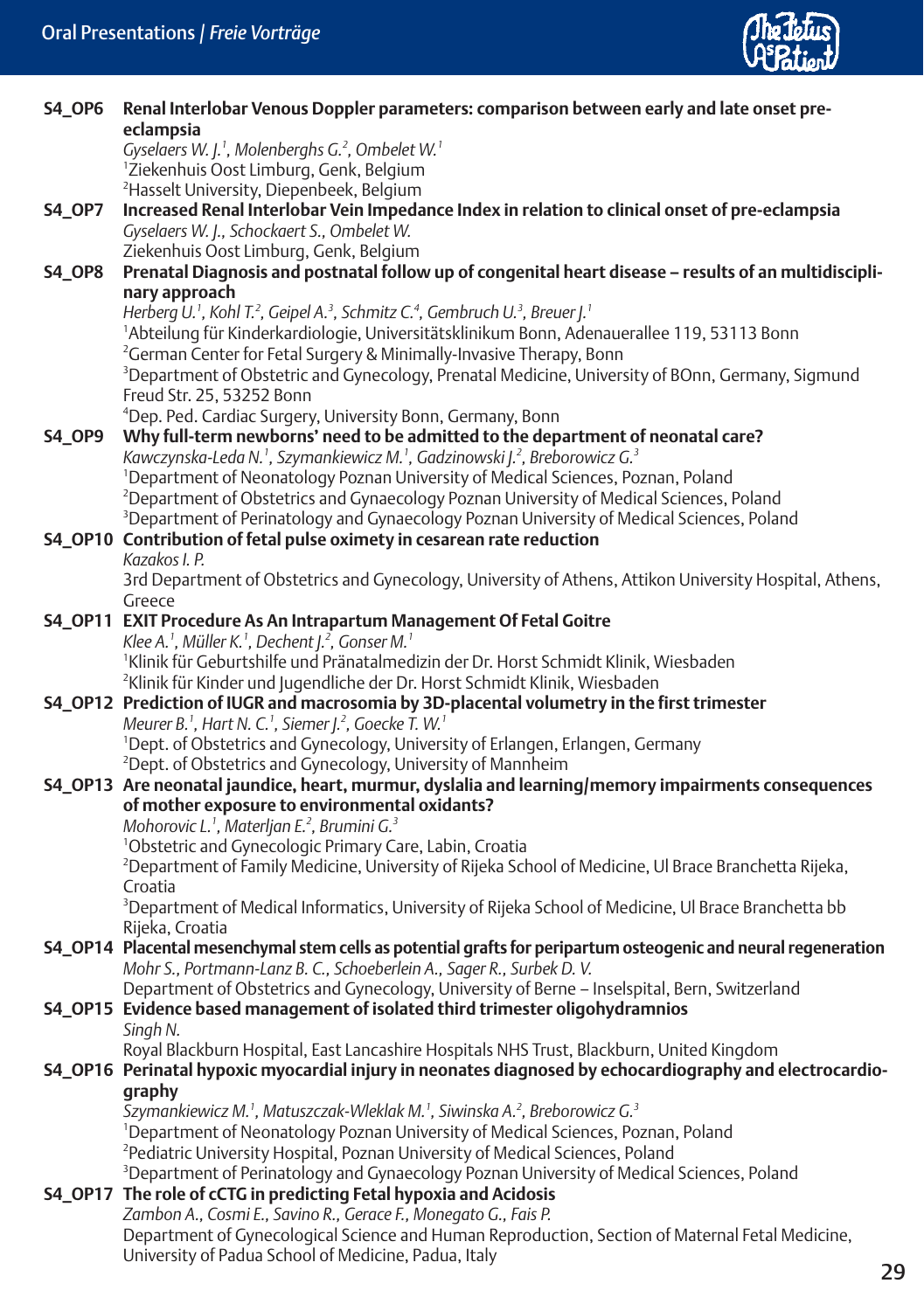**S4_OP6 Renal Interlobar Venous Doppler parameters: comparison between early and late onset pre-eclampsia**

*Gyselaers W. J.[1], Molenberghs G.[2], Ombelet W.[1]*
[1]Ziekenhuis Oost Limburg, Genk, Belgium
[2]Hasselt University, Diepenbeek, Belgium

**S4_OP7 Increased Renal Interlobar Vein Impedance Index in relation to clinical onset of pre-eclampsia**

*Gyselaers W. J., Schockaert S., Ombelet W.*
Ziekenhuis Oost Limburg, Genk, Belgium

**S4_OP8 Prenatal Diagnosis and postnatal follow up of congenital heart disease – results of an multidisciplinary approach**

*Herberg U.[1], Kohl T.[2], Geipel A.[3], Schmitz C.[4], Gembruch U.[3], Breuer J.[1]*
[1]Abteilung für Kinderkardiologie, Universitätsklinikum Bonn, Adenauerallee 119, 53113 Bonn
[2]German Center for Fetal Surgery & Minimally-Invasive Therapy, Bonn
[3]Department of Obstetric and Gynecology, Prenatal Medicine, University of BOnn, Germany, Sigmund Freud Str. 25, 53252 Bonn
[4]Dep. Ped. Cardiac Surgery, University Bonn, Germany, Bonn

**S4_OP9 Why full-term newborns' need to be admitted to the department of neonatal care?**

*Kawczynska-Leda N.[1], Szymankiewicz M.[1], Gadzinowski J.[2], Breborowicz G.[3]*
[1]Department of Neonatology Poznan University of Medical Sciences, Poznan, Poland
[2]Department of Obstetrics and Gynaecology Poznan University of Medical Sciences, Poland
[3]Department of Perinatology and Gynaecology Poznan University of Medical Sciences, Poland

**S4_OP10 Contribution of fetal pulse oximety in cesarean rate reduction**

*Kazakos I. P.*
3rd Department of Obstetrics and Gynecology, University of Athens, Attikon University Hospital, Athens, Greece

**S4_OP11 EXIT Procedure As An Intrapartum Management Of Fetal Goitre**

*Klee A.[1], Müller K.[1], Dechent J.[2], Gonser M.[1]*
[1]Klinik für Geburtshilfe und Pränatalmedizin der Dr. Horst Schmidt Klinik, Wiesbaden
[2]Klinik für Kinder und Jugendliche der Dr. Horst Schmidt Klinik, Wiesbaden

**S4_OP12 Prediction of IUGR and macrosomia by 3D-placental volumetry in the first trimester**

*Meurer B.[1], Hart N. C.[1], Siemer J.[2], Goecke T. W.[1]*
[1]Dept. of Obstetrics and Gynecology, University of Erlangen, Erlangen, Germany
[2]Dept. of Obstetrics and Gynecology, University of Mannheim

**S4_OP13 Are neonatal jaundice, heart, murmur, dyslalia and learning/memory impairments consequences of mother exposure to environmental oxidants?**

*Mohorovic L.[1], Materljan E.[2], Brumini G.[3]*
[1]Obstetric and Gynecologic Primary Care, Labin, Croatia
[2]Department of Family Medicine, University of Rijeka School of Medicine, Ul Brace Branchetta Rijeka, Croatia
[3]Department of Medical Informatics, University of Rijeka School of Medicine, Ul Brace Branchetta bb Rijeka, Croatia

**S4_OP14 Placental mesenchymal stem cells as potential grafts for peripartum osteogenic and neural regeneration**

*Mohr S., Portmann-Lanz B. C., Schoeberlein A., Sager R., Surbek D. V.*
Department of Obstetrics and Gynecology, University of Berne – Inselspital, Bern, Switzerland

**S4_OP15 Evidence based management of isolated third trimester oligohydramnios**

*Singh N.*
Royal Blackburn Hospital, East Lancashire Hospitals NHS Trust, Blackburn, United Kingdom

**S4_OP16 Perinatal hypoxic myocardial injury in neonates diagnosed by echocardiography and electrocardiography**

*Szymankiewicz M.[1], Matuszczak-Wleklak M.[1], Siwinska A.[2], Breborowicz G.[3]*
[1]Department of Neonatology Poznan University of Medical Sciences, Poznan, Poland
[2]Pediatric University Hospital, Poznan University of Medical Sciences, Poland
[3]Department of Perinatology and Gynaecology Poznan University of Medical Sciences, Poland

**S4_OP17 The role of cCTG in predicting Fetal hypoxia and Acidosis**

*Zambon A., Cosmi E., Savino R., Gerace F., Monegato G., Fais P.*
Department of Gynecological Science and Human Reproduction, Section of Maternal Fetal Medicine, University of Padua School of Medicine, Padua, Italy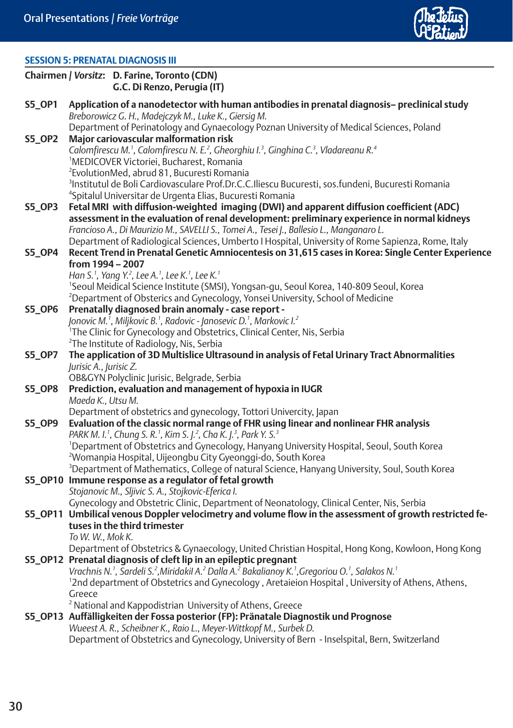## SESSION 5: PRENATAL DIAGNOSIS III

**Chairmen | *Vorsitz*:** **D. Farine, Toronto (CDN)**
**G.C. Di Renzo, Perugia (IT)**

**S5_OP1 Application of a nanodetector with human antibodies in prenatal diagnosis– preclinical study**
*Breborowicz G. H., Madejczyk M., Luke K., Giersig M.*
Department of Perinatology and Gynaecology Poznan University of Medical Sciences, Poland

**S5_OP2 Major cariovascular malformation risk**
*Calomfirescu M.[1], Calomfirescu N. E.[2], Gheorghiu I.[3], Ginghina C.[3], Vladareanu R.[4]*
[1]MEDICOVER Victoriei, Bucharest, Romania
[2]EvolutionMed, abrud 81, Bucuresti Romania
[3]Institutul de Boli Cardiovasculare Prof.Dr.C.C.Iliescu Bucuresti, sos.fundeni, Bucuresti Romania
[4]Spitalul Universitar de Urgenta Elias, Bucuresti Romania

**S5_OP3 Fetal MRI with diffusion-weighted imaging (DWI) and apparent diffusion coefficient (ADC) assessment in the evaluation of renal development: preliminary experience in normal kidneys**
*Francioso A., Di Maurizio M., SAVELLI S., Tomei A., Tesei J., Ballesio L., Manganaro L.*
Department of Radiological Sciences, Umberto I Hospital, University of Rome Sapienza, Rome, Italy

**S5_OP4 Recent Trend in Prenatal Genetic Amniocentesis on 31,615 cases in Korea: Single Center Experience from 1994 – 2007**
*Han S.[1], Yang Y.[2], Lee A.[1], Lee K.[1], Lee K.[1]*
[1]Seoul Meidical Science Institute (SMSI), Yongsan-gu, Seoul Korea, 140-809 Seoul, Korea
[2]Department of Obsterics and Gynecology, Yonsei University, School of Medicine

**S5_OP6 Prenatally diagnosed brain anomaly - case report -**
*Jonovic M.[1], Miljkovic B.[1], Radovic - Janosevic D.[1], Markovic I.[2]*
[1]The Clinic for Gynecology and Obstetrics, Clinical Center, Nis, Serbia
[2]The Institute of Radiology, Nis, Serbia

**S5_OP7 The application of 3D Multislice Ultrasound in analysis of Fetal Urinary Tract Abnormalities**
*Jurisic A., Jurisic Z.*
OB&GYN Polyclinic Jurisic, Belgrade, Serbia

**S5_OP8 Prediction, evaluation and management of hypoxia in IUGR**
*Maeda K., Utsu M.*
Department of obstetrics and gynecology, Tottori Univercity, Japan

**S5_OP9 Evaluation of the classic normal range of FHR using linear and nonlinear FHR analysis**
*PARK M. I.[1], Chung S. R.[1], Kim S. J.[2], Cha K. J.[3], Park Y. S.[3]*
[1]Department of Obstetrics and Gynecology, Hanyang University Hospital, Seoul, South Korea
[2]Womanpia Hospital, Uijeongbu City Gyeonggi-do, South Korea
[3]Department of Mathematics, College of natural Science, Hanyang University, Soul, South Korea

**S5_OP10 Immune response as a regulator of fetal growth**
*Stojanovic M., Sljivic S. A., Stojkovic-Eferica I.*
Gynecology and Obstetric Clinic, Department of Neonatology, Clinical Center, Nis, Serbia

**S5_OP11 Umbilical venous Doppler velocimetry and volume flow in the assessment of growth restricted fetuses in the third trimester**
*To W. W., Mok K.*
Department of Obstetrics & Gynaecology, United Christian Hospital, Hong Kong, Kowloon, Hong Kong

**S5_OP12 Prenatal diagnosis of cleft lip in an epileptic pregnant**
*Vrachnis N.[1], Sardeli S.[2],Miridakil A.[2] Dalla A.[2] Bakalianoy K.[1],Gregoriou O.[1], Salakos N.[1]*
[1]2nd department of Obstetrics and Gynecology , Aretaieion Hospital , University of Athens, Athens, Greece
[2] National and Kappodistrian University of Athens, Greece

**S5_OP13 Auffälligkeiten der Fossa posterior (FP): Pränatale Diagnostik und Prognose**
*Wueest A. R., Scheibner K., Raio L., Meyer-Wittkopf M., Surbek D.*
Department of Obstetrics and Gynecology, University of Bern - Inselspital, Bern, Switzerland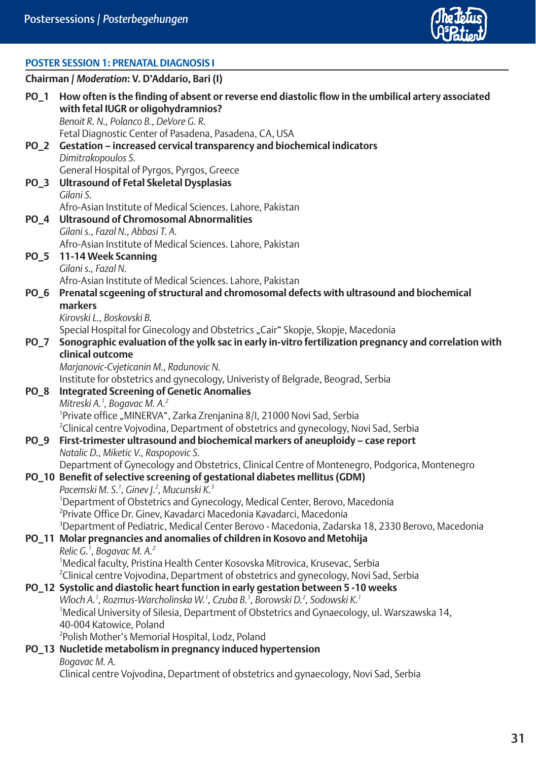## POSTER SESSION 1: PRENATAL DIAGNOSIS I

**Chairman | *Moderation*: V. D'Addario, Bari (I)**

**PO_1 How often is the finding of absent or reverse end diastolic flow in the umbilical artery associated with fetal IUGR or oligohydramnios?**
*Benoit R. N., Polanco B., DeVore G. R.*
Fetal Diagnostic Center of Pasadena, Pasadena, CA, USA

**PO_2 Gestation – increased cervical transparency and biochemical indicators**
*Dimitrakopoulos S.*
General Hospital of Pyrgos, Pyrgos, Greece

**PO_3 Ultrasound of Fetal Skeletal Dysplasias**
*Gilani S.*
Afro-Asian Institute of Medical Sciences. Lahore, Pakistan

**PO_4 Ultrasound of Chromosomal Abnormalities**
*Gilani s., Fazal N., Abbasi T. A.*
Afro-Asian Institute of Medical Sciences. Lahore, Pakistan

**PO_5 11-14 Week Scanning**
*Gilani s., Fazal N.*
Afro-Asian Institute of Medical Sciences. Lahore, Pakistan

**PO_6 Prenatal scgeening of structural and chromosomal defects with ultrasound and biochemical markers**
*Kirovski L., Boskovski B.*
Special Hospital for Ginecology and Obstetrics „Cair" Skopje, Skopje, Macedonia

**PO_7 Sonographic evaluation of the yolk sac in early in-vitro fertilization pregnancy and correlation with clinical outcome**
*Marjanovic-Cvjeticanin M., Radunovic N.*
Institute for obstetrics and gynecology, Univeristy of Belgrade, Beograd, Serbia

**PO_8 Integrated Screening of Genetic Anomalies**
*Mitreski A.[1], Bogavac M. A.[2]*
[1]Private office „MINERVA", Zarka Zrenjanina 8/I, 21000 Novi Sad, Serbia
[2]Clinical centre Vojvodina, Department of obstetrics and gynecology, Novi Sad, Serbia

**PO_9 First-trimester ultrasound and biochemical markers of aneuploidy – case report**
*Natalic D., Miketic V., Raspopovic S.*
Department of Gynecology and Obstetrics, Clinical Centre of Montenegro, Podgorica, Montenegro

**PO_10 Benefit of selective screening of gestational diabetes mellitus (GDM)**
*Pacemski M. S.[1], Ginev J.[2], Mucunski K.[3]*
[1]Department of Obstetrics and Gynecology, Medical Center, Berovo, Macedonia
[2]Private Office Dr. Ginev, Kavadarci Macedonia Kavadarci, Macedonia
[3]Department of Pediatric, Medical Center Berovo - Macedonia, Zadarska 18, 2330 Berovo, Macedonia

**PO_11 Molar pregnancies and anomalies of children in Kosovo and Metohija**
*Relic G.[1], Bogavac M. A.[2]*
[1]Medical faculty, Pristina Health Center Kosovska Mitrovica, Krusevac, Serbia
[2]Clinical centre Vojvodina, Department of obstetrics and gynecology, Novi Sad, Serbia

**PO_12 Systolic and diastolic heart function in early gestation between 5 -10 weeks**
*Wloch A.[1], Rozmus-Warcholinska W.[1], Czuba B.[1], Borowski D.[2], Sodowski K.[1]*
[1]Medical University of Silesia, Department of Obstetrics and Gynaecology, ul. Warszawska 14, 40-004 Katowice, Poland
[2]Polish Mother's Memorial Hospital, Lodz, Poland

**PO_13 Nucletide metabolism in pregnancy induced hypertension**
*Bogavac M. A.*
Clinical centre Vojvodina, Department of obstetrics and gynaecology, Novi Sad, Serbia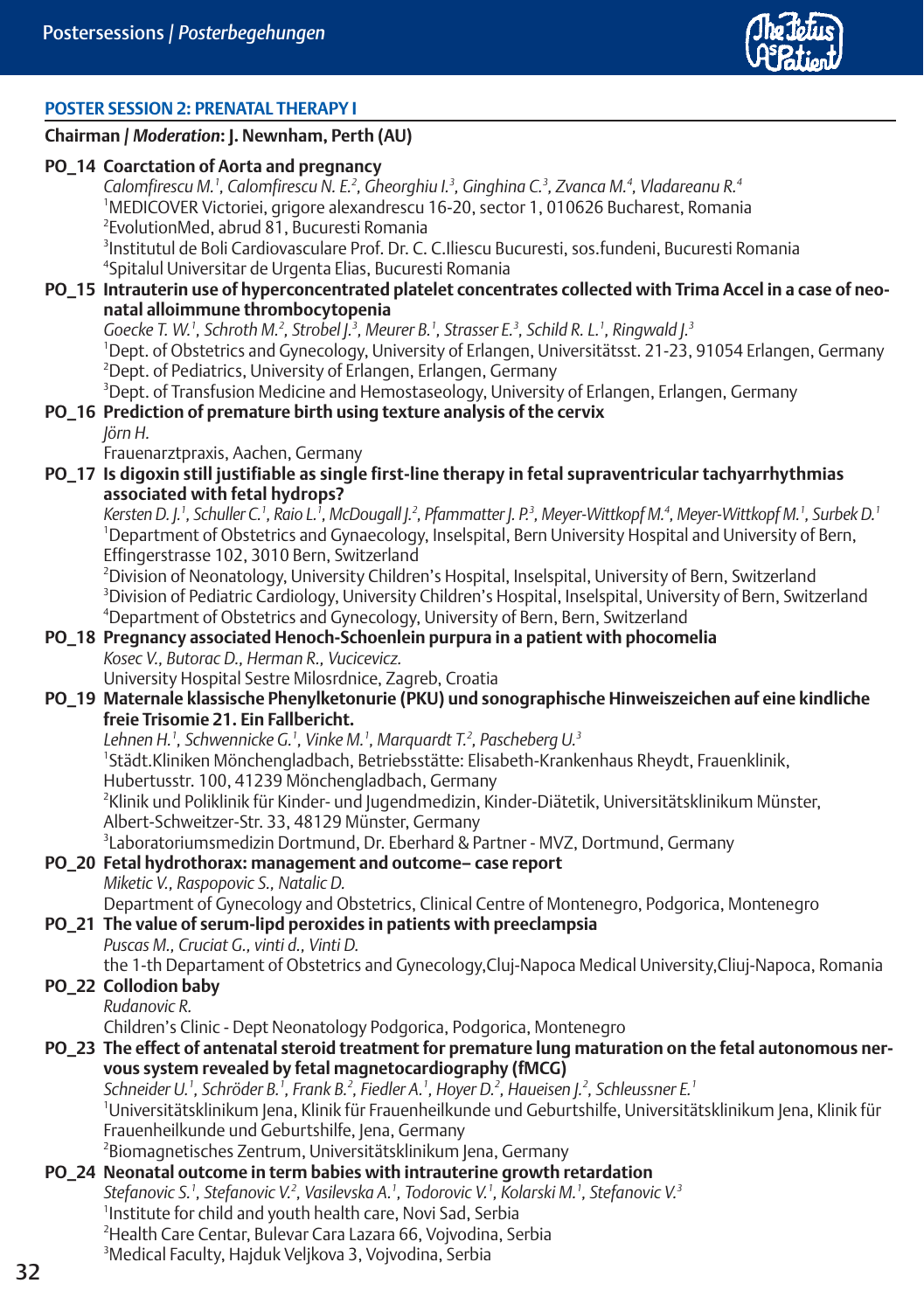## POSTER SESSION 2: PRENATAL THERAPY I

**Chairman | *Moderation*: J. Newnham, Perth (AU)**

**PO_14 Coarctation of Aorta and pregnancy**

*Calomfirescu M.[1], Calomfirescu N. E.[2], Gheorghiu I.[3], Ginghina C.[3], Zvanca M.[4], Vladareanu R.[4]*

[1]MEDICOVER Victoriei, grigore alexandrescu 16-20, sector 1, 010626 Bucharest, Romania
[2]EvolutionMed, abrud 81, Bucuresti Romania
[3]Institutul de Boli Cardiovasculare Prof. Dr. C. C.Iliescu Bucuresti, sos.fundeni, Bucuresti Romania
[4]Spitalul Universitar de Urgenta Elias, Bucuresti Romania

**PO_15 Intrauterin use of hyperconcentrated platelet concentrates collected with Trima Accel in a case of neonatal alloimmune thrombocytopenia**

*Goecke T. W.[1], Schroth M.[2], Strobel J.[3], Meurer B.[1], Strasser E.[3], Schild R. L.[1], Ringwald J.[3]*

[1]Dept. of Obstetrics and Gynecology, University of Erlangen, Universitätsst. 21-23, 91054 Erlangen, Germany
[2]Dept. of Pediatrics, University of Erlangen, Erlangen, Germany
[3]Dept. of Transfusion Medicine and Hemostaseology, University of Erlangen, Erlangen, Germany

**PO_16 Prediction of premature birth using texture analysis of the cervix**

*Jörn H.*

Frauenarztpraxis, Aachen, Germany

**PO_17 Is digoxin still justifiable as single first-line therapy in fetal supraventricular tachyarrhythmias associated with fetal hydrops?**

*Kersten D. J.[1], Schuller C.[1], Raio L.[1], McDougall J.[2], Pfammatter J. P.[3], Meyer-Wittkopf M.[4], Meyer-Wittkopf M.[1], Surbek D.[1]*

[1]Department of Obstetrics and Gynaecology, Inselspital, Bern University Hospital and University of Bern, Effingerstrasse 102, 3010 Bern, Switzerland
[2]Division of Neonatology, University Children's Hospital, Inselspital, University of Bern, Switzerland
[3]Division of Pediatric Cardiology, University Children's Hospital, Inselspital, University of Bern, Switzerland
[4]Department of Obstetrics and Gynecology, University of Bern, Bern, Switzerland

**PO_18 Pregnancy associated Henoch-Schoenlein purpura in a patient with phocomelia**

*Kosec V., Butorac D., Herman R., Vucicevicz.*

University Hospital Sestre Milosrdnice, Zagreb, Croatia

**PO_19 Maternale klassische Phenylketonurie (PKU) und sonographische Hinweiszeichen auf eine kindliche freie Trisomie 21. Ein Fallbericht.**

*Lehnen H.[1], Schwennicke G.[1], Vinke M.[1], Marquardt T.[2], Pascheberg U.[3]*

[1]Städt.Kliniken Mönchengladbach, Betriebsstätte: Elisabeth-Krankenhaus Rheydt, Frauenklinik, Hubertusstr. 100, 41239 Mönchengladbach, Germany
[2]Klinik und Poliklinik für Kinder- und Jugendmedizin, Kinder-Diätetik, Universitätsklinikum Münster, Albert-Schweitzer-Str. 33, 48129 Münster, Germany
[3]Laboratoriumsmedizin Dortmund, Dr. Eberhard & Partner - MVZ, Dortmund, Germany

**PO_20 Fetal hydrothorax: management and outcome– case report**

*Miketic V., Raspopovic S., Natalic D.*

Department of Gynecology and Obstetrics, Clinical Centre of Montenegro, Podgorica, Montenegro

**PO_21 The value of serum-lipd peroxides in patients with preeclampsia**

*Puscas M., Cruciat G., vinti d., Vinti D.*

the 1-th Departament of Obstetrics and Gynecology,Cluj-Napoca Medical University,Cliuj-Napoca, Romania

**PO_22 Collodion baby**

*Rudanovic R.*

Children's Clinic - Dept Neonatology Podgorica, Podgorica, Montenegro

**PO_23 The effect of antenatal steroid treatment for premature lung maturation on the fetal autonomous nervous system revealed by fetal magnetocardiography (fMCG)**

*Schneider U.[1], Schröder B.[1], Frank B.[2], Fiedler A.[1], Hoyer D.[2], Haueisen J.[2], Schleussner E.[1]*

[1]Universitätsklinikum Jena, Klinik für Frauenheilkunde und Geburtshilfe, Universitätsklinikum Jena, Klinik für Frauenheilkunde und Geburtshilfe, Jena, Germany
[2]Biomagnetisches Zentrum, Universitätsklinikum Jena, Germany

**PO_24 Neonatal outcome in term babies with intrauterine growth retardation**

*Stefanovic S.[1], Stefanovic V.[2], Vasilevska A.[1], Todorovic V.[1], Kolarski M.[1], Stefanovic V.[3]*

[1]Institute for child and youth health care, Novi Sad, Serbia
[2]Health Care Centar, Bulevar Cara Lazara 66, Vojvodina, Serbia
[3]Medical Faculty, Hajduk Veljkova 3, Vojvodina, Serbia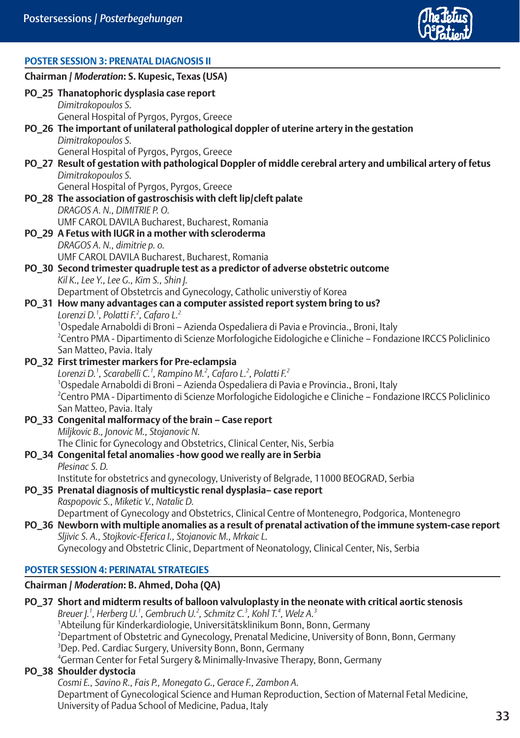## POSTER SESSION 3: PRENATAL DIAGNOSIS II

**Chairman | *Moderation*: S. Kupesic, Texas (USA)**

**PO_25 Thanatophoric dysplasia case report**
*Dimitrakopoulos S.*
General Hospital of Pyrgos, Pyrgos, Greece

**PO_26 The important of unilateral pathological doppler of uterine artery in the gestation**
*Dimitrakopoulos S.*
General Hospital of Pyrgos, Pyrgos, Greece

**PO_27 Result of gestation with pathological Doppler of middle cerebral artery and umbilical artery of fetus**
*Dimitrakopoulos S.*
General Hospital of Pyrgos, Pyrgos, Greece

**PO_28 The association of gastroschisis with cleft lip/cleft palate**
*DRAGOS A. N., DIMITRIE P. O.*
UMF CAROL DAVILA Bucharest, Bucharest, Romania

**PO_29 A Fetus with IUGR in a mother with scleroderma**
*DRAGOS A. N., dimitrie p. o.*
UMF CAROL DAVILA Bucharest, Bucharest, Romania

**PO_30 Second trimester quadruple test as a predictor of adverse obstetric outcome**
*Kil K., Lee Y., Lee G., Kim S., Shin J.*
Department of Obstetrcis and Gynecology, Catholic universtiy of Korea

**PO_31 How many advantages can a computer assisted report system bring to us?**
*Lorenzi D.[1], Polatti F.[2], Cafaro L.[2]*
[1]Ospedale Arnaboldi di Broni – Azienda Ospedaliera di Pavia e Provincia., Broni, Italy
[2]Centro PMA - Dipartimento di Scienze Morfologiche Eidologiche e Cliniche – Fondazione IRCCS Policlinico San Matteo, Pavia. Italy

**PO_32 First trimester markers for Pre-eclampsia**
*Lorenzi D.[1], Scarabelli C.[1], Rampino M.[2], Cafaro L.[2], Polatti F.[2]*
[1]Ospedale Arnaboldi di Broni – Azienda Ospedaliera di Pavia e Provincia., Broni, Italy
[2]Centro PMA - Dipartimento di Scienze Morfologiche Eidologiche e Cliniche – Fondazione IRCCS Policlinico San Matteo, Pavia. Italy

**PO_33 Congenital malformacy of the brain – Case report**
*Miljkovic B., Jonovic M., Stojanovic N.*
The Clinic for Gynecology and Obstetrics, Clinical Center, Nis, Serbia

**PO_34 Congenital fetal anomalies -how good we really are in Serbia**
*Plesinac S. D.*
Institute for obstetrics and gynecology, Univeristy of Belgrade, 11000 BEOGRAD, Serbia

**PO_35 Prenatal diagnosis of multicystic renal dysplasia– case report**
*Raspopovic S., Miketic V., Natalic D.*
Department of Gynecology and Obstetrics, Clinical Centre of Montenegro, Podgorica, Montenegro

**PO_36 Newborn with multiple anomalies as a result of prenatal activation of the immune system-case report**
*Sljivic S. A., Stojkovic-Eferica I., Stojanovic M., Mrkaic L.*
Gynecology and Obstetric Clinic, Department of Neonatology, Clinical Center, Nis, Serbia

## POSTER SESSION 4: PERINATAL STRATEGIES

**Chairman | *Moderation*: B. Ahmed, Doha (QA)**

**PO_37 Short and midterm results of balloon valvuloplasty in the neonate with critical aortic stenosis**
*Breuer J.[1], Herberg U.[1], Gembruch U.[2], Schmitz C.[3], Kohl T.[4], Welz A.[3]*
[1]Abteilung für Kinderkardiologie, Universitätsklinikum Bonn, Bonn, Germany
[2]Department of Obstetric and Gynecology, Prenatal Medicine, University of Bonn, Bonn, Germany
[3]Dep. Ped. Cardiac Surgery, University Bonn, Bonn, Germany
[4]German Center for Fetal Surgery & Minimally-Invasive Therapy, Bonn, Germany

**PO_38 Shoulder dystocia**
*Cosmi E., Savino R., Fais P., Monegato G., Gerace F., Zambon A.*
Department of Gynecological Science and Human Reproduction, Section of Maternal Fetal Medicine, University of Padua School of Medicine, Padua, Italy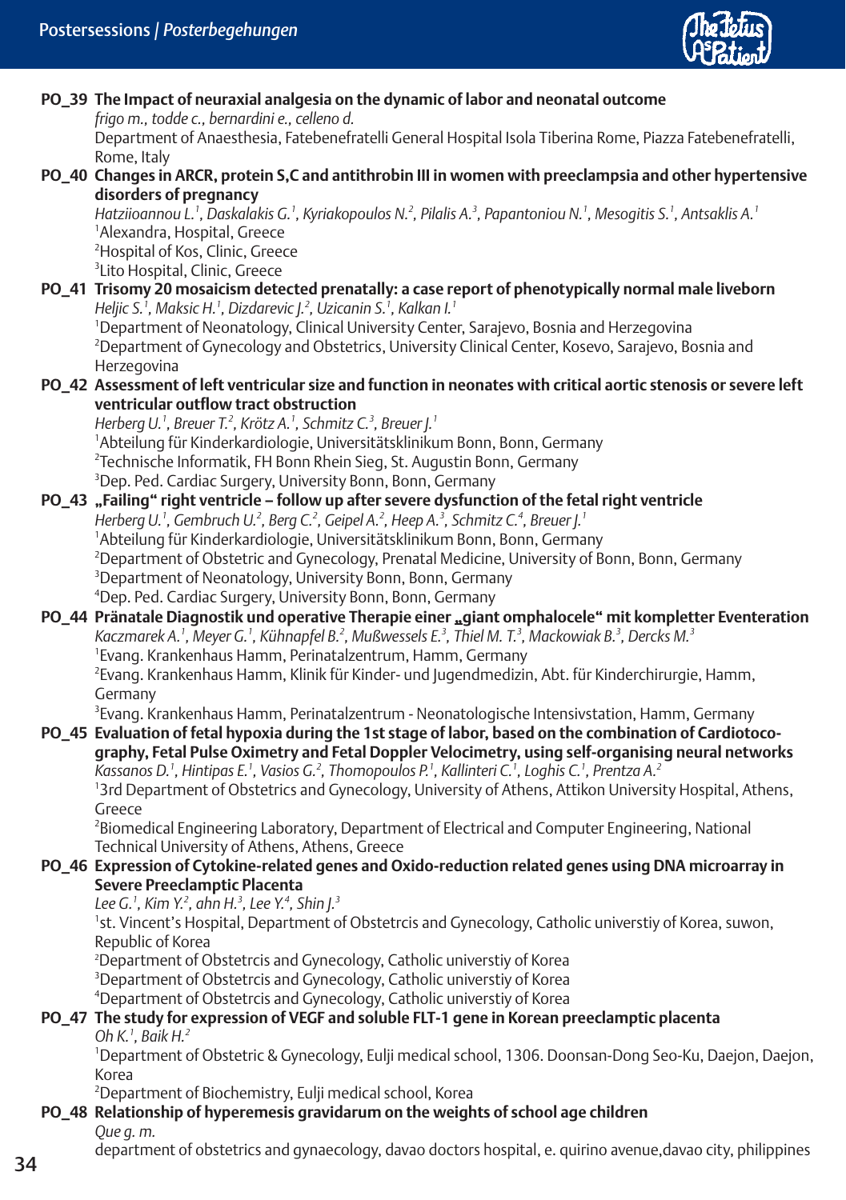**PO_39 The Impact of neuraxial analgesia on the dynamic of labor and neonatal outcome**

*frigo m., todde c., bernardini e., celleno d.*

Department of Anaesthesia, Fatebenefratelli General Hospital Isola Tiberina Rome, Piazza Fatebenefratelli, Rome, Italy

**PO_40 Changes in ARCR, protein S,C and antithrobin III in women with preeclampsia and other hypertensive disorders of pregnancy**

*Hatziioannou L.[1], Daskalakis G.[1], Kyriakopoulos N.[2], Pilalis A.[3], Papantoniou N.[1], Mesogitis S.[1], Antsaklis A.[1]*

[1]Alexandra, Hospital, Greece

[2]Hospital of Kos, Clinic, Greece

[3]Lito Hospital, Clinic, Greece

**PO_41 Trisomy 20 mosaicism detected prenatally: a case report of phenotypically normal male liveborn**

*Heljic S.[1], Maksic H.[1], Dizdarevic J.[2], Uzicanin S.[1], Kalkan I.[1]*

[1]Department of Neonatology, Clinical University Center, Sarajevo, Bosnia and Herzegovina

[2]Department of Gynecology and Obstetrics, University Clinical Center, Kosevo, Sarajevo, Bosnia and Herzegovina

**PO_42 Assessment of left ventricular size and function in neonates with critical aortic stenosis or severe left ventricular outflow tract obstruction**

*Herberg U.[1], Breuer T.[2], Krötz A.[1], Schmitz C.[3], Breuer J.[1]*

[1]Abteilung für Kinderkardiologie, Universitätsklinikum Bonn, Bonn, Germany

[2]Technische Informatik, FH Bonn Rhein Sieg, St. Augustin Bonn, Germany

[3]Dep. Ped. Cardiac Surgery, University Bonn, Bonn, Germany

**PO_43 „Failing" right ventricle – follow up after severe dysfunction of the fetal right ventricle**

*Herberg U.[1], Gembruch U.[2], Berg C.[2], Geipel A.[2], Heep A.[3], Schmitz C.[4], Breuer J.[1]*

[1]Abteilung für Kinderkardiologie, Universitätsklinikum Bonn, Bonn, Germany

[2]Department of Obstetric and Gynecology, Prenatal Medicine, University of Bonn, Bonn, Germany

[3]Department of Neonatology, University Bonn, Bonn, Germany

[4]Dep. Ped. Cardiac Surgery, University Bonn, Bonn, Germany

**PO_44 Pränatale Diagnostik und operative Therapie einer „giant omphalocele" mit kompletter Eventeration**

*Kaczmarek A.[1], Meyer G.[1], Kühnapfel B.[2], Mußwessels E.[3], Thiel M. T.[3], Mackowiak B.[3], Dercks M.[3]*

[1]Evang. Krankenhaus Hamm, Perinatalzentrum, Hamm, Germany

[2]Evang. Krankenhaus Hamm, Klinik für Kinder- und Jugendmedizin, Abt. für Kinderchirurgie, Hamm, Germany

[3]Evang. Krankenhaus Hamm, Perinatalzentrum - Neonatologische Intensivstation, Hamm, Germany

**PO_45 Evaluation of fetal hypoxia during the 1st stage of labor, based on the combination of Cardiotocography, Fetal Pulse Oximetry and Fetal Doppler Velocimetry, using self-organising neural networks**

*Kassanos D.[1], Hintipas E.[1], Vasios G.[2], Thomopoulos P.[1], Kallinteri C.[1], Loghis C.[1], Prentza A.[2]*

[1]3rd Department of Obstetrics and Gynecology, University of Athens, Attikon University Hospital, Athens, Greece

[2]Biomedical Engineering Laboratory, Department of Electrical and Computer Engineering, National Technical University of Athens, Athens, Greece

**PO_46 Expression of Cytokine-related genes and Oxido-reduction related genes using DNA microarray in Severe Preeclamptic Placenta**

*Lee G.[1], Kim Y.[2], ahn H.[3], Lee Y.[4], Shin J.[3]*

[1]st. Vincent's Hospital, Department of Obstetrcis and Gynecology, Catholic universtiy of Korea, suwon, Republic of Korea

[2]Department of Obstetrcis and Gynecology, Catholic universtiy of Korea

[3]Department of Obstetrcis and Gynecology, Catholic universtiy of Korea

[4]Department of Obstetrcis and Gynecology, Catholic universtiy of Korea

**PO_47 The study for expression of VEGF and soluble FLT-1 gene in Korean preeclamptic placenta**

*Oh K.[1], Baik H.[2]*

[1]Department of Obstetric & Gynecology, Eulji medical school, 1306. Doonsan-Dong Seo-Ku, Daejon, Korea

[2]Department of Biochemistry, Eulji medical school, Korea

**PO_48 Relationship of hyperemesis gravidarum on the weights of school age children**

*Que g. m.*

department of obstetrics and gynaecology, davao doctors hospital, e. quirino avenue,davao city, philippines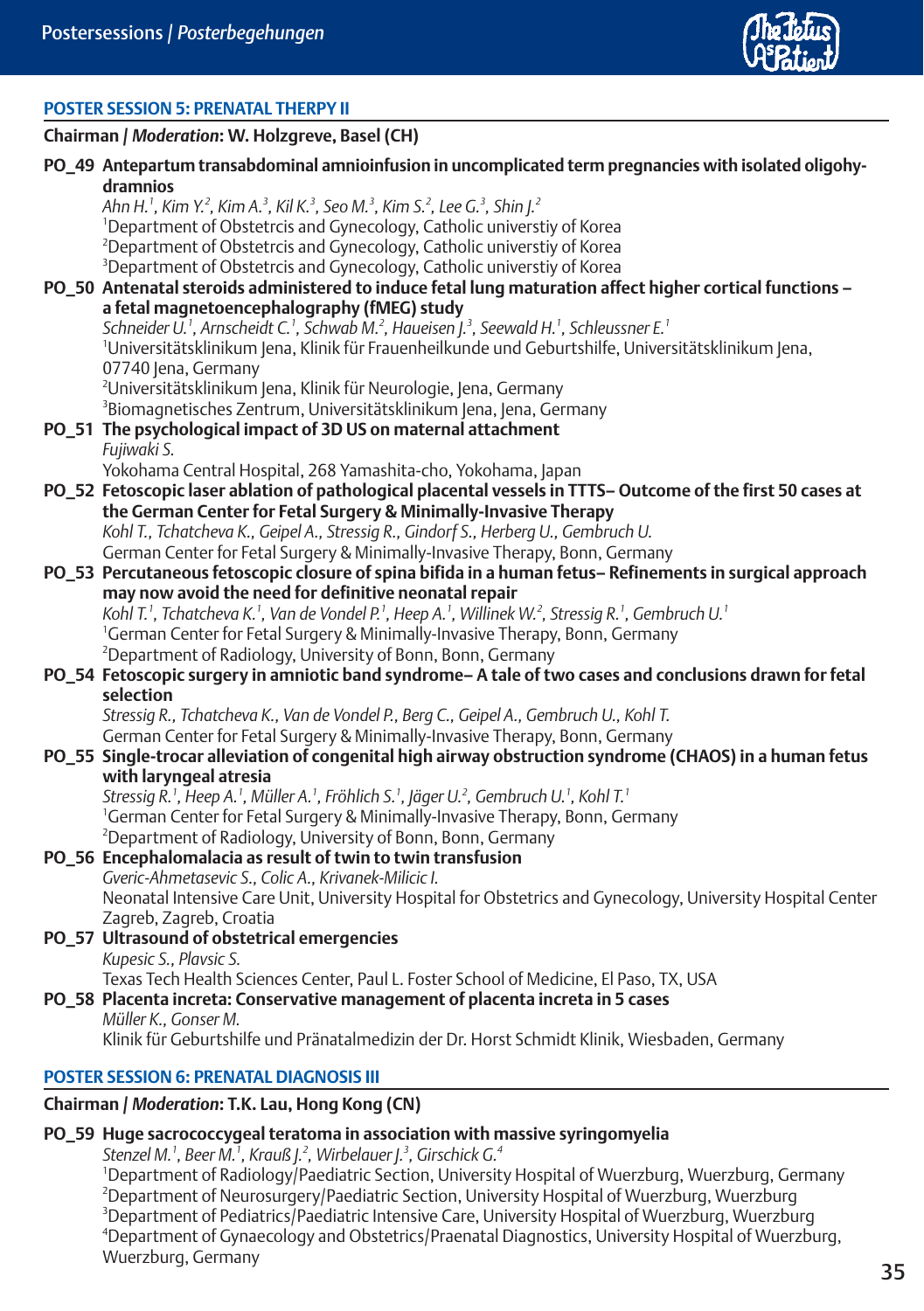## POSTER SESSION 5: PRENATAL THERPY II

**Chairman | *Moderation*: W. Holzgreve, Basel (CH)**

**PO_49 Antepartum transabdominal amnioinfusion in uncomplicated term pregnancies with isolated oligohydramnios**

*Ahn H.[1], Kim Y.[2], Kim A.[3], Kil K.[3], Seo M.[3], Kim S.[2], Lee G.[3], Shin J.[2]*
[1]Department of Obstetrcis and Gynecology, Catholic universtiy of Korea
[2]Department of Obstetrcis and Gynecology, Catholic universtiy of Korea
[3]Department of Obstetrcis and Gynecology, Catholic universtiy of Korea

**PO_50 Antenatal steroids administered to induce fetal lung maturation affect higher cortical functions – a fetal magnetoencephalography (fMEG) study**

*Schneider U.[1], Arnscheidt C.[1], Schwab M.[2], Haueisen J.[3], Seewald H.[1], Schleussner E.[1]*
[1]Universitätsklinikum Jena, Klinik für Frauenheilkunde und Geburtshilfe, Universitätsklinikum Jena, 07740 Jena, Germany
[2]Universitätsklinikum Jena, Klinik für Neurologie, Jena, Germany
[3]Biomagnetisches Zentrum, Universitätsklinikum Jena, Jena, Germany

**PO_51 The psychological impact of 3D US on maternal attachment**

*Fujiwaki S.*
Yokohama Central Hospital, 268 Yamashita-cho, Yokohama, Japan

**PO_52 Fetoscopic laser ablation of pathological placental vessels in TTTS– Outcome of the first 50 cases at the German Center for Fetal Surgery & Minimally-Invasive Therapy**

*Kohl T., Tchatcheva K., Geipel A., Stressig R., Gindorf S., Herberg U., Gembruch U.*
German Center for Fetal Surgery & Minimally-Invasive Therapy, Bonn, Germany

**PO_53 Percutaneous fetoscopic closure of spina bifida in a human fetus– Refinements in surgical approach may now avoid the need for definitive neonatal repair**

*Kohl T.[1], Tchatcheva K.[1], Van de Vondel P.[1], Heep A.[1], Willinek W.[2], Stressig R.[1], Gembruch U.[1]*
[1]German Center for Fetal Surgery & Minimally-Invasive Therapy, Bonn, Germany
[2]Department of Radiology, University of Bonn, Bonn, Germany

**PO_54 Fetoscopic surgery in amniotic band syndrome– A tale of two cases and conclusions drawn for fetal selection**

*Stressig R., Tchatcheva K., Van de Vondel P., Berg C., Geipel A., Gembruch U., Kohl T.*
German Center for Fetal Surgery & Minimally-Invasive Therapy, Bonn, Germany

**PO_55 Single-trocar alleviation of congenital high airway obstruction syndrome (CHAOS) in a human fetus with laryngeal atresia**

*Stressig R.[1], Heep A.[1], Müller A.[1], Fröhlich S.[1], Jäger U.[2], Gembruch U.[1], Kohl T.[1]*
[1]German Center for Fetal Surgery & Minimally-Invasive Therapy, Bonn, Germany
[2]Department of Radiology, University of Bonn, Bonn, Germany

**PO_56 Encephalomalacia as result of twin to twin transfusion**

*Gveric-Ahmetasevic S., Colic A., Krivanek-Milicic I.*
Neonatal Intensive Care Unit, University Hospital for Obstetrics and Gynecology, University Hospital Center Zagreb, Zagreb, Croatia

**PO_57 Ultrasound of obstetrical emergencies**

*Kupesic S., Plavsic S.*
Texas Tech Health Sciences Center, Paul L. Foster School of Medicine, El Paso, TX, USA

**PO_58 Placenta increta: Conservative management of placenta increta in 5 cases**

*Müller K., Gonser M.*
Klinik für Geburtshilfe und Pränatalmedizin der Dr. Horst Schmidt Klinik, Wiesbaden, Germany

## POSTER SESSION 6: PRENATAL DIAGNOSIS III

**Chairman | *Moderation*: T.K. Lau, Hong Kong (CN)**

**PO_59 Huge sacrococcygeal teratoma in association with massive syringomyelia**

*Stenzel M.[1], Beer M.[1], Krauß J.[2], Wirbelauer J.[3], Girschick G.[4]*
[1]Department of Radiology/Paediatric Section, University Hospital of Wuerzburg, Wuerzburg, Germany
[2]Department of Neurosurgery/Paediatric Section, University Hospital of Wuerzburg, Wuerzburg
[3]Department of Pediatrics/Paediatric Intensive Care, University Hospital of Wuerzburg, Wuerzburg
[4]Department of Gynaecology and Obstetrics/Praenatal Diagnostics, University Hospital of Wuerzburg, Wuerzburg, Germany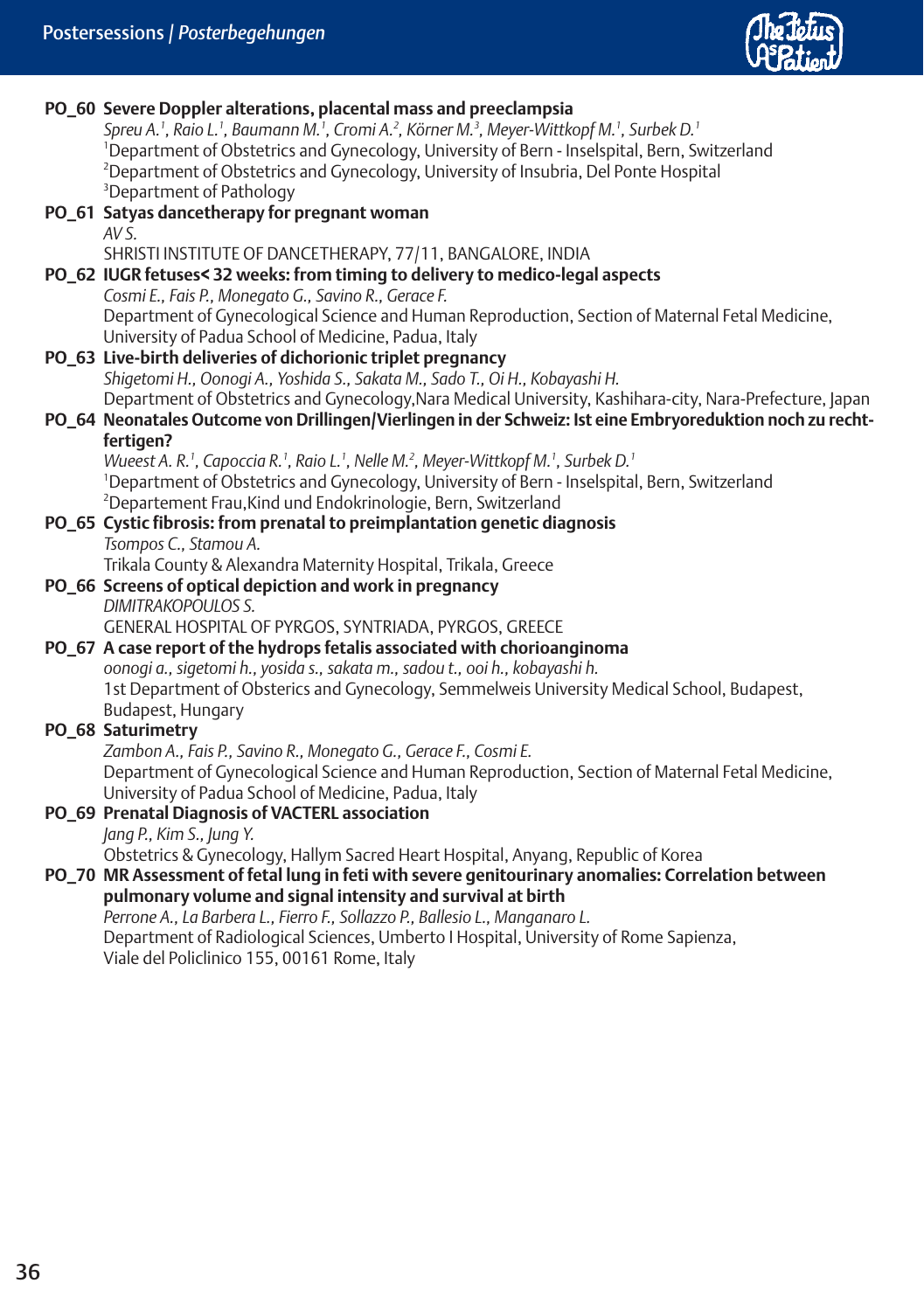**PO_60 Severe Doppler alterations, placental mass and preeclampsia**
*Spreu A.[1], Raio L.[1], Baumann M.[1], Cromi A.[2], Körner M.[3], Meyer-Wittkopf M.[1], Surbek D.[1]*
[1]Department of Obstetrics and Gynecology, University of Bern - Inselspital, Bern, Switzerland
[2]Department of Obstetrics and Gynecology, University of Insubria, Del Ponte Hospital
[3]Department of Pathology

**PO_61 Satyas dancetherapy for pregnant woman**
*AV S.*
SHRISTI INSTITUTE OF DANCETHERAPY, 77/11, BANGALORE, INDIA

**PO_62 IUGR fetuses< 32 weeks: from timing to delivery to medico-legal aspects**
*Cosmi E., Fais P., Monegato G., Savino R., Gerace F.*
Department of Gynecological Science and Human Reproduction, Section of Maternal Fetal Medicine, University of Padua School of Medicine, Padua, Italy

**PO_63 Live-birth deliveries of dichorionic triplet pregnancy**
*Shigetomi H., Oonogi A., Yoshida S., Sakata M., Sado T., Oi H., Kobayashi H.*
Department of Obstetrics and Gynecology,Nara Medical University, Kashihara-city, Nara-Prefecture, Japan

**PO_64 Neonatales Outcome von Drillingen/Vierlingen in der Schweiz: Ist eine Embryoreduktion noch zu rechtfertigen?**
*Wueest A. R.[1], Capoccia R.[1], Raio L.[1], Nelle M.[2], Meyer-Wittkopf M.[1], Surbek D.[1]*
[1]Department of Obstetrics and Gynecology, University of Bern - Inselspital, Bern, Switzerland
[2]Departement Frau,Kind und Endokrinologie, Bern, Switzerland

**PO_65 Cystic fibrosis: from prenatal to preimplantation genetic diagnosis**
*Tsompos C., Stamou A.*
Trikala County & Alexandra Maternity Hospital, Trikala, Greece

**PO_66 Screens of optical depiction and work in pregnancy**
*DIMITRAKOPOULOS S.*
GENERAL HOSPITAL OF PYRGOS, SYNTRIADA, PYRGOS, GREECE

**PO_67 A case report of the hydrops fetalis associated with chorioanginoma**
*oonogi a., sigetomi h., yosida s., sakata m., sadou t., ooi h., kobayashi h.*
1st Department of Obsterics and Gynecology, Semmelweis University Medical School, Budapest, Budapest, Hungary

**PO_68 Saturimetry**
*Zambon A., Fais P., Savino R., Monegato G., Gerace F., Cosmi E.*
Department of Gynecological Science and Human Reproduction, Section of Maternal Fetal Medicine, University of Padua School of Medicine, Padua, Italy

**PO_69 Prenatal Diagnosis of VACTERL association**
*Jang P., Kim S., Jung Y.*
Obstetrics & Gynecology, Hallym Sacred Heart Hospital, Anyang, Republic of Korea

**PO_70 MR Assessment of fetal lung in feti with severe genitourinary anomalies: Correlation between pulmonary volume and signal intensity and survival at birth**
*Perrone A., La Barbera L., Fierro F., Sollazzo P., Ballesio L., Manganaro L.*
Department of Radiological Sciences, Umberto I Hospital, University of Rome Sapienza, Viale del Policlinico 155, 00161 Rome, Italy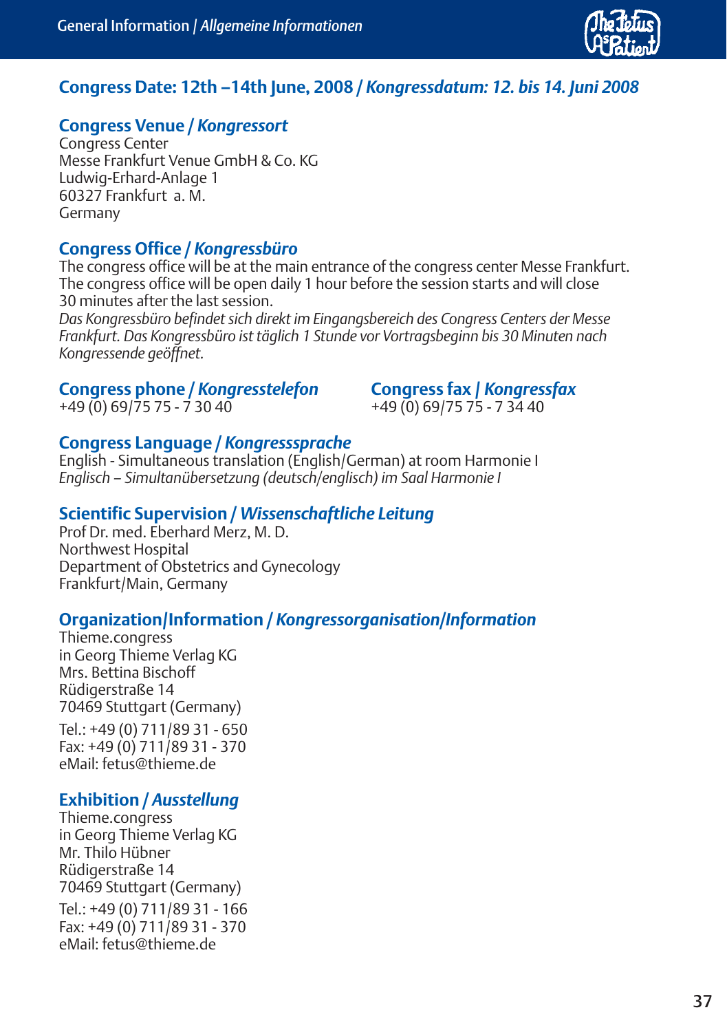## Congress Date: 12th –14th June, 2008 / *Kongressdatum: 12. bis 14. Juni 2008*

### Congress Venue / *Kongressort*

Congress Center
Messe Frankfurt Venue GmbH & Co. KG
Ludwig-Erhard-Anlage 1
60327 Frankfurt a. M.
Germany

### Congress Office / *Kongressbüro*

The congress office will be at the main entrance of the congress center Messe Frankfurt. The congress office will be open daily 1 hour before the session starts and will close 30 minutes after the last session.

*Das Kongressbüro befindet sich direkt im Eingangsbereich des Congress Centers der Messe Frankfurt. Das Kongressbüro ist täglich 1 Stunde vor Vortragsbeginn bis 30 Minuten nach Kongressende geöffnet.*

### Congress phone / *Kongresstelefon*

+49 (0) 69/75 75 - 7 30 40

### Congress fax | *Kongressfax*

+49 (0) 69/75 75 - 7 34 40

### Congress Language / *Kongresssprache*

English - Simultaneous translation (English/German) at room Harmonie I
*Englisch – Simultanübersetzung (deutsch/englisch) im Saal Harmonie I*

### Scientific Supervision / *Wissenschaftliche Leitung*

Prof Dr. med. Eberhard Merz, M. D.
Northwest Hospital
Department of Obstetrics and Gynecology
Frankfurt/Main, Germany

### Organization/Information / *Kongressorganisation/Information*

Thieme.congress
in Georg Thieme Verlag KG
Mrs. Bettina Bischoff
Rüdigerstraße 14
70469 Stuttgart (Germany)

Tel.: +49 (0) 711/89 31 - 650
Fax: +49 (0) 711/89 31 - 370
eMail: fetus@thieme.de

### Exhibition / *Ausstellung*

Thieme.congress
in Georg Thieme Verlag KG
Mr. Thilo Hübner
Rüdigerstraße 14
70469 Stuttgart (Germany)

Tel.: +49 (0) 711/89 31 - 166
Fax: +49 (0) 711/89 31 - 370
eMail: fetus@thieme.de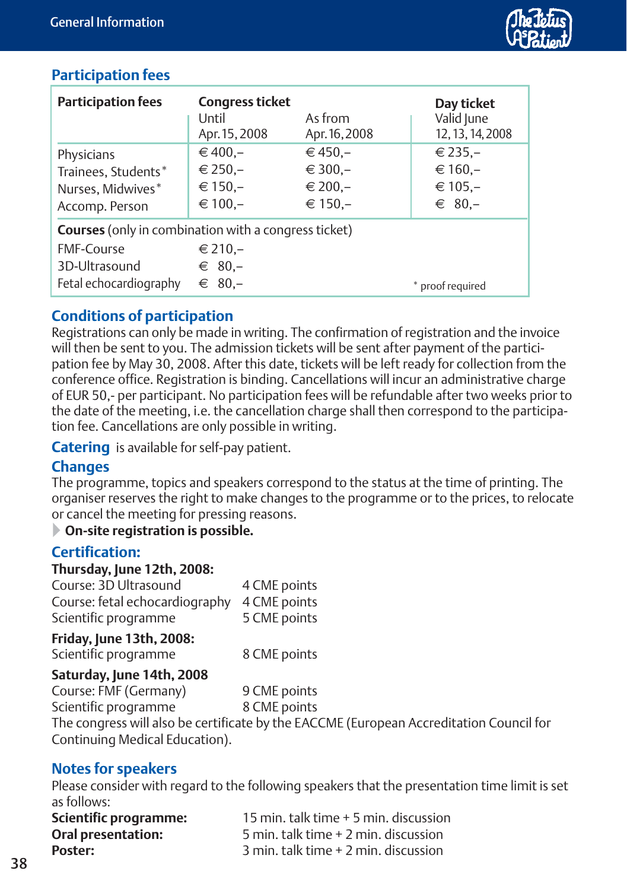## Participation fees

| Participation fees | Congress ticket Until Apr. 15, 2008 | As from Apr. 16, 2008 | Day ticket Valid June 12, 13, 14, 2008 |
|---|---|---|---|
| Physicians | € 400,– | € 450,– | € 235,– |
| Trainees, Students* | € 250,– | € 300,– | € 160,– |
| Nurses, Midwives* | € 150,– | € 200,– | € 105,– |
| Accomp. Person | € 100,– | € 150,– | € 80,– |
| **Courses** (only in combination with a congress ticket) | | | |
| FMF-Course | € 210,– | | |
| 3D-Ultrasound | € 80,– | | |
| Fetal echocardiography | € 80,– | | * proof required |

## Conditions of participation

Registrations can only be made in writing. The confirmation of registration and the invoice will then be sent to you. The admission tickets will be sent after payment of the participation fee by May 30, 2008. After this date, tickets will be left ready for collection from the conference office. Registration is binding. Cancellations will incur an administrative charge of EUR 50,- per participant. No participation fees will be refundable after two weeks prior to the date of the meeting, i.e. the cancellation charge shall then correspond to the participation fee. Cancellations are only possible in writing.

**Catering** is available for self-pay patient.

## Changes

The programme, topics and speakers correspond to the status at the time of printing. The organiser reserves the right to make changes to the programme or to the prices, to relocate or cancel the meeting for pressing reasons.

**On-site registration is possible.**

## Certification:

**Thursday, June 12th, 2008:**

Course: 3D Ultrasound 4 CME points
Course: fetal echocardiography 4 CME points
Scientific programme 5 CME points

**Friday, June 13th, 2008:**

Scientific programme 8 CME points

**Saturday, June 14th, 2008**

Course: FMF (Germany) 9 CME points
Scientific programme 8 CME points

The congress will also be certificate by the EACCME (European Accreditation Council for Continuing Medical Education).

## Notes for speakers

Please consider with regard to the following speakers that the presentation time limit is set as follows:

**Scientific programme:** 15 min. talk time + 5 min. discussion
**Oral presentation:** 5 min. talk time + 2 min. discussion
**Poster:** 3 min. talk time + 2 min. discussion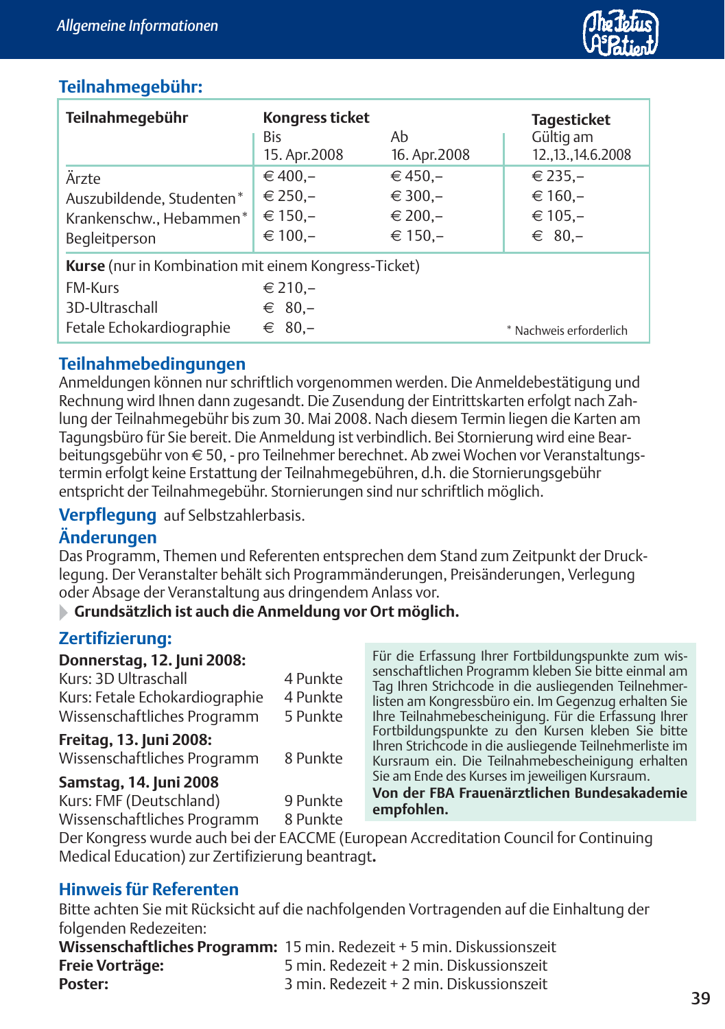## Teilnahmegebühr:

| Teilnahmegebühr | Kongress ticket Bis 15. Apr.2008 | Ab 16. Apr.2008 | Tagesticket Gültig am 12.,13.,14.6.2008 |
|---|---|---|---|
| Ärzte | € 400,– | € 450,– | € 235,– |
| Auszubildende, Studenten* | € 250,– | € 300,– | € 160,– |
| Krankenschw., Hebammen* | € 150,– | € 200,– | € 105,– |
| Begleitperson | € 100,– | € 150,– | € 80,– |
| **Kurse** (nur in Kombination mit einem Kongress-Ticket) | | | |
| FM-Kurs | € 210,– | | |
| 3D-Ultraschall | € 80,– | | |
| Fetale Echokardiographie | € 80,– | | * Nachweis erforderlich |

## Teilnahmebedingungen

Anmeldungen können nur schriftlich vorgenommen werden. Die Anmeldebestätigung und Rechnung wird Ihnen dann zugesandt. Die Zusendung der Eintrittskarten erfolgt nach Zahlung der Teilnahmegebühr bis zum 30. Mai 2008. Nach diesem Termin liegen die Karten am Tagungsbüro für Sie bereit. Die Anmeldung ist verbindlich. Bei Stornierung wird eine Bearbeitungsgebühr von € 50, - pro Teilnehmer berechnet. Ab zwei Wochen vor Veranstaltungstermin erfolgt keine Erstattung der Teilnahmegebühren, d.h. die Stornierungsgebühr entspricht der Teilnahmegebühr. Stornierungen sind nur schriftlich möglich.

## Verpflegung

auf Selbstzahlerbasis.

## Änderungen

Das Programm, Themen und Referenten entsprechen dem Stand zum Zeitpunkt der Drucklegung. Der Veranstalter behält sich Programmänderungen, Preisänderungen, Verlegung oder Absage der Veranstaltung aus dringendem Anlass vor.

**Grundsätzlich ist auch die Anmeldung vor Ort möglich.**

## Zertifizierung:

**Donnerstag, 12. Juni 2008:**

| | |
|---|---|
| Kurs: 3D Ultraschall | 4 Punkte |
| Kurs: Fetale Echokardiographie | 4 Punkte |
| Wissenschaftliches Programm | 5 Punkte |

**Freitag, 13. Juni 2008:**

| | |
|---|---|
| Wissenschaftliches Programm | 8 Punkte |

**Samstag, 14. Juni 2008**

| | |
|---|---|
| Kurs: FMF (Deutschland) | 9 Punkte |
| Wissenschaftliches Programm | 8 Punkte |

Für die Erfassung Ihrer Fortbildungspunkte zum wissenschaftlichen Programm kleben Sie bitte einmal am Tag Ihren Strichcode in die ausliegenden Teilnehmerlisten am Kongressbüro ein. Im Gegenzug erhalten Sie Ihre Teilnahmebescheinigung. Für die Erfassung Ihrer Fortbildungspunkte zu den Kursen kleben Sie bitte Ihren Strichcode in die ausliegende Teilnehmerliste im Kursraum ein. Die Teilnahmebescheinigung erhalten Sie am Ende des Kurses im jeweiligen Kursraum.

**Von der FBA Frauenärztlichen Bundesakademie empfohlen.**

Der Kongress wurde auch bei der EACCME (European Accreditation Council for Continuing Medical Education) zur Zertifizierung beantragt.

## Hinweis für Referenten

Bitte achten Sie mit Rücksicht auf die nachfolgenden Vortragenden auf die Einhaltung der folgenden Redezeiten:

| | |
|---|---|
| **Wissenschaftliches Programm:** | 15 min. Redezeit + 5 min. Diskussionszeit |
| **Freie Vorträge:** | 5 min. Redezeit + 2 min. Diskussionszeit |
| **Poster:** | 3 min. Redezeit + 2 min. Diskussionszeit |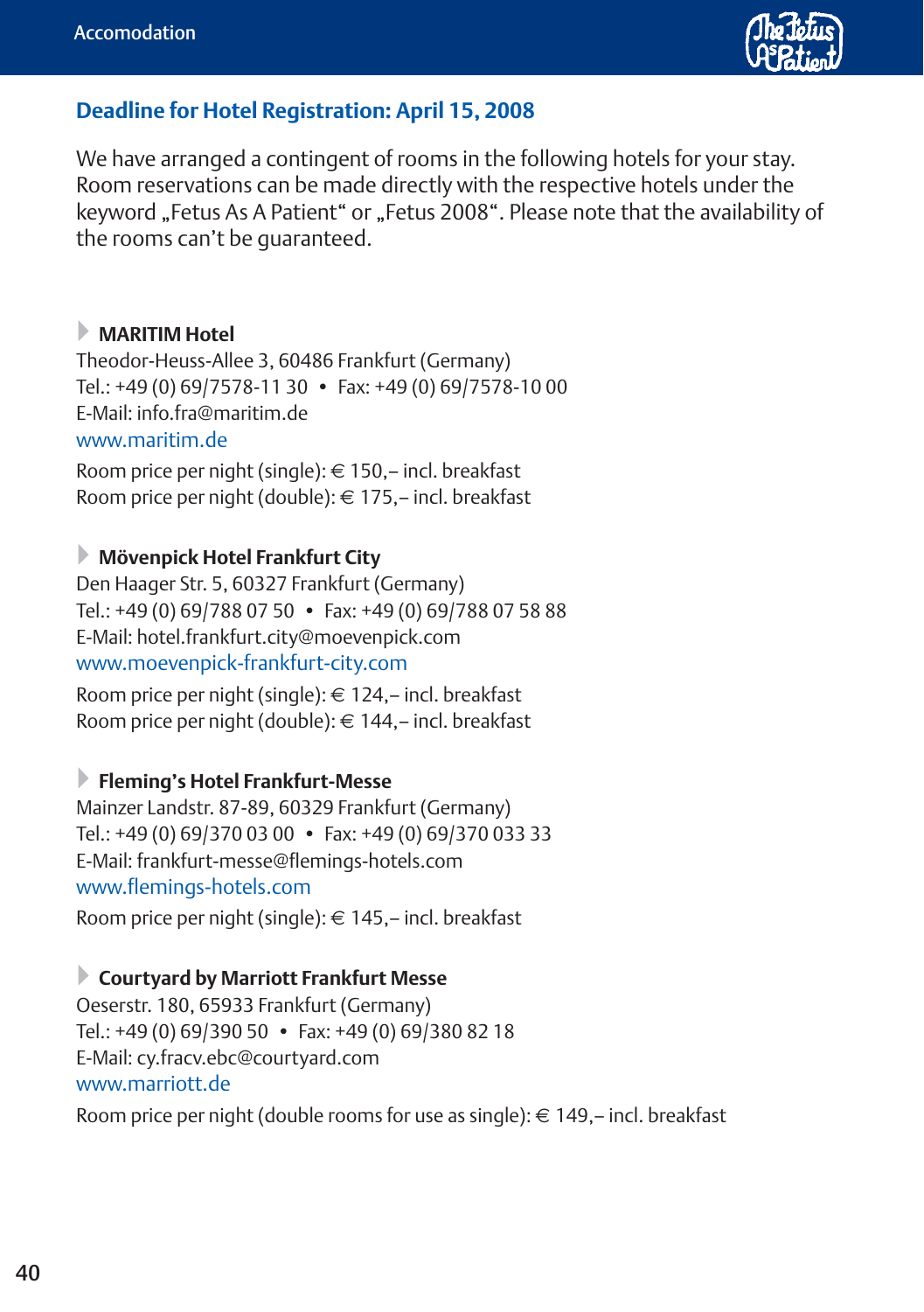## Deadline for Hotel Registration: April 15, 2008

We have arranged a contingent of rooms in the following hotels for your stay. Room reservations can be made directly with the respective hotels under the keyword „Fetus As A Patient“ or „Fetus 2008“. Please note that the availability of the rooms can't be guaranteed.

### MARITIM Hotel

Theodor-Heuss-Allee 3, 60486 Frankfurt (Germany)
Tel.: +49 (0) 69/7578-11 30 • Fax: +49 (0) 69/7578-10 00
E-Mail: info.fra@maritim.de
www.maritim.de

Room price per night (single): € 150,– incl. breakfast
Room price per night (double): € 175,– incl. breakfast

### Mövenpick Hotel Frankfurt City

Den Haager Str. 5, 60327 Frankfurt (Germany)
Tel.: +49 (0) 69/788 07 50 • Fax: +49 (0) 69/788 07 58 88
E-Mail: hotel.frankfurt.city@moevenpick.com
www.moevenpick-frankfurt-city.com

Room price per night (single): € 124,– incl. breakfast
Room price per night (double): € 144,– incl. breakfast

### Fleming's Hotel Frankfurt-Messe

Mainzer Landstr. 87-89, 60329 Frankfurt (Germany)
Tel.: +49 (0) 69/370 03 00 • Fax: +49 (0) 69/370 033 33
E-Mail: frankfurt-messe@flemings-hotels.com
www.flemings-hotels.com

Room price per night (single): € 145,– incl. breakfast

### Courtyard by Marriott Frankfurt Messe

Oeserstr. 180, 65933 Frankfurt (Germany)
Tel.: +49 (0) 69/390 50 • Fax: +49 (0) 69/380 82 18
E-Mail: cy.fracv.ebc@courtyard.com
www.marriott.de

Room price per night (double rooms for use as single): € 149,– incl. breakfast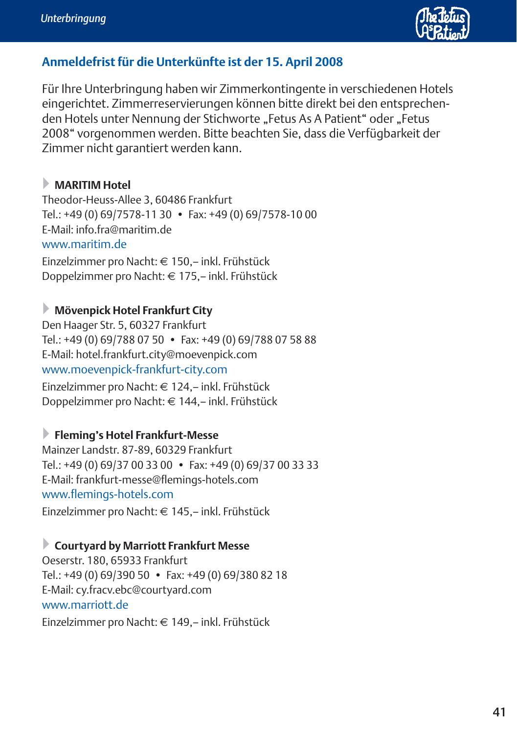## Anmeldefrist für die Unterkünfte ist der 15. April 2008

Für Ihre Unterbringung haben wir Zimmerkontingente in verschiedenen Hotels eingerichtet. Zimmerreservierungen können bitte direkt bei den entsprechenden Hotels unter Nennung der Stichworte „Fetus As A Patient" oder „Fetus 2008" vorgenommen werden. Bitte beachten Sie, dass die Verfügbarkeit der Zimmer nicht garantiert werden kann.

### MARITIM Hotel

Theodor-Heuss-Allee 3, 60486 Frankfurt
Tel.: +49 (0) 69/7578-11 30 • Fax: +49 (0) 69/7578-10 00
E-Mail: info.fra@maritim.de
www.maritim.de

Einzelzimmer pro Nacht: € 150,– inkl. Frühstück
Doppelzimmer pro Nacht: € 175,– inkl. Frühstück

### Mövenpick Hotel Frankfurt City

Den Haager Str. 5, 60327 Frankfurt
Tel.: +49 (0) 69/788 07 50 • Fax: +49 (0) 69/788 07 58 88
E-Mail: hotel.frankfurt.city@moevenpick.com
www.moevenpick-frankfurt-city.com

Einzelzimmer pro Nacht: € 124,– inkl. Frühstück
Doppelzimmer pro Nacht: € 144,– inkl. Frühstück

### Fleming's Hotel Frankfurt-Messe

Mainzer Landstr. 87-89, 60329 Frankfurt
Tel.: +49 (0) 69/37 00 33 00 • Fax: +49 (0) 69/37 00 33 33
E-Mail: frankfurt-messe@flemings-hotels.com
www.flemings-hotels.com

Einzelzimmer pro Nacht: € 145,– inkl. Frühstück

### Courtyard by Marriott Frankfurt Messe

Oeserstr. 180, 65933 Frankfurt
Tel.: +49 (0) 69/390 50 • Fax: +49 (0) 69/380 82 18
E-Mail: cy.fracv.ebc@courtyard.com
www.marriott.de

Einzelzimmer pro Nacht: € 149,– inkl. Frühstück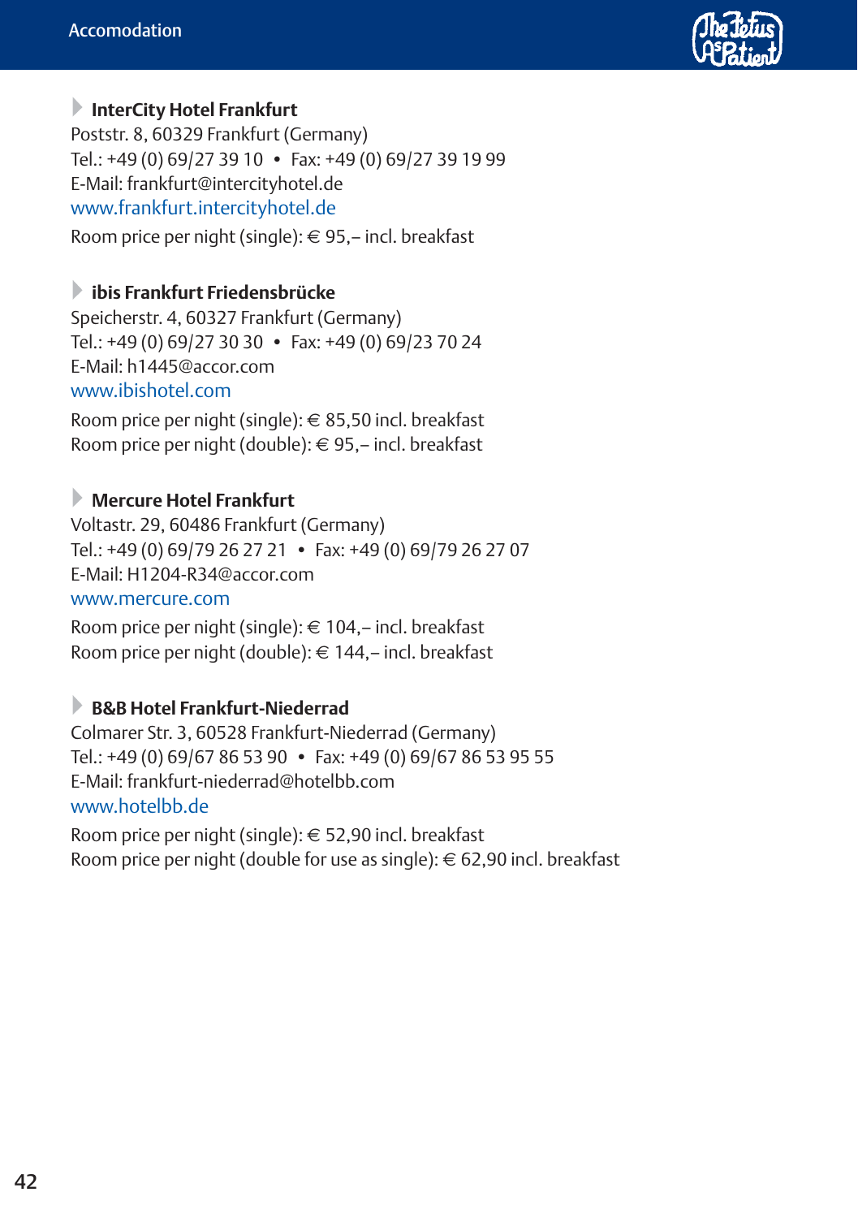### InterCity Hotel Frankfurt

Poststr. 8, 60329 Frankfurt (Germany)
Tel.: +49 (0) 69/27 39 10 • Fax: +49 (0) 69/27 39 19 99
E-Mail: frankfurt@intercityhotel.de
www.frankfurt.intercityhotel.de

Room price per night (single): € 95,– incl. breakfast

### ibis Frankfurt Friedensbrücke

Speicherstr. 4, 60327 Frankfurt (Germany)
Tel.: +49 (0) 69/27 30 30 • Fax: +49 (0) 69/23 70 24
E-Mail: h1445@accor.com
www.ibishotel.com

Room price per night (single): € 85,50 incl. breakfast
Room price per night (double): € 95,– incl. breakfast

### Mercure Hotel Frankfurt

Voltastr. 29, 60486 Frankfurt (Germany)
Tel.: +49 (0) 69/79 26 27 21 • Fax: +49 (0) 69/79 26 27 07
E-Mail: H1204-R34@accor.com
www.mercure.com

Room price per night (single): € 104,– incl. breakfast
Room price per night (double): € 144,– incl. breakfast

### B&B Hotel Frankfurt-Niederrad

Colmarer Str. 3, 60528 Frankfurt-Niederrad (Germany)
Tel.: +49 (0) 69/67 86 53 90 • Fax: +49 (0) 69/67 86 53 95 55
E-Mail: frankfurt-niederrad@hotelbb.com
www.hotelbb.de

Room price per night (single): € 52,90 incl. breakfast
Room price per night (double for use as single): € 62,90 incl. breakfast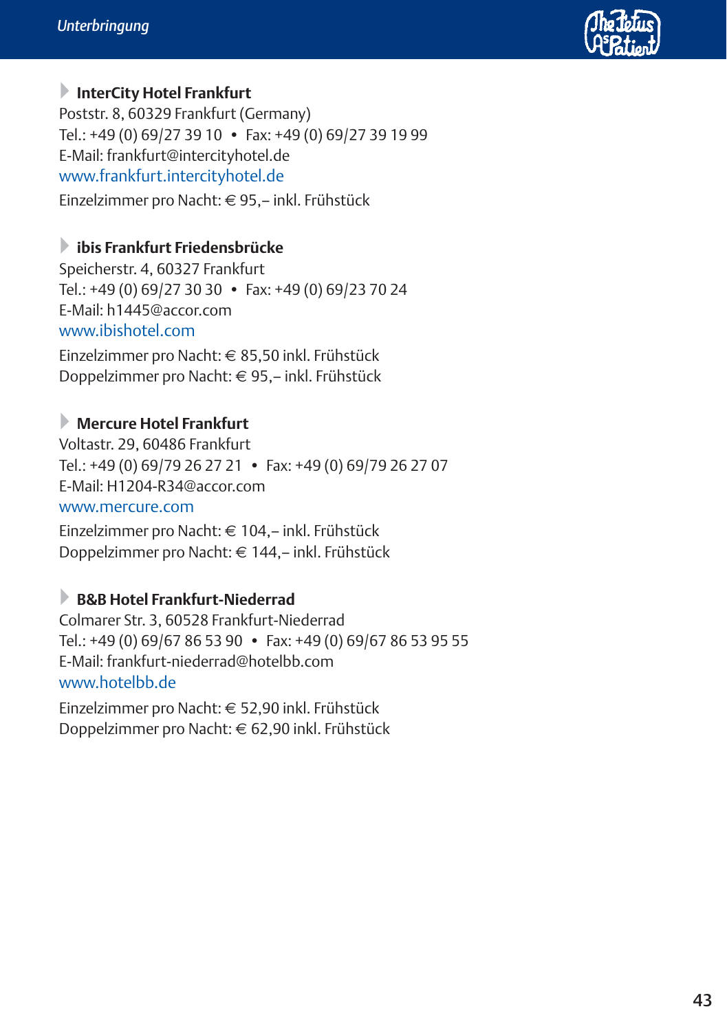### InterCity Hotel Frankfurt

Poststr. 8, 60329 Frankfurt (Germany)
Tel.: +49 (0) 69/27 39 10 • Fax: +49 (0) 69/27 39 19 99
E-Mail: frankfurt@intercityhotel.de
www.frankfurt.intercityhotel.de

Einzelzimmer pro Nacht: € 95,– inkl. Frühstück

### ibis Frankfurt Friedensbrücke

Speicherstr. 4, 60327 Frankfurt
Tel.: +49 (0) 69/27 30 30 • Fax: +49 (0) 69/23 70 24
E-Mail: h1445@accor.com
www.ibishotel.com

Einzelzimmer pro Nacht: € 85,50 inkl. Frühstück
Doppelzimmer pro Nacht: € 95,– inkl. Frühstück

### Mercure Hotel Frankfurt

Voltastr. 29, 60486 Frankfurt
Tel.: +49 (0) 69/79 26 27 21 • Fax: +49 (0) 69/79 26 27 07
E-Mail: H1204-R34@accor.com
www.mercure.com

Einzelzimmer pro Nacht: € 104,– inkl. Frühstück
Doppelzimmer pro Nacht: € 144,– inkl. Frühstück

### B&B Hotel Frankfurt-Niederrad

Colmarer Str. 3, 60528 Frankfurt-Niederrad
Tel.: +49 (0) 69/67 86 53 90 • Fax: +49 (0) 69/67 86 53 95 55
E-Mail: frankfurt-niederrad@hotelbb.com
www.hotelbb.de

Einzelzimmer pro Nacht: € 52,90 inkl. Frühstück
Doppelzimmer pro Nacht: € 62,90 inkl. Frühstück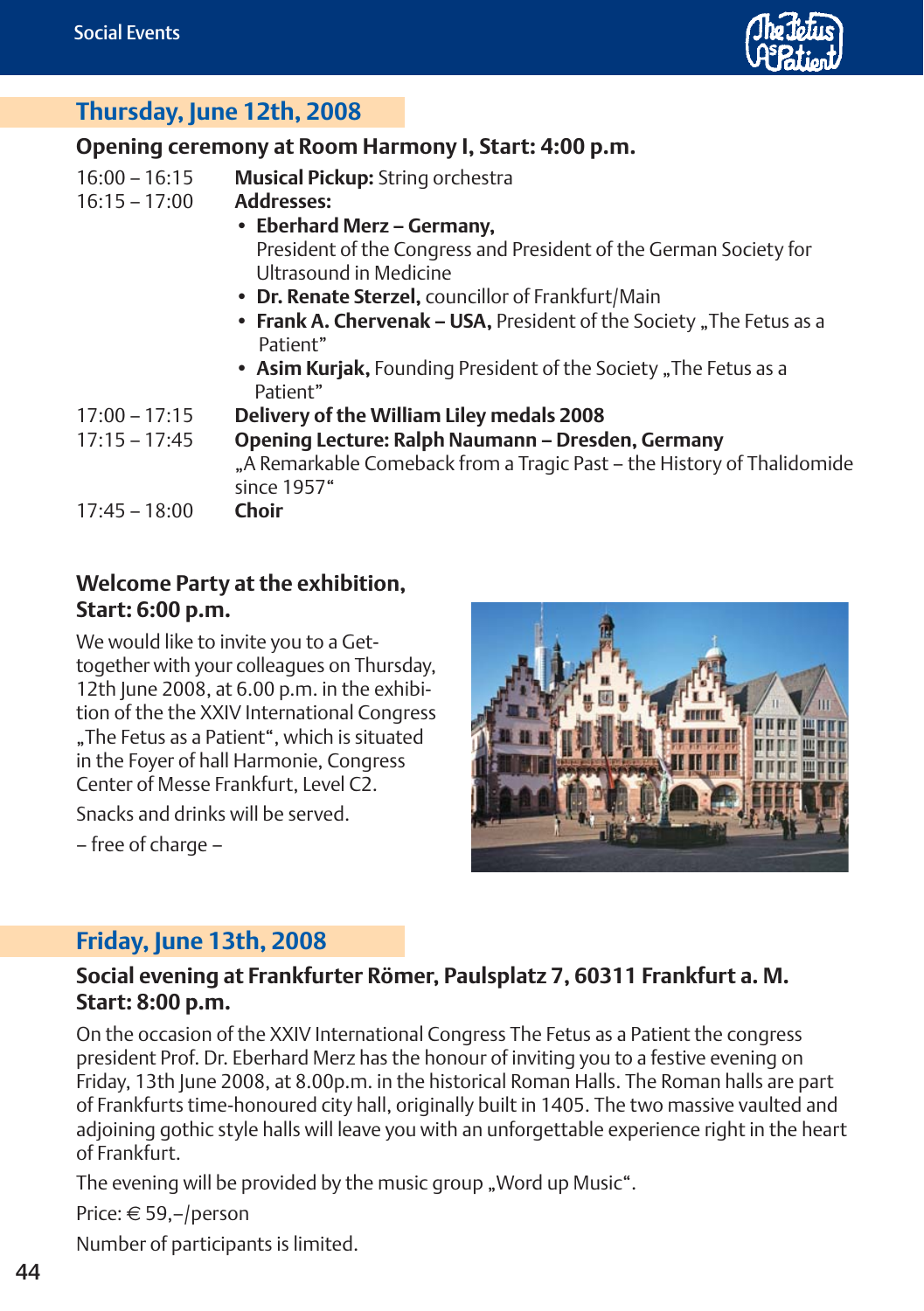## Thursday, June 12th, 2008

### Opening ceremony at Room Harmony I, Start: 4:00 p.m.

| | |
|---|---|
| 16:00 – 16:15 | **Musical Pickup:** String orchestra |
| 16:15 – 17:00 | **Addresses:** |
| | • **Eberhard Merz – Germany,** President of the Congress and President of the German Society for Ultrasound in Medicine |
| | • **Dr. Renate Sterzel,** councillor of Frankfurt/Main |
| | • **Frank A. Chervenak – USA,** President of the Society „The Fetus as a Patient" |
| | • **Asim Kurjak,** Founding President of the Society „The Fetus as a Patient" |
| 17:00 – 17:15 | **Delivery of the William Liley medals 2008** |
| 17:15 – 17:45 | **Opening Lecture: Ralph Naumann – Dresden, Germany** „A Remarkable Comeback from a Tragic Past – the History of Thalidomide since 1957" |
| 17:45 – 18:00 | **Choir** |

### Welcome Party at the exhibition, Start: 6:00 p.m.

We would like to invite you to a Get-together with your colleagues on Thursday, 12th June 2008, at 6.00 p.m. in the exhibition of the the XXIV International Congress „The Fetus as a Patient", which is situated in the Foyer of hall Harmonie, Congress Center of Messe Frankfurt, Level C2.

Snacks and drinks will be served.

– free of charge –

## Friday, June 13th, 2008

### Social evening at Frankfurter Römer, Paulsplatz 7, 60311 Frankfurt a. M. Start: 8:00 p.m.

On the occasion of the XXIV International Congress The Fetus as a Patient the congress president Prof. Dr. Eberhard Merz has the honour of inviting you to a festive evening on Friday, 13th June 2008, at 8.00p.m. in the historical Roman Halls. The Roman halls are part of Frankfurts time-honoured city hall, originally built in 1405. The two massive vaulted and adjoining gothic style halls will leave you with an unforgettable experience right in the heart of Frankfurt.

The evening will be provided by the music group „Word up Music".

Price: € 59,–/person

Number of participants is limited.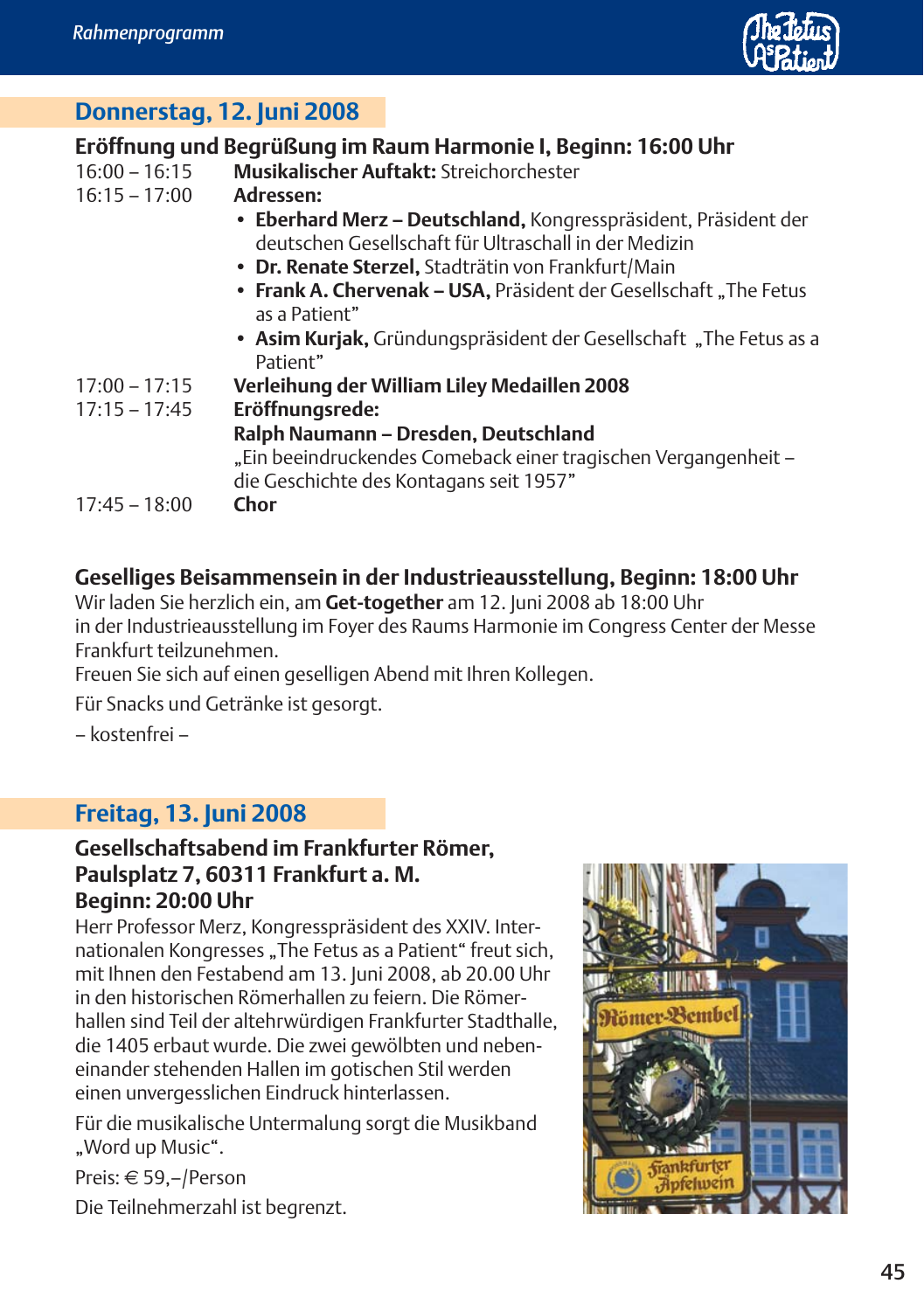## Donnerstag, 12. Juni 2008

### Eröffnung und Begrüßung im Raum Harmonie I, Beginn: 16:00 Uhr

| | |
|---|---|
| 16:00 – 16:15 | **Musikalischer Auftakt:** Streichorchester |
| 16:15 – 17:00 | **Adressen:** |

- **Eberhard Merz – Deutschland,** Kongresspräsident, Präsident der deutschen Gesellschaft für Ultraschall in der Medizin
- **Dr. Renate Sterzel,** Stadträtin von Frankfurt/Main
- **Frank A. Chervenak – USA,** Präsident der Gesellschaft „The Fetus as a Patient"
- **Asim Kurjak,** Gründungspräsident der Gesellschaft „The Fetus as a Patient"

| | |
|---|---|
| 17:00 – 17:15 | **Verleihung der William Liley Medaillen 2008** |
| 17:15 – 17:45 | **Eröffnungsrede:** **Ralph Naumann – Dresden, Deutschland** „Ein beeindruckendes Comeback einer tragischen Vergangenheit – die Geschichte des Kontagans seit 1957" |
| 17:45 – 18:00 | **Chor** |

### Geselliges Beisammensein in der Industrieausstellung, Beginn: 18:00 Uhr

Wir laden Sie herzlich ein, am **Get-together** am 12. Juni 2008 ab 18:00 Uhr in der Industrieausstellung im Foyer des Raums Harmonie im Congress Center der Messe Frankfurt teilzunehmen.
Freuen Sie sich auf einen geselligen Abend mit Ihren Kollegen.

Für Snacks und Getränke ist gesorgt.

– kostenfrei –

## Freitag, 13. Juni 2008

### Gesellschaftsabend im Frankfurter Römer, Paulsplatz 7, 60311 Frankfurt a. M. Beginn: 20:00 Uhr

Herr Professor Merz, Kongresspräsident des XXIV. Internationalen Kongresses „The Fetus as a Patient" freut sich, mit Ihnen den Festabend am 13. Juni 2008, ab 20.00 Uhr in den historischen Römerhallen zu feiern. Die Römerhallen sind Teil der altehrwürdigen Frankfurter Stadthalle, die 1405 erbaut wurde. Die zwei gewölbten und nebeneinander stehenden Hallen im gotischen Stil werden einen unvergesslichen Eindruck hinterlassen.

Für die musikalische Untermalung sorgt die Musikband „Word up Music".

Preis: € 59,–/Person

Die Teilnehmerzahl ist begrenzt.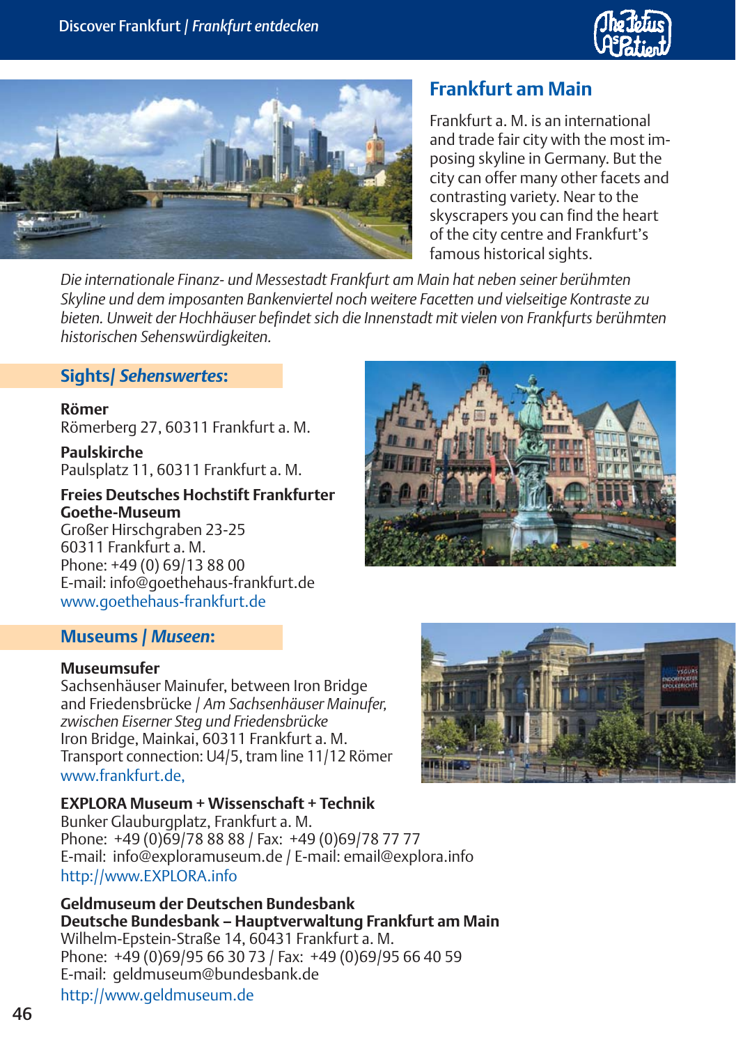## Frankfurt am Main

Frankfurt a. M. is an international and trade fair city with the most imposing skyline in Germany. But the city can offer many other facets and contrasting variety. Near to the skyscrapers you can find the heart of the city centre and Frankfurt's famous historical sights.

*Die internationale Finanz- und Messestadt Frankfurt am Main hat neben seiner berühmten Skyline und dem imposanten Bankenviertel noch weitere Facetten und vielseitige Kontraste zu bieten. Unweit der Hochhäuser befindet sich die Innenstadt mit vielen von Frankfurts berühmten historischen Sehenswürdigkeiten.*

### Sights| *Sehenswertes*:

**Römer**
Römerberg 27, 60311 Frankfurt a. M.

**Paulskirche**
Paulsplatz 11, 60311 Frankfurt a. M.

**Freies Deutsches Hochstift Frankfurter Goethe-Museum**
Großer Hirschgraben 23-25
60311 Frankfurt a. M.
Phone: +49 (0) 69/13 88 00
E-mail: info@goethehaus-frankfurt.de
www.goethehaus-frankfurt.de

### Museums | *Museen*:

**Museumsufer**
Sachsenhäuser Mainufer, between Iron Bridge and Friedensbrücke | *Am Sachsenhäuser Mainufer, zwischen Eiserner Steg und Friedensbrücke*
Iron Bridge, Mainkai, 60311 Frankfurt a. M.
Transport connection: U4/5, tram line 11/12 Römer
www.frankfurt.de,

**EXPLORA Museum + Wissenschaft + Technik**
Bunker Glauburgplatz, Frankfurt a. M.
Phone: +49 (0)69/78 88 88 | Fax: +49 (0)69/78 77 77
E-mail: info@exploramuseum.de | E-mail: email@explora.info
http://www.EXPLORA.info

**Geldmuseum der Deutschen Bundesbank**
**Deutsche Bundesbank – Hauptverwaltung Frankfurt am Main**
Wilhelm-Epstein-Straße 14, 60431 Frankfurt a. M.
Phone: +49 (0)69/95 66 30 73 | Fax: +49 (0)69/95 66 40 59
E-mail: geldmuseum@bundesbank.de
http://www.geldmuseum.de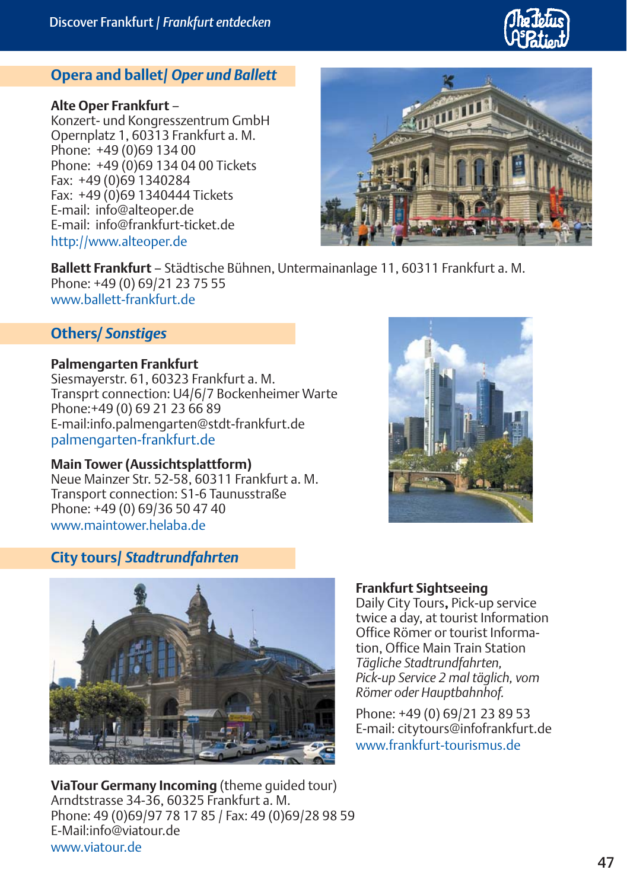## Opera and ballet/ *Oper und Ballett*

**Alte Oper Frankfurt** –
Konzert- und Kongresszentrum GmbH
Opernplatz 1, 60313 Frankfurt a. M.
Phone: +49 (0)69 134 00
Phone: +49 (0)69 134 04 00 Tickets
Fax: +49 (0)69 1340284
Fax: +49 (0)69 1340444 Tickets
E-mail: info@alteoper.de
E-mail: info@frankfurt-ticket.de
http://www.alteoper.de

**Ballett Frankfurt** – Städtische Bühnen, Untermainanlage 11, 60311 Frankfurt a. M.
Phone: +49 (0) 69/21 23 75 55
www.ballett-frankfurt.de

## Others/ *Sonstiges*

**Palmengarten Frankfurt**
Siesmayerstr. 61, 60323 Frankfurt a. M.
Transprt connection: U4/6/7 Bockenheimer Warte
Phone:+49 (0) 69 21 23 66 89
E-mail:info.palmengarten@stdt-frankfurt.de
palmengarten-frankfurt.de

**Main Tower (Aussichtsplattform)**
Neue Mainzer Str. 52-58, 60311 Frankfurt a. M.
Transport connection: S1-6 Taunusstraße
Phone: +49 (0) 69/36 50 47 40
www.maintower.helaba.de

## City tours/ *Stadtrundfahrten*

**Frankfurt Sightseeing**
Daily City Tours**,** Pick-up service twice a day, at tourist Information Office Römer or tourist Information, Office Main Train Station
*Tägliche Stadtrundfahrten, Pick-up Service 2 mal täglich, vom Römer oder Hauptbahnhof.*

Phone: +49 (0) 69/21 23 89 53
E-mail: citytours@infofrankfurt.de
www.frankfurt-tourismus.de

**ViaTour Germany Incoming** (theme guided tour)
Arndtstrasse 34-36, 60325 Frankfurt a. M.
Phone: 49 (0)69/97 78 17 85 / Fax: 49 (0)69/28 98 59
E-Mail:info@viatour.de
www.viatour.de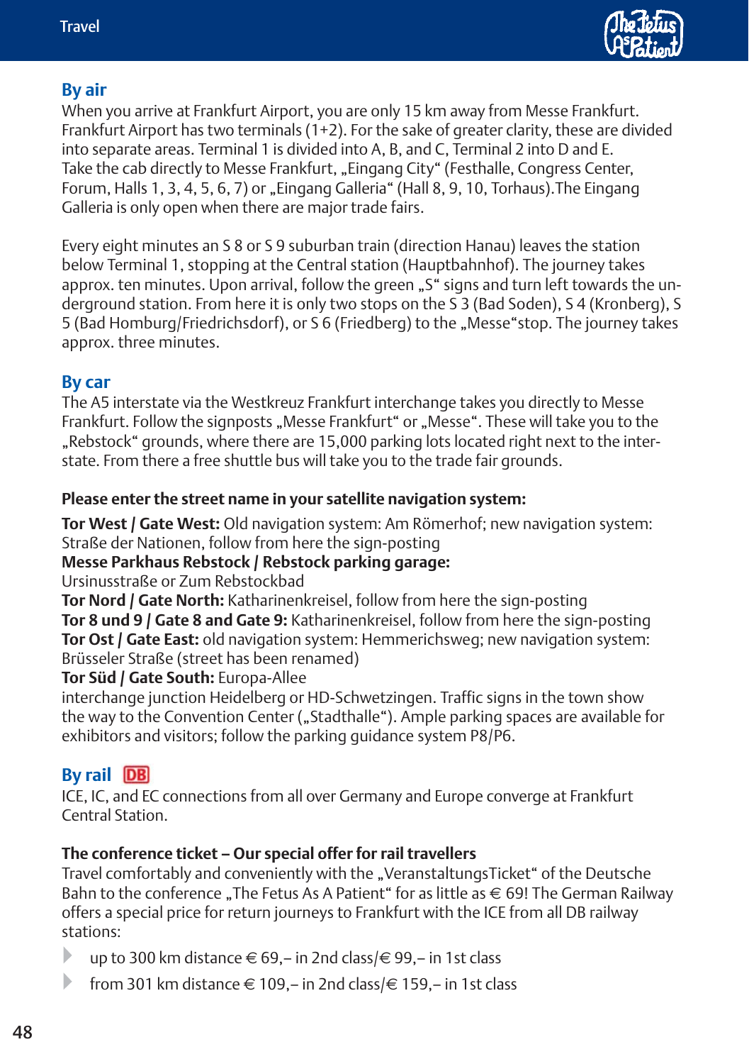## By air

When you arrive at Frankfurt Airport, you are only 15 km away from Messe Frankfurt. Frankfurt Airport has two terminals (1+2). For the sake of greater clarity, these are divided into separate areas. Terminal 1 is divided into A, B, and C, Terminal 2 into D and E. Take the cab directly to Messe Frankfurt, „Eingang City" (Festhalle, Congress Center, Forum, Halls 1, 3, 4, 5, 6, 7) or „Eingang Galleria" (Hall 8, 9, 10, Torhaus).The Eingang Galleria is only open when there are major trade fairs.

Every eight minutes an S 8 or S 9 suburban train (direction Hanau) leaves the station below Terminal 1, stopping at the Central station (Hauptbahnhof). The journey takes approx. ten minutes. Upon arrival, follow the green „S" signs and turn left towards the underground station. From here it is only two stops on the S 3 (Bad Soden), S 4 (Kronberg), S 5 (Bad Homburg/Friedrichsdorf), or S 6 (Friedberg) to the „Messe"stop. The journey takes approx. three minutes.

## By car

The A5 interstate via the Westkreuz Frankfurt interchange takes you directly to Messe Frankfurt. Follow the signposts „Messe Frankfurt" or „Messe". These will take you to the „Rebstock" grounds, where there are 15,000 parking lots located right next to the interstate. From there a free shuttle bus will take you to the trade fair grounds.

**Please enter the street name in your satellite navigation system:**

**Tor West / Gate West:** Old navigation system: Am Römerhof; new navigation system: Straße der Nationen, follow from here the sign-posting
**Messe Parkhaus Rebstock / Rebstock parking garage:**
Ursinusstraße or Zum Rebstockbad
**Tor Nord / Gate North:** Katharinenkreisel, follow from here the sign-posting
**Tor 8 und 9 / Gate 8 and Gate 9:** Katharinenkreisel, follow from here the sign-posting
**Tor Ost / Gate East:** old navigation system: Hemmerichsweg; new navigation system: Brüsseler Straße (street has been renamed)
**Tor Süd / Gate South:** Europa-Allee
interchange junction Heidelberg or HD-Schwetzingen. Traffic signs in the town show the way to the Convention Center („Stadthalle"). Ample parking spaces are available for exhibitors and visitors; follow the parking guidance system P8/P6.

## By rail DB

ICE, IC, and EC connections from all over Germany and Europe converge at Frankfurt Central Station.

**The conference ticket – Our special offer for rail travellers**
Travel comfortably and conveniently with the „VeranstaltungsTicket" of the Deutsche Bahn to the conference „The Fetus As A Patient" for as little as € 69! The German Railway offers a special price for return journeys to Frankfurt with the ICE from all DB railway stations:

- up to 300 km distance € 69,– in 2nd class/€ 99,– in 1st class
- from 301 km distance € 109,– in 2nd class/€ 159,– in 1st class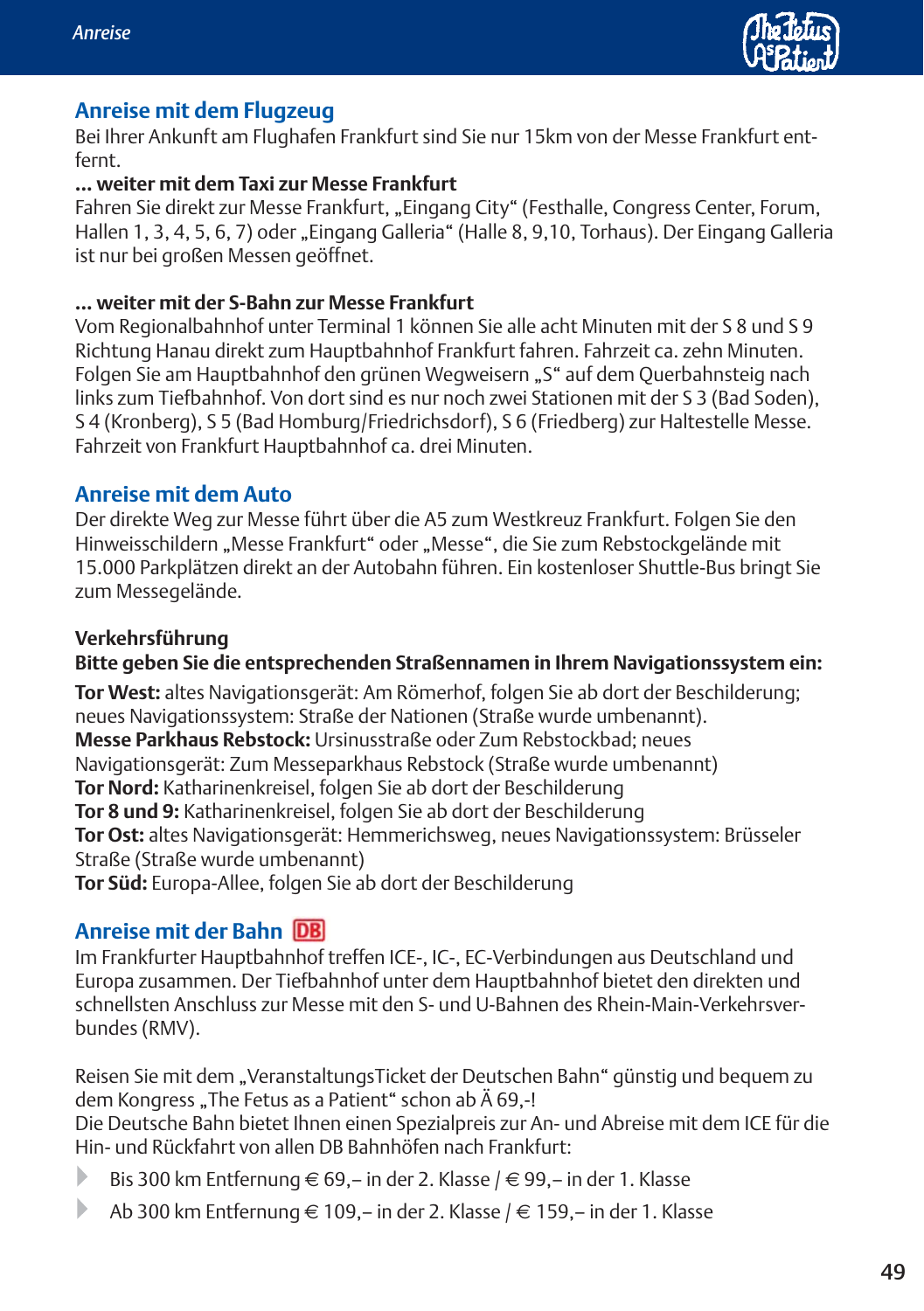## Anreise mit dem Flugzeug

Bei Ihrer Ankunft am Flughafen Frankfurt sind Sie nur 15km von der Messe Frankfurt entfernt.

**... weiter mit dem Taxi zur Messe Frankfurt**

Fahren Sie direkt zur Messe Frankfurt, „Eingang City" (Festhalle, Congress Center, Forum, Hallen 1, 3, 4, 5, 6, 7) oder „Eingang Galleria" (Halle 8, 9,10, Torhaus). Der Eingang Galleria ist nur bei großen Messen geöffnet.

**... weiter mit der S-Bahn zur Messe Frankfurt**

Vom Regionalbahnhof unter Terminal 1 können Sie alle acht Minuten mit der S 8 und S 9 Richtung Hanau direkt zum Hauptbahnhof Frankfurt fahren. Fahrzeit ca. zehn Minuten. Folgen Sie am Hauptbahnhof den grünen Wegweisern „S" auf dem Querbahnsteig nach links zum Tiefbahnhof. Von dort sind es nur noch zwei Stationen mit der S 3 (Bad Soden), S 4 (Kronberg), S 5 (Bad Homburg/Friedrichsdorf), S 6 (Friedberg) zur Haltestelle Messe. Fahrzeit von Frankfurt Hauptbahnhof ca. drei Minuten.

## Anreise mit dem Auto

Der direkte Weg zur Messe führt über die A5 zum Westkreuz Frankfurt. Folgen Sie den Hinweisschildern „Messe Frankfurt" oder „Messe", die Sie zum Rebstockgelände mit 15.000 Parkplätzen direkt an der Autobahn führen. Ein kostenloser Shuttle-Bus bringt Sie zum Messegelände.

**Verkehrsführung**
**Bitte geben Sie die entsprechenden Straßennamen in Ihrem Navigationssystem ein:**

**Tor West:** altes Navigationsgerät: Am Römerhof, folgen Sie ab dort der Beschilderung; neues Navigationssystem: Straße der Nationen (Straße wurde umbenannt).
**Messe Parkhaus Rebstock:** Ursinusstraße oder Zum Rebstockbad; neues Navigationsgerät: Zum Messeparkhaus Rebstock (Straße wurde umbenannt)
**Tor Nord:** Katharinenkreisel, folgen Sie ab dort der Beschilderung
**Tor 8 und 9:** Katharinenkreisel, folgen Sie ab dort der Beschilderung
**Tor Ost:** altes Navigationsgerät: Hemmerichsweg, neues Navigationssystem: Brüsseler Straße (Straße wurde umbenannt)
**Tor Süd:** Europa-Allee, folgen Sie ab dort der Beschilderung

## Anreise mit der Bahn DB

Im Frankfurter Hauptbahnhof treffen ICE-, IC-, EC-Verbindungen aus Deutschland und Europa zusammen. Der Tiefbahnhof unter dem Hauptbahnhof bietet den direkten und schnellsten Anschluss zur Messe mit den S- und U-Bahnen des Rhein-Main-Verkehrsverbundes (RMV).

Reisen Sie mit dem „VeranstaltungsTicket der Deutschen Bahn" günstig und bequem zu dem Kongress „The Fetus as a Patient" schon ab Ä 69,-!
Die Deutsche Bahn bietet Ihnen einen Spezialpreis zur An- und Abreise mit dem ICE für die Hin- und Rückfahrt von allen DB Bahnhöfen nach Frankfurt:

- Bis 300 km Entfernung € 69,– in der 2. Klasse / € 99,– in der 1. Klasse
- Ab 300 km Entfernung € 109,– in der 2. Klasse / € 159,– in der 1. Klasse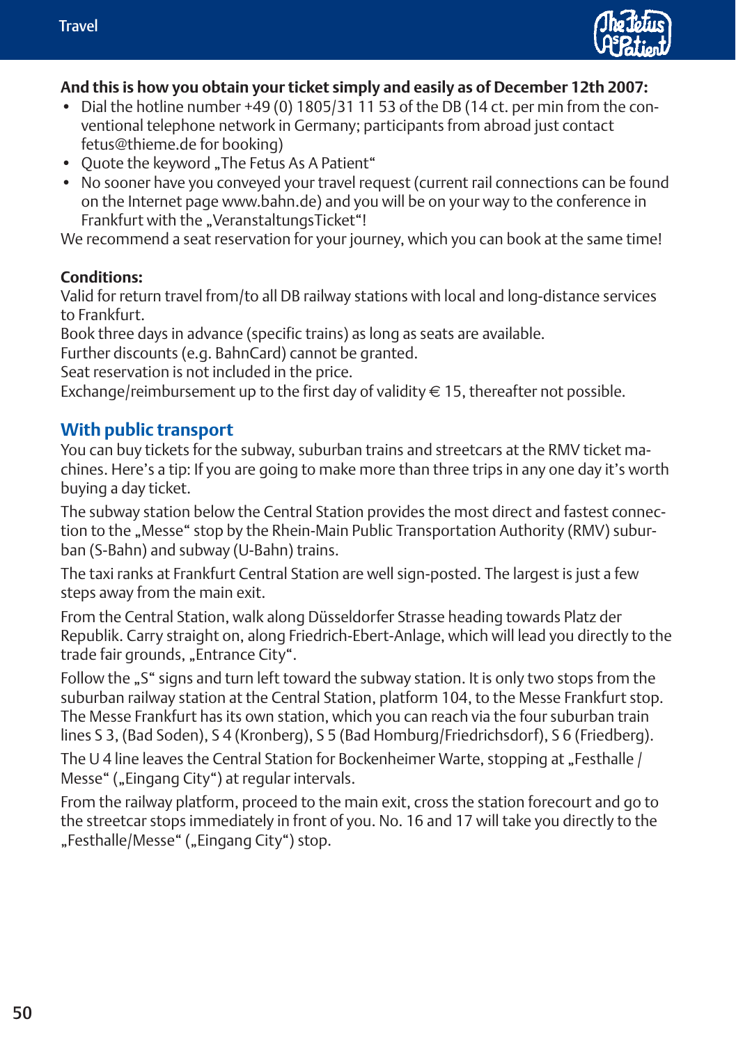**And this is how you obtain your ticket simply and easily as of December 12th 2007:**

- Dial the hotline number +49 (0) 1805/31 11 53 of the DB (14 ct. per min from the conventional telephone network in Germany; participants from abroad just contact fetus@thieme.de for booking)
- Quote the keyword „The Fetus As A Patient"
- No sooner have you conveyed your travel request (current rail connections can be found on the Internet page www.bahn.de) and you will be on your way to the conference in Frankfurt with the „VeranstaltungsTicket"!

We recommend a seat reservation for your journey, which you can book at the same time!

**Conditions:**
Valid for return travel from/to all DB railway stations with local and long-distance services to Frankfurt.
Book three days in advance (specific trains) as long as seats are available.
Further discounts (e.g. BahnCard) cannot be granted.
Seat reservation is not included in the price.
Exchange/reimbursement up to the first day of validity € 15, thereafter not possible.

## With public transport

You can buy tickets for the subway, suburban trains and streetcars at the RMV ticket machines. Here's a tip: If you are going to make more than three trips in any one day it's worth buying a day ticket.

The subway station below the Central Station provides the most direct and fastest connection to the „Messe" stop by the Rhein-Main Public Transportation Authority (RMV) suburban (S-Bahn) and subway (U-Bahn) trains.

The taxi ranks at Frankfurt Central Station are well sign-posted. The largest is just a few steps away from the main exit.

From the Central Station, walk along Düsseldorfer Strasse heading towards Platz der Republik. Carry straight on, along Friedrich-Ebert-Anlage, which will lead you directly to the trade fair grounds, „Entrance City".

Follow the „S" signs and turn left toward the subway station. It is only two stops from the suburban railway station at the Central Station, platform 104, to the Messe Frankfurt stop. The Messe Frankfurt has its own station, which you can reach via the four suburban train lines S 3, (Bad Soden), S 4 (Kronberg), S 5 (Bad Homburg/Friedrichsdorf), S 6 (Friedberg).

The U 4 line leaves the Central Station for Bockenheimer Warte, stopping at „Festhalle / Messe" („Eingang City") at regular intervals.

From the railway platform, proceed to the main exit, cross the station forecourt and go to the streetcar stops immediately in front of you. No. 16 and 17 will take you directly to the „Festhalle/Messe" („Eingang City") stop.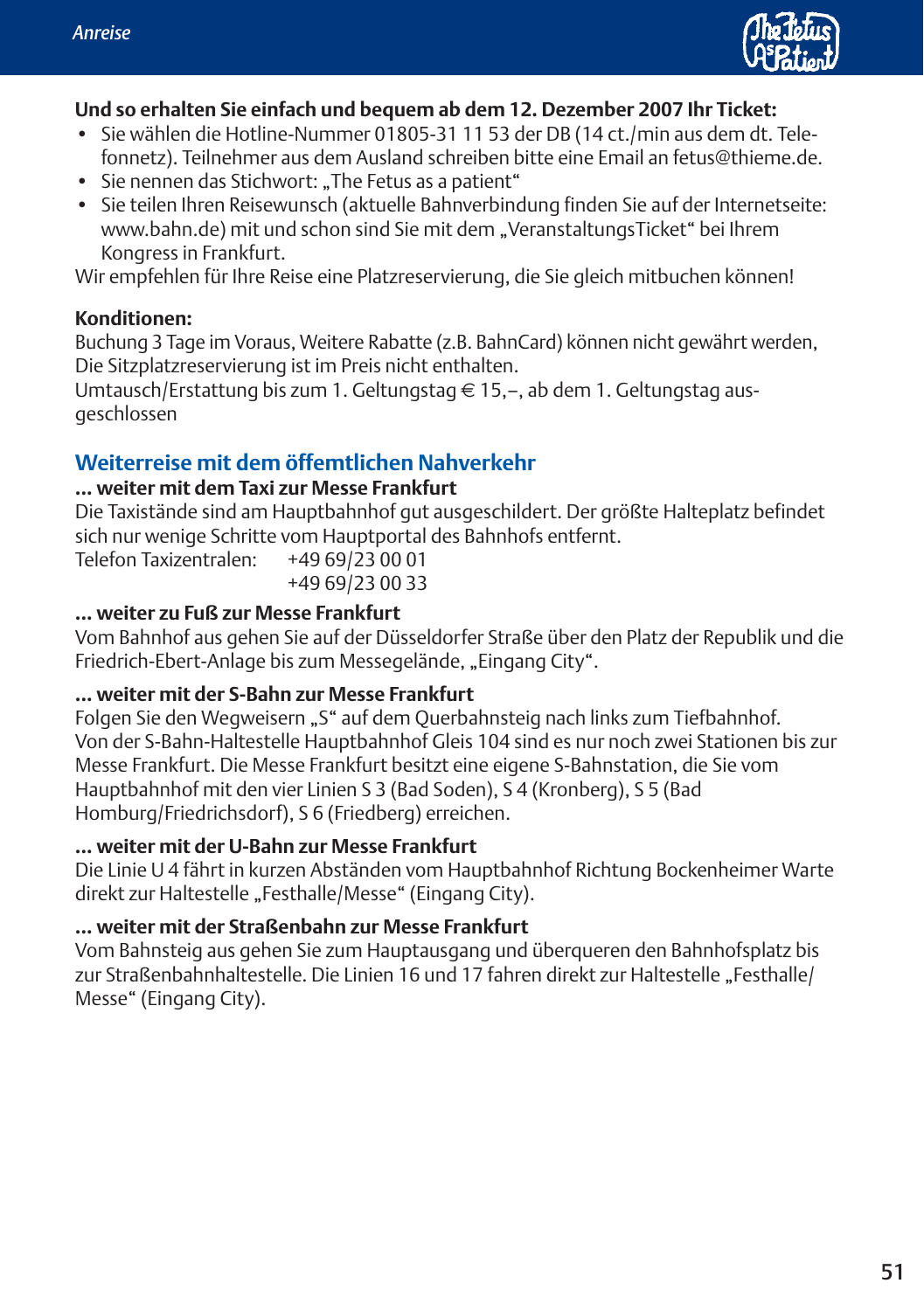**Und so erhalten Sie einfach und bequem ab dem 12. Dezember 2007 Ihr Ticket:**

- Sie wählen die Hotline-Nummer 01805-31 11 53 der DB (14 ct./min aus dem dt. Telefonnetz). Teilnehmer aus dem Ausland schreiben bitte eine Email an fetus@thieme.de.
- Sie nennen das Stichwort: „The Fetus as a patient“
- Sie teilen Ihren Reisewunsch (aktuelle Bahnverbindung finden Sie auf der Internetseite: www.bahn.de) mit und schon sind Sie mit dem „VeranstaltungsTicket“ bei Ihrem Kongress in Frankfurt.

Wir empfehlen für Ihre Reise eine Platzreservierung, die Sie gleich mitbuchen können!

**Konditionen:**
Buchung 3 Tage im Voraus, Weitere Rabatte (z.B. BahnCard) können nicht gewährt werden, Die Sitzplatzreservierung ist im Preis nicht enthalten.
Umtausch/Erstattung bis zum 1. Geltungstag € 15,–, ab dem 1. Geltungstag ausgeschlossen

## Weiterreise mit dem öffemtlichen Nahverkehr

**... weiter mit dem Taxi zur Messe Frankfurt**
Die Taxistände sind am Hauptbahnhof gut ausgeschildert. Der größte Halteplatz befindet sich nur wenige Schritte vom Hauptportal des Bahnhofs entfernt.
Telefon Taxizentralen: +49 69/23 00 01
+49 69/23 00 33

**... weiter zu Fuß zur Messe Frankfurt**
Vom Bahnhof aus gehen Sie auf der Düsseldorfer Straße über den Platz der Republik und die Friedrich-Ebert-Anlage bis zum Messegelände, „Eingang City“.

**... weiter mit der S-Bahn zur Messe Frankfurt**
Folgen Sie den Wegweisern „S“ auf dem Querbahnsteig nach links zum Tiefbahnhof.
Von der S-Bahn-Haltestelle Hauptbahnhof Gleis 104 sind es nur noch zwei Stationen bis zur Messe Frankfurt. Die Messe Frankfurt besitzt eine eigene S-Bahnstation, die Sie vom Hauptbahnhof mit den vier Linien S 3 (Bad Soden), S 4 (Kronberg), S 5 (Bad Homburg/Friedrichsdorf), S 6 (Friedberg) erreichen.

**... weiter mit der U-Bahn zur Messe Frankfurt**
Die Linie U 4 fährt in kurzen Abständen vom Hauptbahnhof Richtung Bockenheimer Warte direkt zur Haltestelle „Festhalle/Messe“ (Eingang City).

**... weiter mit der Straßenbahn zur Messe Frankfurt**
Vom Bahnsteig aus gehen Sie zum Hauptausgang und überqueren den Bahnhofsplatz bis zur Straßenbahnhaltestelle. Die Linien 16 und 17 fahren direkt zur Haltestelle „Festhalle/Messe“ (Eingang City).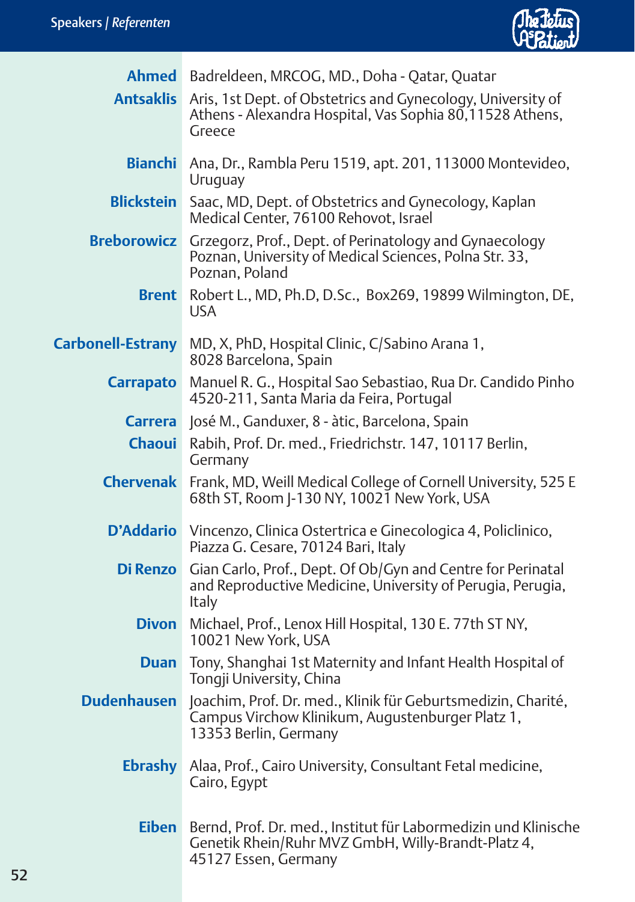| | |
|---|---|
| **Ahmed** | Badreldeen, MRCOG, MD., Doha - Qatar, Quatar |
| **Antsaklis** | Aris, 1st Dept. of Obstetrics and Gynecology, University of Athens - Alexandra Hospital, Vas Sophia 80,11528 Athens, Greece |
| **Bianchi** | Ana, Dr., Rambla Peru 1519, apt. 201, 113000 Montevideo, Uruguay |
| **Blickstein** | Saac, MD, Dept. of Obstetrics and Gynecology, Kaplan Medical Center, 76100 Rehovot, Israel |
| **Breborowicz** | Grzegorz, Prof., Dept. of Perinatology and Gynaecology Poznan, University of Medical Sciences, Polna Str. 33, Poznan, Poland |
| **Brent** | Robert L., MD, Ph.D, D.Sc., Box269, 19899 Wilmington, DE, USA |
| **Carbonell-Estrany** | MD, X, PhD, Hospital Clinic, C/Sabino Arana 1, 8028 Barcelona, Spain |
| **Carrapato** | Manuel R. G., Hospital Sao Sebastiao, Rua Dr. Candido Pinho 4520-211, Santa Maria da Feira, Portugal |
| **Carrera** | José M., Ganduxer, 8 - àtic, Barcelona, Spain |
| **Chaoui** | Rabih, Prof. Dr. med., Friedrichstr. 147, 10117 Berlin, Germany |
| **Chervenak** | Frank, MD, Weill Medical College of Cornell University, 525 E 68th ST, Room J-130 NY, 10021 New York, USA |
| **D'Addario** | Vincenzo, Clinica Ostertrica e Ginecologica 4, Policlinico, Piazza G. Cesare, 70124 Bari, Italy |
| **Di Renzo** | Gian Carlo, Prof., Dept. Of Ob/Gyn and Centre for Perinatal and Reproductive Medicine, University of Perugia, Perugia, Italy |
| **Divon** | Michael, Prof., Lenox Hill Hospital, 130 E. 77th ST NY, 10021 New York, USA |
| **Duan** | Tony, Shanghai 1st Maternity and Infant Health Hospital of Tongji University, China |
| **Dudenhausen** | Joachim, Prof. Dr. med., Klinik für Geburtsmedizin, Charité, Campus Virchow Klinikum, Augustenburger Platz 1, 13353 Berlin, Germany |
| **Ebrashy** | Alaa, Prof., Cairo University, Consultant Fetal medicine, Cairo, Egypt |
| **Eiben** | Bernd, Prof. Dr. med., Institut für Labormedizin und Klinische Genetik Rhein/Ruhr MVZ GmbH, Willy-Brandt-Platz 4, 45127 Essen, Germany |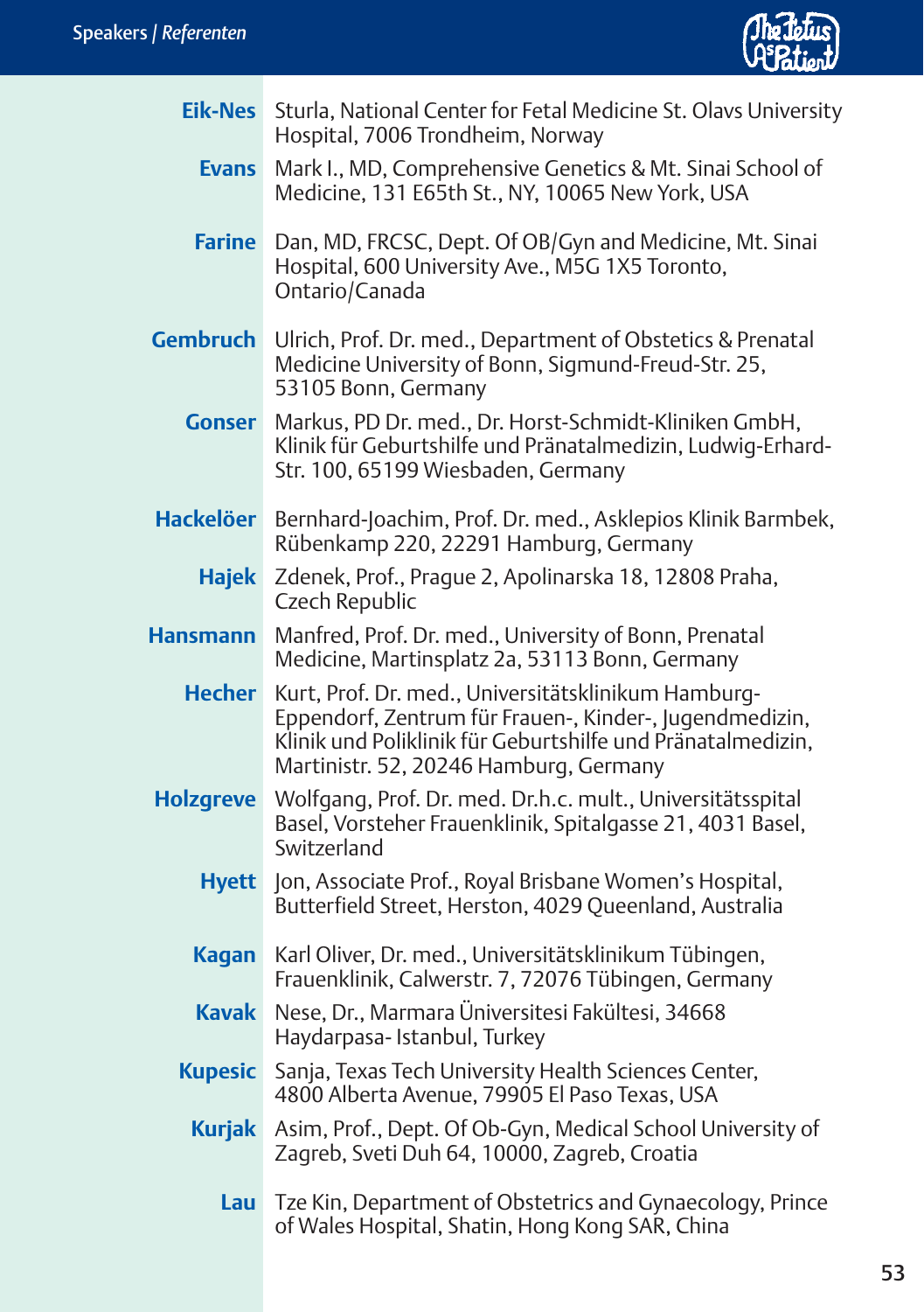**Eik-Nes** Sturla, National Center for Fetal Medicine St. Olavs University Hospital, 7006 Trondheim, Norway

**Evans** Mark I., MD, Comprehensive Genetics & Mt. Sinai School of Medicine, 131 E65th St., NY, 10065 New York, USA

**Farine** Dan, MD, FRCSC, Dept. Of OB/Gyn and Medicine, Mt. Sinai Hospital, 600 University Ave., M5G 1X5 Toronto, Ontario/Canada

**Gembruch** Ulrich, Prof. Dr. med., Department of Obstetics & Prenatal Medicine University of Bonn, Sigmund-Freud-Str. 25, 53105 Bonn, Germany

**Gonser** Markus, PD Dr. med., Dr. Horst-Schmidt-Kliniken GmbH, Klinik für Geburtshilfe und Pränatalmedizin, Ludwig-Erhard-Str. 100, 65199 Wiesbaden, Germany

**Hackelöer** Bernhard-Joachim, Prof. Dr. med., Asklepios Klinik Barmbek, Rübenkamp 220, 22291 Hamburg, Germany

**Hajek** Zdenek, Prof., Prague 2, Apolinarska 18, 12808 Praha, Czech Republic

**Hansmann** Manfred, Prof. Dr. med., University of Bonn, Prenatal Medicine, Martinsplatz 2a, 53113 Bonn, Germany

**Hecher** Kurt, Prof. Dr. med., Universitätsklinikum Hamburg-Eppendorf, Zentrum für Frauen-, Kinder-, Jugendmedizin, Klinik und Poliklinik für Geburtshilfe und Pränatalmedizin, Martinistr. 52, 20246 Hamburg, Germany

**Holzgreve** Wolfgang, Prof. Dr. med. Dr.h.c. mult., Universitätsspital Basel, Vorsteher Frauenklinik, Spitalgasse 21, 4031 Basel, Switzerland

**Hyett** Jon, Associate Prof., Royal Brisbane Women's Hospital, Butterfield Street, Herston, 4029 Queenland, Australia

**Kagan** Karl Oliver, Dr. med., Universitätsklinikum Tübingen, Frauenklinik, Calwerstr. 7, 72076 Tübingen, Germany

**Kavak** Nese, Dr., Marmara Üniversitesi Fakültesi, 34668 Haydarpasa- Istanbul, Turkey

**Kupesic** Sanja, Texas Tech University Health Sciences Center, 4800 Alberta Avenue, 79905 El Paso Texas, USA

**Kurjak** Asim, Prof., Dept. Of Ob-Gyn, Medical School University of Zagreb, Sveti Duh 64, 10000, Zagreb, Croatia

**Lau** Tze Kin, Department of Obstetrics and Gynaecology, Prince of Wales Hospital, Shatin, Hong Kong SAR, China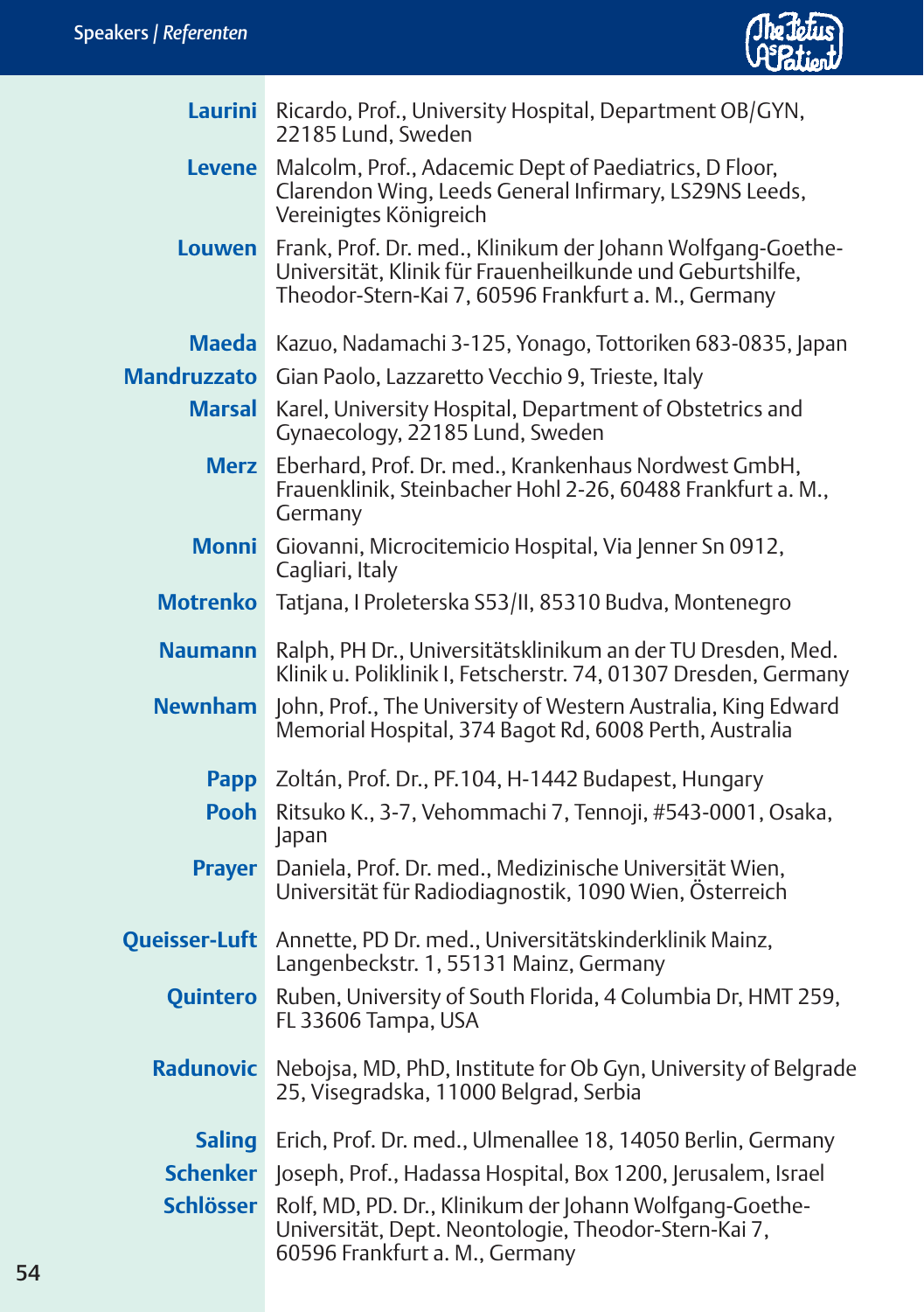**Laurini** Ricardo, Prof., University Hospital, Department OB/GYN, 22185 Lund, Sweden

**Levene** Malcolm, Prof., Adacemic Dept of Paediatrics, D Floor, Clarendon Wing, Leeds General Infirmary, LS29NS Leeds, Vereinigtes Königreich

**Louwen** Frank, Prof. Dr. med., Klinikum der Johann Wolfgang-Goethe-Universität, Klinik für Frauenheilkunde und Geburtshilfe, Theodor-Stern-Kai 7, 60596 Frankfurt a. M., Germany

**Maeda** Kazuo, Nadamachi 3-125, Yonago, Tottoriken 683-0835, Japan

**Mandruzzato** Gian Paolo, Lazzaretto Vecchio 9, Trieste, Italy

**Marsal** Karel, University Hospital, Department of Obstetrics and Gynaecology, 22185 Lund, Sweden

**Merz** Eberhard, Prof. Dr. med., Krankenhaus Nordwest GmbH, Frauenklinik, Steinbacher Hohl 2-26, 60488 Frankfurt a. M., Germany

**Monni** Giovanni, Microcitemicio Hospital, Via Jenner Sn 0912, Cagliari, Italy

**Motrenko** Tatjana, I Proleterska S53/II, 85310 Budva, Montenegro

**Naumann** Ralph, PH Dr., Universitätsklinikum an der TU Dresden, Med. Klinik u. Poliklinik I, Fetscherstr. 74, 01307 Dresden, Germany

**Newnham** John, Prof., The University of Western Australia, King Edward Memorial Hospital, 374 Bagot Rd, 6008 Perth, Australia

**Papp** Zoltán, Prof. Dr., PF.104, H-1442 Budapest, Hungary

**Pooh** Ritsuko K., 3-7, Vehommachi 7, Tennoji, #543-0001, Osaka, Japan

**Prayer** Daniela, Prof. Dr. med., Medizinische Universität Wien, Universität für Radiodiagnostik, 1090 Wien, Österreich

**Queisser-Luft** Annette, PD Dr. med., Universitätskinderklinik Mainz, Langenbeckstr. 1, 55131 Mainz, Germany

**Quintero** Ruben, University of South Florida, 4 Columbia Dr, HMT 259, FL 33606 Tampa, USA

**Radunovic** Nebojsa, MD, PhD, Institute for Ob Gyn, University of Belgrade 25, Visegradska, 11000 Belgrad, Serbia

**Saling** Erich, Prof. Dr. med., Ulmenallee 18, 14050 Berlin, Germany

**Schenker** Joseph, Prof., Hadassa Hospital, Box 1200, Jerusalem, Israel

**Schlösser** Rolf, MD, PD. Dr., Klinikum der Johann Wolfgang-Goethe-Universität, Dept. Neontologie, Theodor-Stern-Kai 7, 60596 Frankfurt a. M., Germany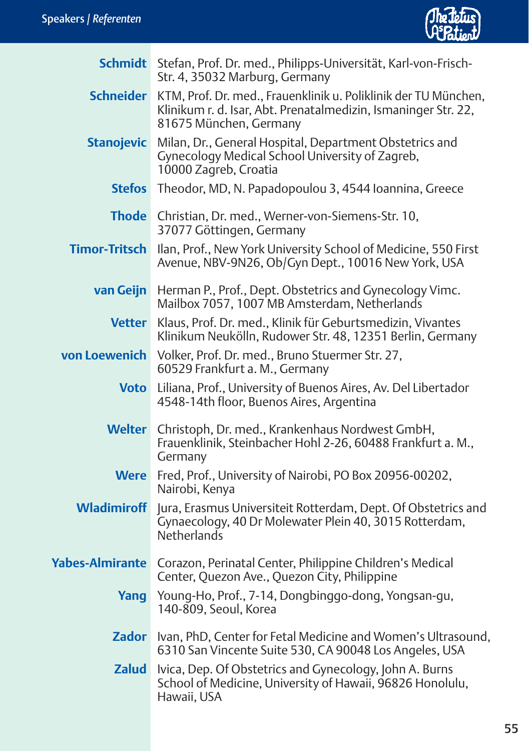**Schmidt** Stefan, Prof. Dr. med., Philipps-Universität, Karl-von-Frisch-Str. 4, 35032 Marburg, Germany

**Schneider** KTM, Prof. Dr. med., Frauenklinik u. Poliklinik der TU München, Klinikum r. d. Isar, Abt. Prenatalmedizin, Ismaninger Str. 22, 81675 München, Germany

**Stanojevic** Milan, Dr., General Hospital, Department Obstetrics and Gynecology Medical School University of Zagreb, 10000 Zagreb, Croatia

**Stefos** Theodor, MD, N. Papadopoulou 3, 4544 Ioannina, Greece

**Thode** Christian, Dr. med., Werner-von-Siemens-Str. 10, 37077 Göttingen, Germany

**Timor-Tritsch** Ilan, Prof., New York University School of Medicine, 550 First Avenue, NBV-9N26, Ob/Gyn Dept., 10016 New York, USA

**van Geijn** Herman P., Prof., Dept. Obstetrics and Gynecology Vimc. Mailbox 7057, 1007 MB Amsterdam, Netherlands

**Vetter** Klaus, Prof. Dr. med., Klinik für Geburtsmedizin, Vivantes Klinikum Neukölln, Rudower Str. 48, 12351 Berlin, Germany

**von Loewenich** Volker, Prof. Dr. med., Bruno Stuermer Str. 27, 60529 Frankfurt a. M., Germany

**Voto** Liliana, Prof., University of Buenos Aires, Av. Del Libertador 4548-14th floor, Buenos Aires, Argentina

**Welter** Christoph, Dr. med., Krankenhaus Nordwest GmbH, Frauenklinik, Steinbacher Hohl 2-26, 60488 Frankfurt a. M., Germany

**Were** Fred, Prof., University of Nairobi, PO Box 20956-00202, Nairobi, Kenya

**Wladimiroff** Jura, Erasmus Universiteit Rotterdam, Dept. Of Obstetrics and Gynaecology, 40 Dr Molewater Plein 40, 3015 Rotterdam, Netherlands

**Yabes-Almirante** Corazon, Perinatal Center, Philippine Children's Medical Center, Quezon Ave., Quezon City, Philippine

**Yang** Young-Ho, Prof., 7-14, Dongbinggo-dong, Yongsan-gu, 140-809, Seoul, Korea

**Zador** Ivan, PhD, Center for Fetal Medicine and Women's Ultrasound, 6310 San Vincente Suite 530, CA 90048 Los Angeles, USA

**Zalud** Ivica, Dep. Of Obstetrics and Gynecology, John A. Burns School of Medicine, University of Hawaii, 96826 Honolulu, Hawaii, USA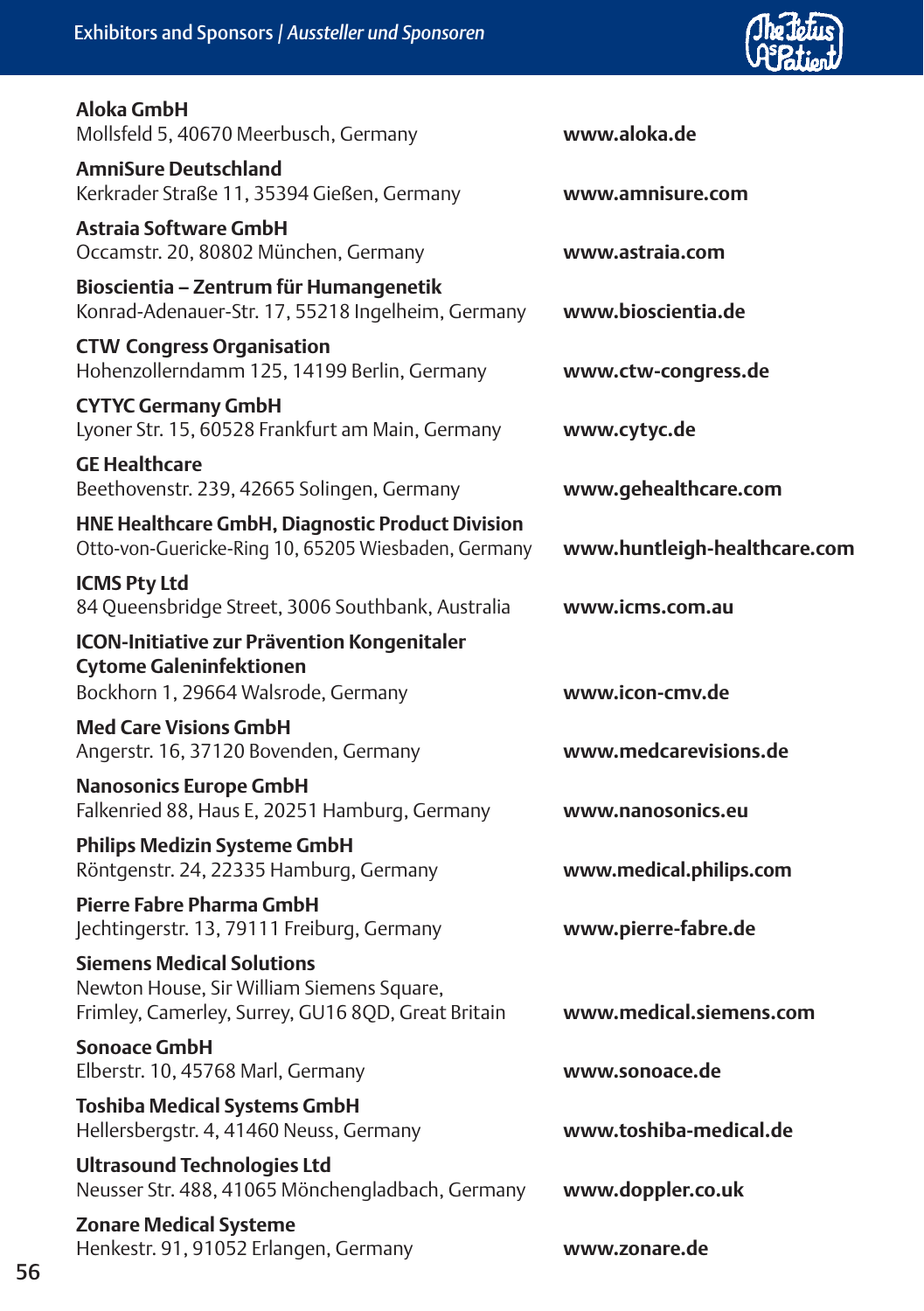# Exhibitors and Sponsors | *Aussteller und Sponsoren*

**Aloka GmbH**
Mollsfeld 5, 40670 Meerbusch, Germany — **www.aloka.de**

**AmniSure Deutschland**
Kerkrader Straße 11, 35394 Gießen, Germany — **www.amnisure.com**

**Astraia Software GmbH**
Occamstr. 20, 80802 München, Germany — **www.astraia.com**

**Bioscientia – Zentrum für Humangenetik**
Konrad-Adenauer-Str. 17, 55218 Ingelheim, Germany — **www.bioscientia.de**

**CTW Congress Organisation**
Hohenzollerndamm 125, 14199 Berlin, Germany — **www.ctw-congress.de**

**CYTYC Germany GmbH**
Lyoner Str. 15, 60528 Frankfurt am Main, Germany — **www.cytyc.de**

**GE Healthcare**
Beethovenstr. 239, 42665 Solingen, Germany — **www.gehealthcare.com**

**HNE Healthcare GmbH, Diagnostic Product Division**
Otto-von-Guericke-Ring 10, 65205 Wiesbaden, Germany — **www.huntleigh-healthcare.com**

**ICMS Pty Ltd**
84 Queensbridge Street, 3006 Southbank, Australia — **www.icms.com.au**

**ICON-Initiative zur Prävention Kongenitaler Cytome Galeninfektionen**
Bockhorn 1, 29664 Walsrode, Germany — **www.icon-cmv.de**

**Med Care Visions GmbH**
Angerstr. 16, 37120 Bovenden, Germany — **www.medcarevisions.de**

**Nanosonics Europe GmbH**
Falkenried 88, Haus E, 20251 Hamburg, Germany — **www.nanosonics.eu**

**Philips Medizin Systeme GmbH**
Röntgenstr. 24, 22335 Hamburg, Germany — **www.medical.philips.com**

**Pierre Fabre Pharma GmbH**
Jechtingerstr. 13, 79111 Freiburg, Germany — **www.pierre-fabre.de**

**Siemens Medical Solutions**
Newton House, Sir William Siemens Square,
Frimley, Camerley, Surrey, GU16 8QD, Great Britain — **www.medical.siemens.com**

**Sonoace GmbH**
Elberstr. 10, 45768 Marl, Germany — **www.sonoace.de**

**Toshiba Medical Systems GmbH**
Hellersbergstr. 4, 41460 Neuss, Germany — **www.toshiba-medical.de**

**Ultrasound Technologies Ltd**
Neusser Str. 488, 41065 Mönchengladbach, Germany — **www.doppler.co.uk**

**Zonare Medical Systeme**
Henkestr. 91, 91052 Erlangen, Germany — **www.zonare.de**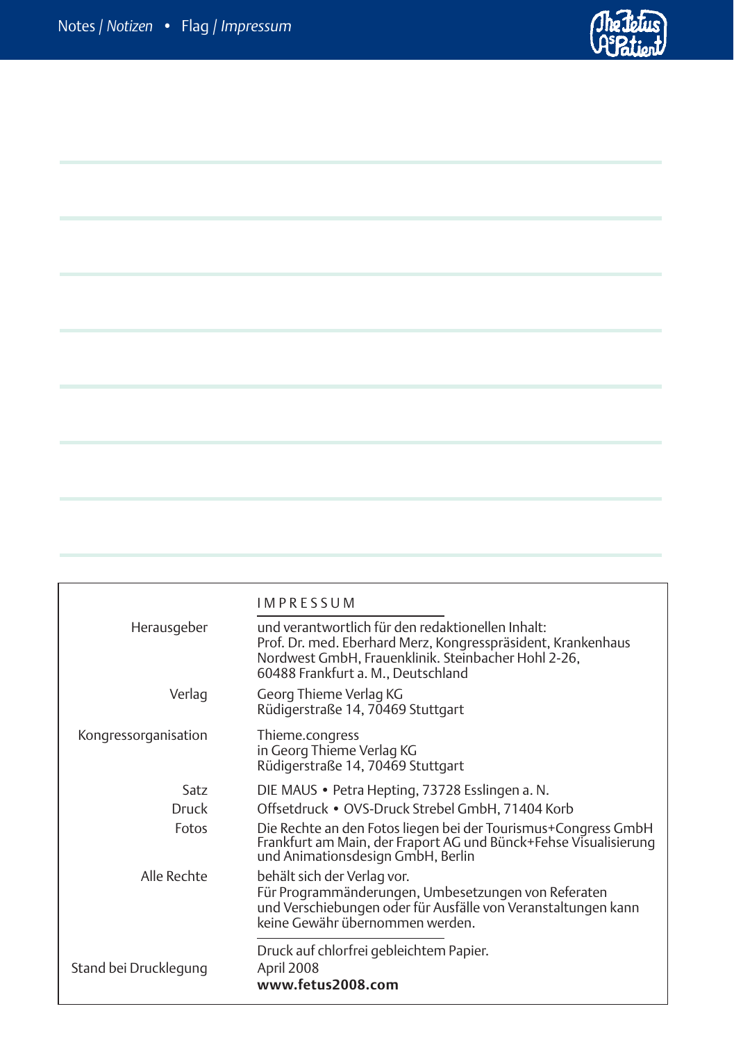## IMPRESSUM

| | |
|---|---|
| Herausgeber | und verantwortlich für den redaktionellen Inhalt: Prof. Dr. med. Eberhard Merz, Kongresspräsident, Krankenhaus Nordwest GmbH, Frauenklinik. Steinbacher Hohl 2-26, 60488 Frankfurt a. M., Deutschland |
| Verlag | Georg Thieme Verlag KG Rüdigerstraße 14, 70469 Stuttgart |
| Kongressorganisation | Thieme.congress in Georg Thieme Verlag KG Rüdigerstraße 14, 70469 Stuttgart |
| Satz | DIE MAUS • Petra Hepting, 73728 Esslingen a. N. |
| Druck | Offsetdruck • OVS-Druck Strebel GmbH, 71404 Korb |
| Fotos | Die Rechte an den Fotos liegen bei der Tourismus+Congress GmbH Frankfurt am Main, der Fraport AG und Bünck+Fehse Visualisierung und Animationsdesign GmbH, Berlin |
| Alle Rechte | behält sich der Verlag vor. Für Programmänderungen, Umbesetzungen von Referaten und Verschiebungen oder für Ausfälle von Veranstaltungen kann keine Gewähr übernommen werden. |
| | Druck auf chlorfrei gebleichtem Papier. |
| Stand bei Drucklegung | April 2008 |
| | **www.fetus2008.com** |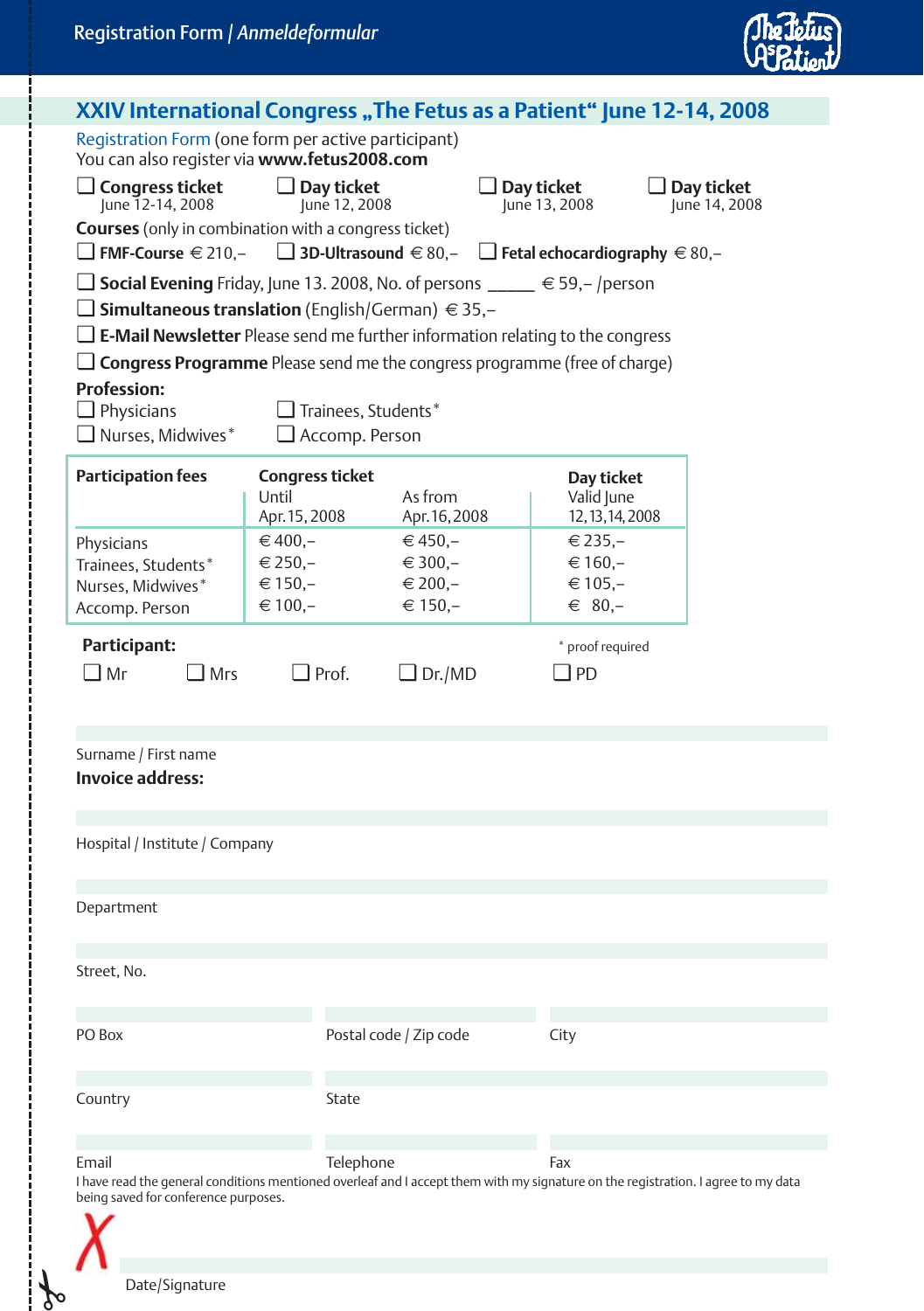Registration Form | *Anmeldeformular*

## XXIV International Congress „The Fetus as a Patient" June 12-14, 2008

Registration Form (one form per active participant)
You can also register via **www.fetus2008.com**

- ❑ **Congress ticket** June 12-14, 2008
- ❑ **Day ticket** June 12, 2008
- ❑ **Day ticket** June 13, 2008
- ❑ **Day ticket** June 14, 2008

**Courses** (only in combination with a congress ticket)

- ❑ **FMF-Course** € 210,–
- ❑ **3D-Ultrasound** € 80,–
- ❑ **Fetal echocardiography** € 80,–

❑ **Social Evening** Friday, June 13. 2008, No. of persons _____ € 59,– /person

❑ **Simultaneous translation** (English/German) € 35,–

❑ **E-Mail Newsletter** Please send me further information relating to the congress

❑ **Congress Programme** Please send me the congress programme (free of charge)

**Profession:**

- ❑ Physicians
- ❑ Trainees, Students*
- ❑ Nurses, Midwives*
- ❑ Accomp. Person

| **Participation fees** | **Congress ticket** Until Apr. 15, 2008 | As from Apr. 16, 2008 | **Day ticket** Valid June 12, 13, 14, 2008 |
|---|---|---|---|
| Physicians | € 400,– | € 450,– | € 235,– |
| Trainees, Students* | € 250,– | € 300,– | € 160,– |
| Nurses, Midwives* | € 150,– | € 200,– | € 105,– |
| Accomp. Person | € 100,– | € 150,– | € 80,– |

\* proof required

**Participant:**

❑ Mr ❑ Mrs ❑ Prof. ❑ Dr./MD ❑ PD

Surname / First name

**Invoice address:**

Hospital / Institute / Company

Department

Street, No.

PO Box | Postal code / Zip code | City

Country | State

Email | Telephone | Fax

I have read the general conditions mentioned overleaf and I accept them with my signature on the registration. I agree to my data being saved for conference purposes.

X

Date/Signature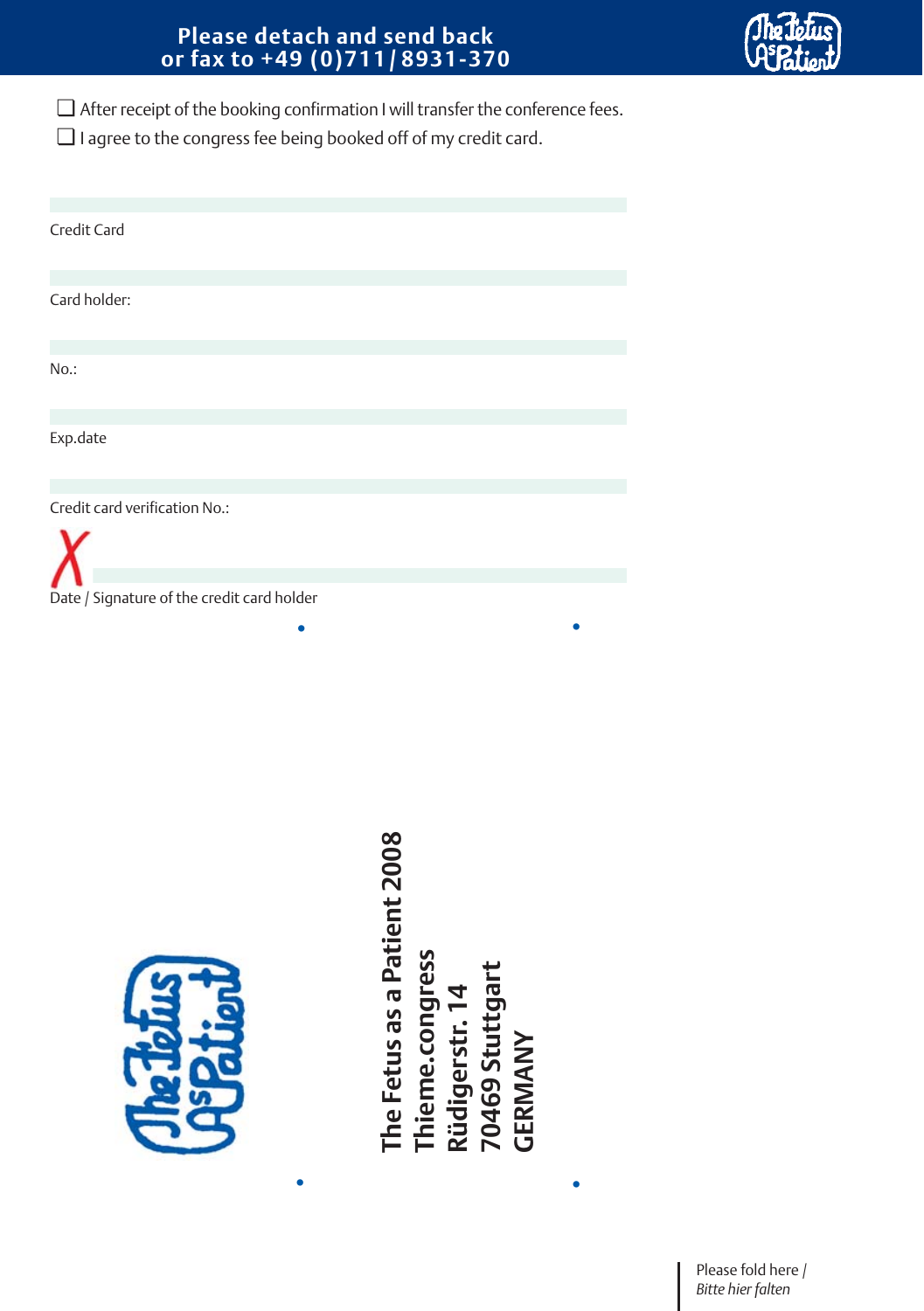**Please detach and send back or fax to +49 (0)711/8931-370**

- ❑ After receipt of the booking confirmation I will transfer the conference fees.
- ❑ I agree to the congress fee being booked off of my credit card.

Credit Card

Card holder:

No.:

Exp.date

Credit card verification No.:

Date / Signature of the credit card holder

**The Fetus as a Patient 2008**
**Thieme.congress**
**Rüdigerstr. 14**
**70469 Stuttgart**
**GERMANY**

Please fold here / *Bitte hier falten*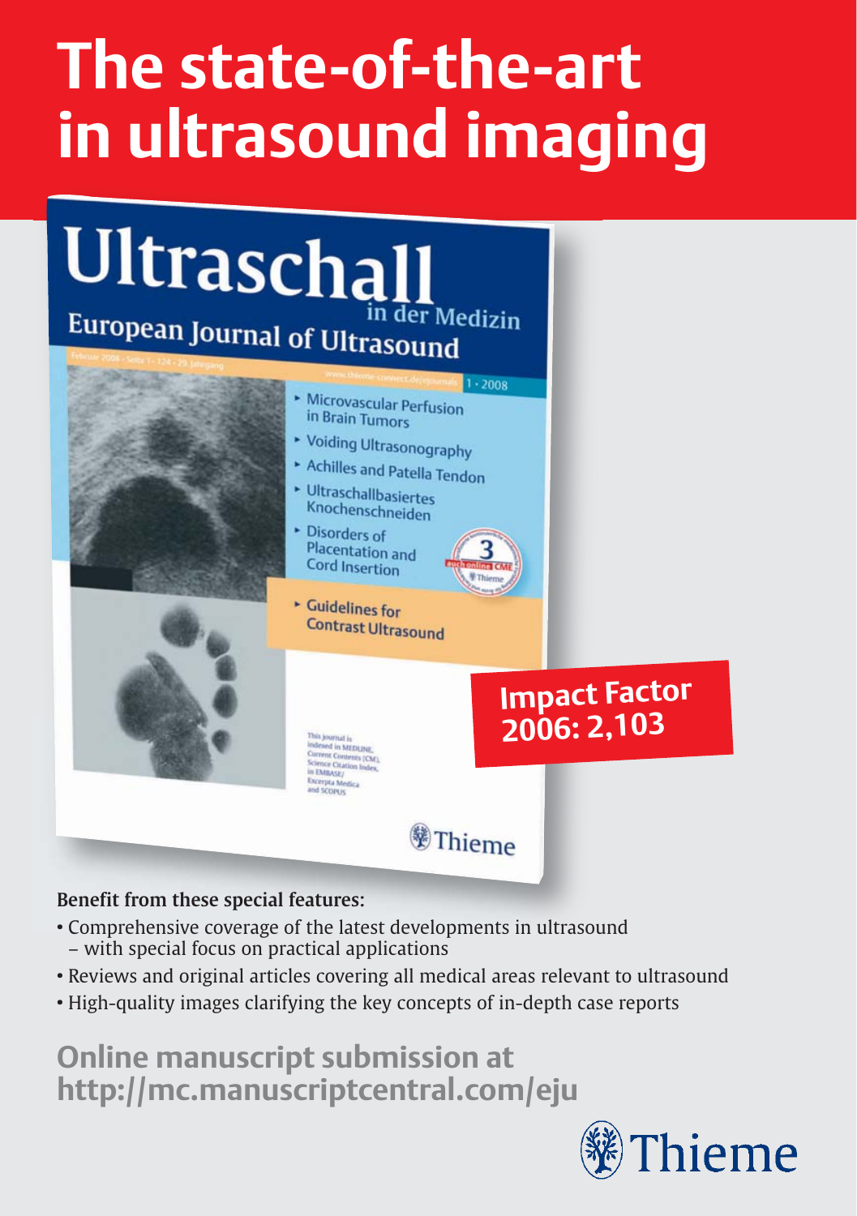# The state-of-the-art in ultrasound imaging

Ultraschall in der Medizin

European Journal of Ultrasound

1 · 2008

- Microvascular Perfusion in Brain Tumors
- Voiding Ultrasonography
- Achilles and Patella Tendon
- Ultraschallbasiertes Knochenschneiden
- Disorders of Placentation and Cord Insertion
- Guidelines for Contrast Ultrasound

This journal is indexed in MEDLINE, Current Contents (CM), Science Citation Index, in EMBASE/Excerpta Medica and SCOPUS

Thieme

**Impact Factor 2006: 2,103**

**Benefit from these special features:**

- Comprehensive coverage of the latest developments in ultrasound – with special focus on practical applications
- Reviews and original articles covering all medical areas relevant to ultrasound
- High-quality images clarifying the key concepts of in-depth case reports

## Online manuscript submission at http://mc.manuscriptcentral.com/eju

Thieme